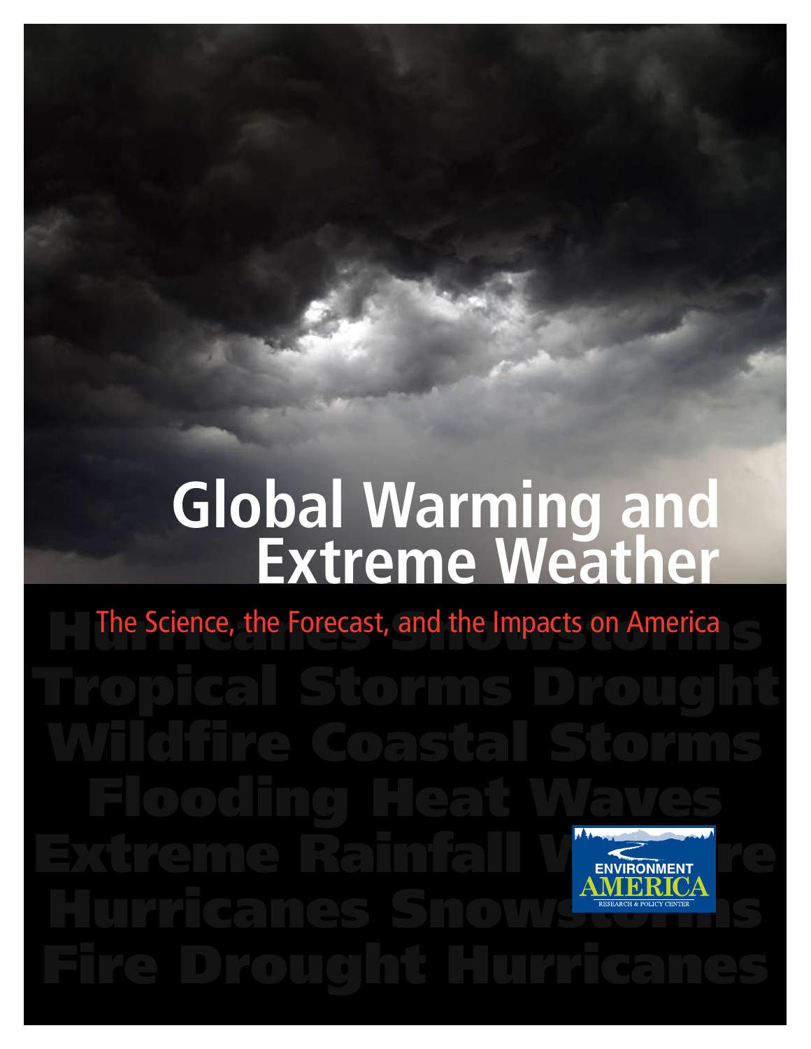# Global Warming and Extreme Weather

## The Science, the Forecast, and the Impacts on America

Hurricanes Snowstorms Tropical Storms Drought Wildfire Coastal Storms Flooding Heat Waves Extreme Rainfall Wildfire Hurricanes Snowstorms Fire Drought Hurricanes

ENVIRONMENT AMERICA RESEARCH & POLICY CENTER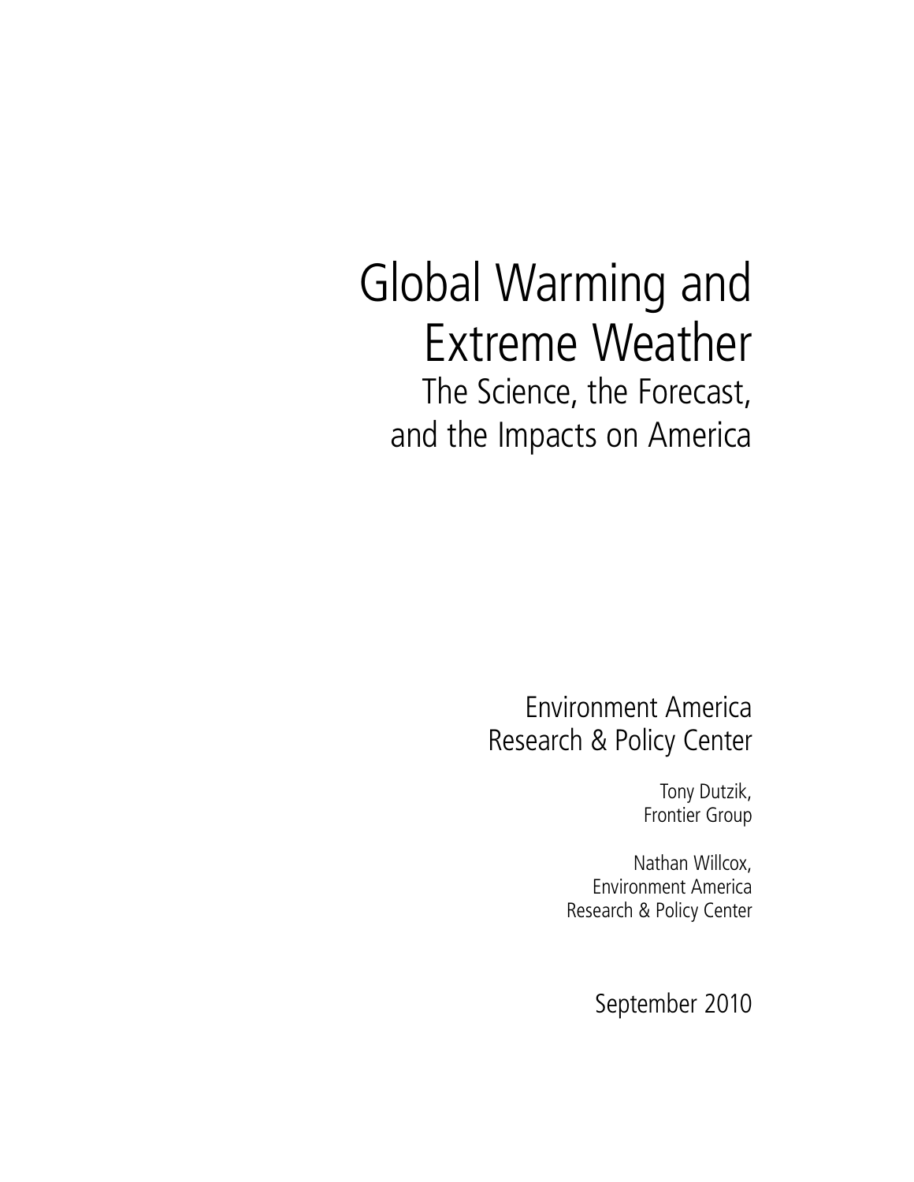# Global Warming and Extreme Weather

## The Science, the Forecast, and the Impacts on America

Environment America
Research & Policy Center

Tony Dutzik,
Frontier Group

Nathan Willcox,
Environment America
Research & Policy Center

September 2010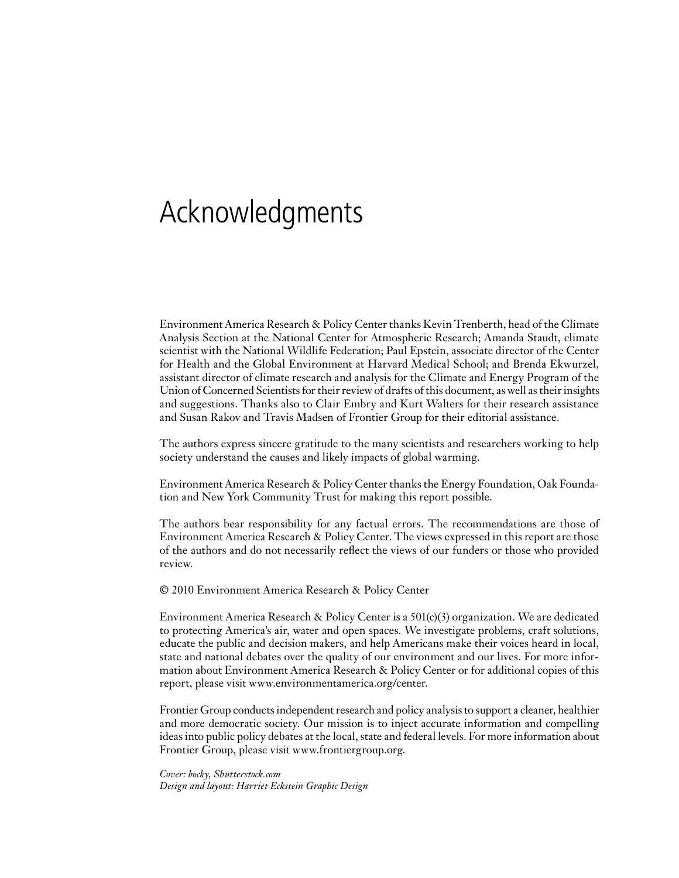# Acknowledgments

Environment America Research & Policy Center thanks Kevin Trenberth, head of the Climate Analysis Section at the National Center for Atmospheric Research; Amanda Staudt, climate scientist with the National Wildlife Federation; Paul Epstein, associate director of the Center for Health and the Global Environment at Harvard Medical School; and Brenda Ekwurzel, assistant director of climate research and analysis for the Climate and Energy Program of the Union of Concerned Scientists for their review of drafts of this document, as well as their insights and suggestions. Thanks also to Clair Embry and Kurt Walters for their research assistance and Susan Rakov and Travis Madsen of Frontier Group for their editorial assistance.

The authors express sincere gratitude to the many scientists and researchers working to help society understand the causes and likely impacts of global warming.

Environment America Research & Policy Center thanks the Energy Foundation, Oak Foundation and New York Community Trust for making this report possible.

The authors bear responsibility for any factual errors. The recommendations are those of Environment America Research & Policy Center. The views expressed in this report are those of the authors and do not necessarily reflect the views of our funders or those who provided review.

© 2010 Environment America Research & Policy Center

Environment America Research & Policy Center is a 501(c)(3) organization. We are dedicated to protecting America's air, water and open spaces. We investigate problems, craft solutions, educate the public and decision makers, and help Americans make their voices heard in local, state and national debates over the quality of our environment and our lives. For more information about Environment America Research & Policy Center or for additional copies of this report, please visit www.environmentamerica.org/center.

Frontier Group conducts independent research and policy analysis to support a cleaner, healthier and more democratic society. Our mission is to inject accurate information and compelling ideas into public policy debates at the local, state and federal levels. For more information about Frontier Group, please visit www.frontiergroup.org.

*Cover: bocky, Shutterstock.com*
*Design and layout: Harriet Eckstein Graphic Design*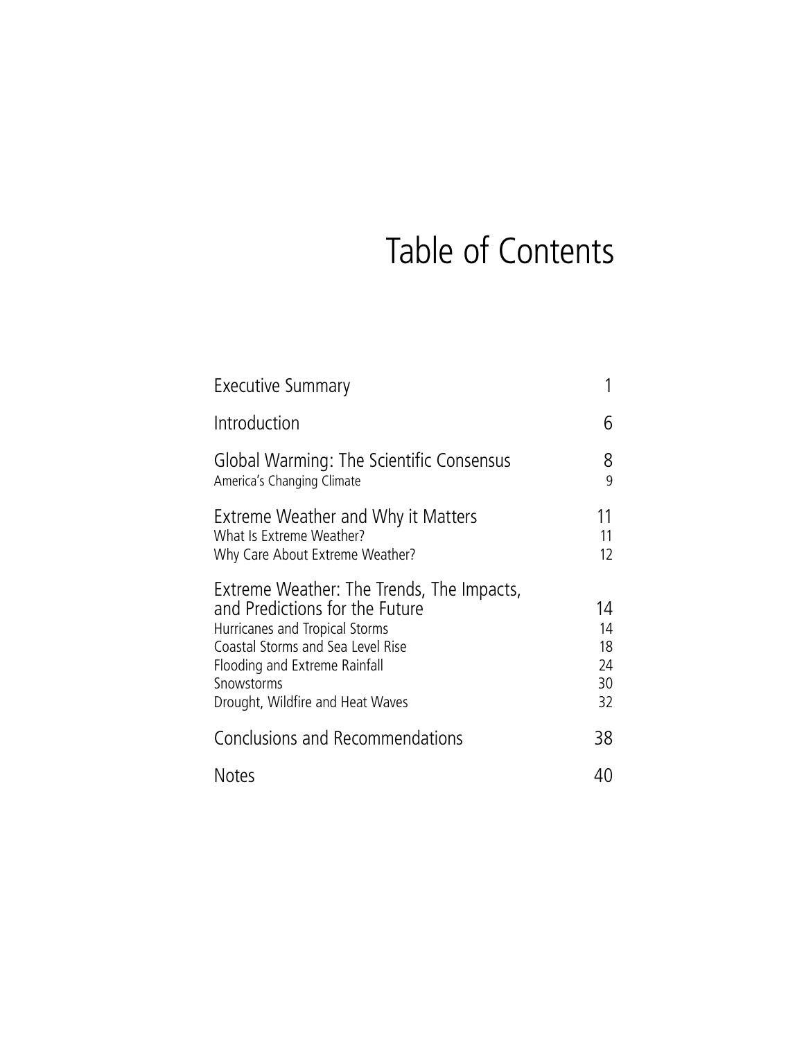# Table of Contents

| | |
|---|---|
| Executive Summary | 1 |
| Introduction | 6 |
| Global Warming: The Scientific Consensus | 8 |
| America's Changing Climate | 9 |
| Extreme Weather and Why it Matters | 11 |
| What Is Extreme Weather? | 11 |
| Why Care About Extreme Weather? | 12 |
| Extreme Weather: The Trends, The Impacts, and Predictions for the Future | 14 |
| Hurricanes and Tropical Storms | 14 |
| Coastal Storms and Sea Level Rise | 18 |
| Flooding and Extreme Rainfall | 24 |
| Snowstorms | 30 |
| Drought, Wildfire and Heat Waves | 32 |
| Conclusions and Recommendations | 38 |
| Notes | 40 |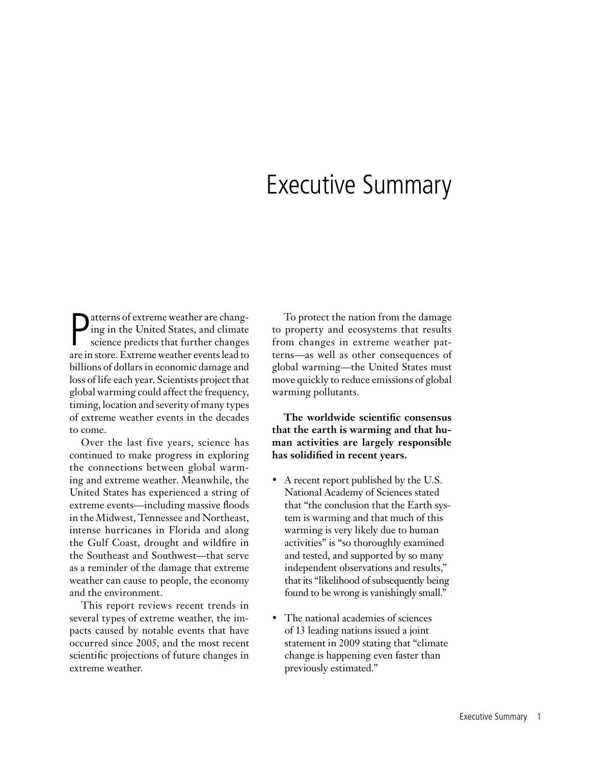# Executive Summary

Patterns of extreme weather are changing in the United States, and climate science predicts that further changes are in store. Extreme weather events lead to billions of dollars in economic damage and loss of life each year. Scientists project that global warming could affect the frequency, timing, location and severity of many types of extreme weather events in the decades to come.

Over the last five years, science has continued to make progress in exploring the connections between global warming and extreme weather. Meanwhile, the United States has experienced a string of extreme events—including massive floods in the Midwest, Tennessee and Northeast, intense hurricanes in Florida and along the Gulf Coast, drought and wildfire in the Southeast and Southwest—that serve as a reminder of the damage that extreme weather can cause to people, the economy and the environment.

This report reviews recent trends in several types of extreme weather, the impacts caused by notable events that have occurred since 2005, and the most recent scientific projections of future changes in extreme weather.

To protect the nation from the damage to property and ecosystems that results from changes in extreme weather patterns—as well as other consequences of global warming—the United States must move quickly to reduce emissions of global warming pollutants.

**The worldwide scientific consensus that the earth is warming and that human activities are largely responsible has solidified in recent years.**

- A recent report published by the U.S. National Academy of Sciences stated that "the conclusion that the Earth system is warming and that much of this warming is very likely due to human activities" is "so thoroughly examined and tested, and supported by so many independent observations and results," that its "likelihood of subsequently being found to be wrong is vanishingly small."
- The national academies of sciences of 13 leading nations issued a joint statement in 2009 stating that "climate change is happening even faster than previously estimated."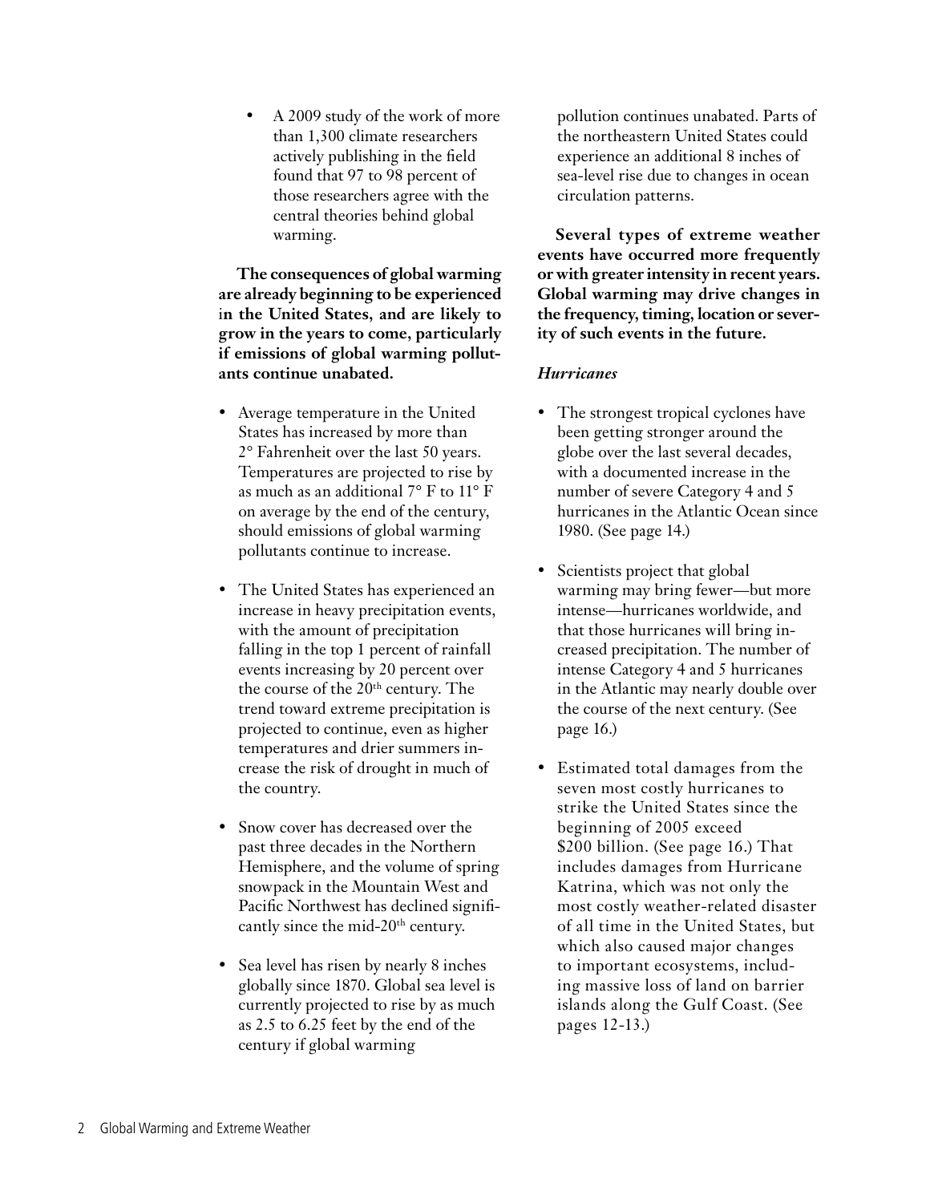- A 2009 study of the work of more than 1,300 climate researchers actively publishing in the field found that 97 to 98 percent of those researchers agree with the central theories behind global warming.

**The consequences of global warming are already beginning to be experienced in the United States, and are likely to grow in the years to come, particularly if emissions of global warming pollutants continue unabated.**

- Average temperature in the United States has increased by more than 2° Fahrenheit over the last 50 years. Temperatures are projected to rise by as much as an additional 7° F to 11° F on average by the end of the century, should emissions of global warming pollutants continue to increase.
- The United States has experienced an increase in heavy precipitation events, with the amount of precipitation falling in the top 1 percent of rainfall events increasing by 20 percent over the course of the 20th century. The trend toward extreme precipitation is projected to continue, even as higher temperatures and drier summers increase the risk of drought in much of the country.
- Snow cover has decreased over the past three decades in the Northern Hemisphere, and the volume of spring snowpack in the Mountain West and Pacific Northwest has declined significantly since the mid-20th century.
- Sea level has risen by nearly 8 inches globally since 1870. Global sea level is currently projected to rise by as much as 2.5 to 6.25 feet by the end of the century if global warming pollution continues unabated. Parts of the northeastern United States could experience an additional 8 inches of sea-level rise due to changes in ocean circulation patterns.

**Several types of extreme weather events have occurred more frequently or with greater intensity in recent years. Global warming may drive changes in the frequency, timing, location or severity of such events in the future.**

***Hurricanes***

- The strongest tropical cyclones have been getting stronger around the globe over the last several decades, with a documented increase in the number of severe Category 4 and 5 hurricanes in the Atlantic Ocean since 1980. (See page 14.)
- Scientists project that global warming may bring fewer—but more intense—hurricanes worldwide, and that those hurricanes will bring increased precipitation. The number of intense Category 4 and 5 hurricanes in the Atlantic may nearly double over the course of the next century. (See page 16.)
- Estimated total damages from the seven most costly hurricanes to strike the United States since the beginning of 2005 exceed $200 billion. (See page 16.) That includes damages from Hurricane Katrina, which was not only the most costly weather-related disaster of all time in the United States, but which also caused major changes to important ecosystems, including massive loss of land on barrier islands along the Gulf Coast. (See pages 12-13.)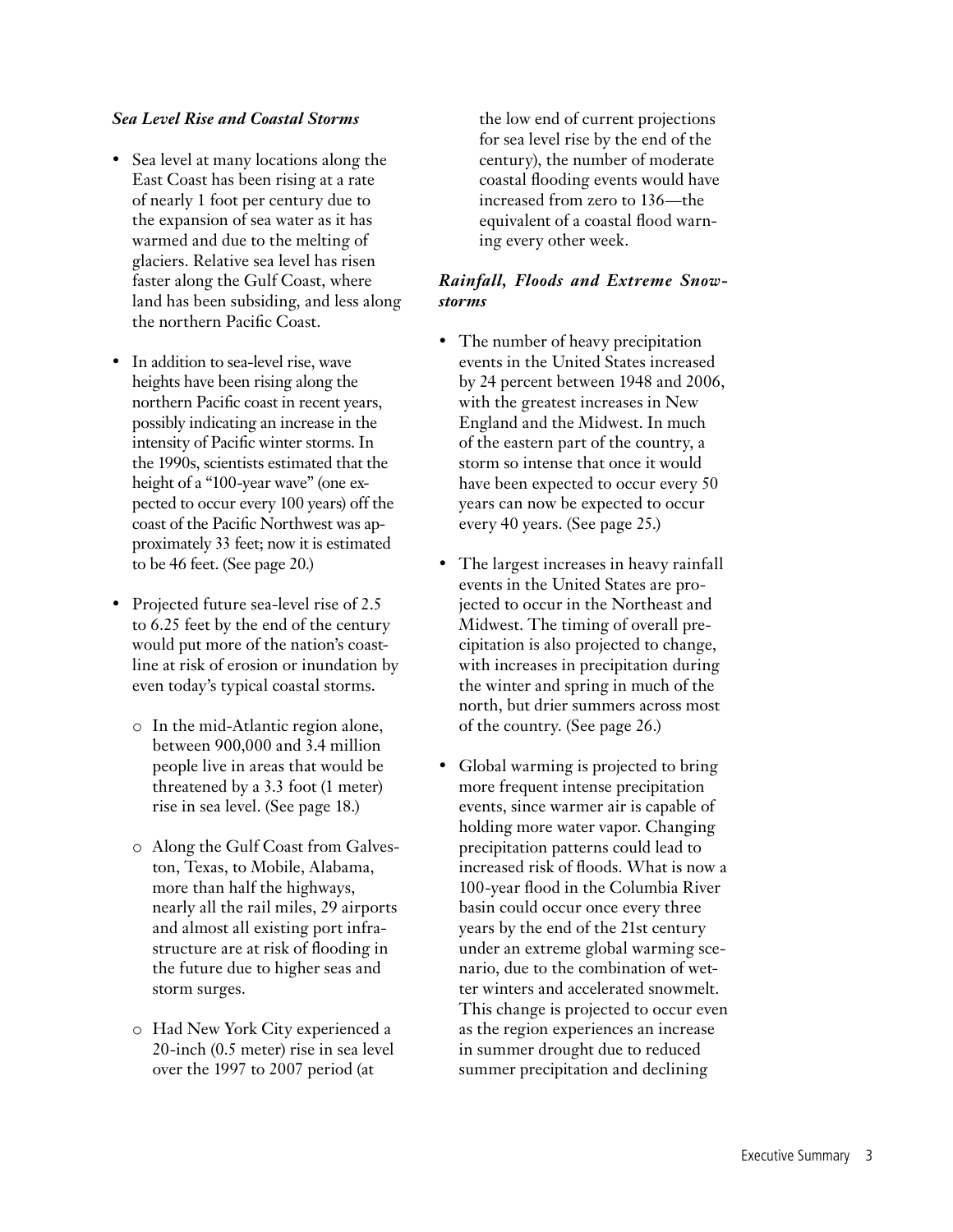***Sea Level Rise and Coastal Storms***

- Sea level at many locations along the East Coast has been rising at a rate of nearly 1 foot per century due to the expansion of sea water as it has warmed and due to the melting of glaciers. Relative sea level has risen faster along the Gulf Coast, where land has been subsiding, and less along the northern Pacific Coast.

- In addition to sea-level rise, wave heights have been rising along the northern Pacific coast in recent years, possibly indicating an increase in the intensity of Pacific winter storms. In the 1990s, scientists estimated that the height of a "100-year wave" (one expected to occur every 100 years) off the coast of the Pacific Northwest was approximately 33 feet; now it is estimated to be 46 feet. (See page 20.)

- Projected future sea-level rise of 2.5 to 6.25 feet by the end of the century would put more of the nation's coastline at risk of erosion or inundation by even today's typical coastal storms.

    - In the mid-Atlantic region alone, between 900,000 and 3.4 million people live in areas that would be threatened by a 3.3 foot (1 meter) rise in sea level. (See page 18.)

    - Along the Gulf Coast from Galveston, Texas, to Mobile, Alabama, more than half the highways, nearly all the rail miles, 29 airports and almost all existing port infrastructure are at risk of flooding in the future due to higher seas and storm surges.

    - Had New York City experienced a 20-inch (0.5 meter) rise in sea level over the 1997 to 2007 period (at the low end of current projections for sea level rise by the end of the century), the number of moderate coastal flooding events would have increased from zero to 136—the equivalent of a coastal flood warning every other week.

***Rainfall, Floods and Extreme Snowstorms***

- The number of heavy precipitation events in the United States increased by 24 percent between 1948 and 2006, with the greatest increases in New England and the Midwest. In much of the eastern part of the country, a storm so intense that once it would have been expected to occur every 50 years can now be expected to occur every 40 years. (See page 25.)

- The largest increases in heavy rainfall events in the United States are projected to occur in the Northeast and Midwest. The timing of overall precipitation is also projected to change, with increases in precipitation during the winter and spring in much of the north, but drier summers across most of the country. (See page 26.)

- Global warming is projected to bring more frequent intense precipitation events, since warmer air is capable of holding more water vapor. Changing precipitation patterns could lead to increased risk of floods. What is now a 100-year flood in the Columbia River basin could occur once every three years by the end of the 21st century under an extreme global warming scenario, due to the combination of wetter winters and accelerated snowmelt. This change is projected to occur even as the region experiences an increase in summer drought due to reduced summer precipitation and declining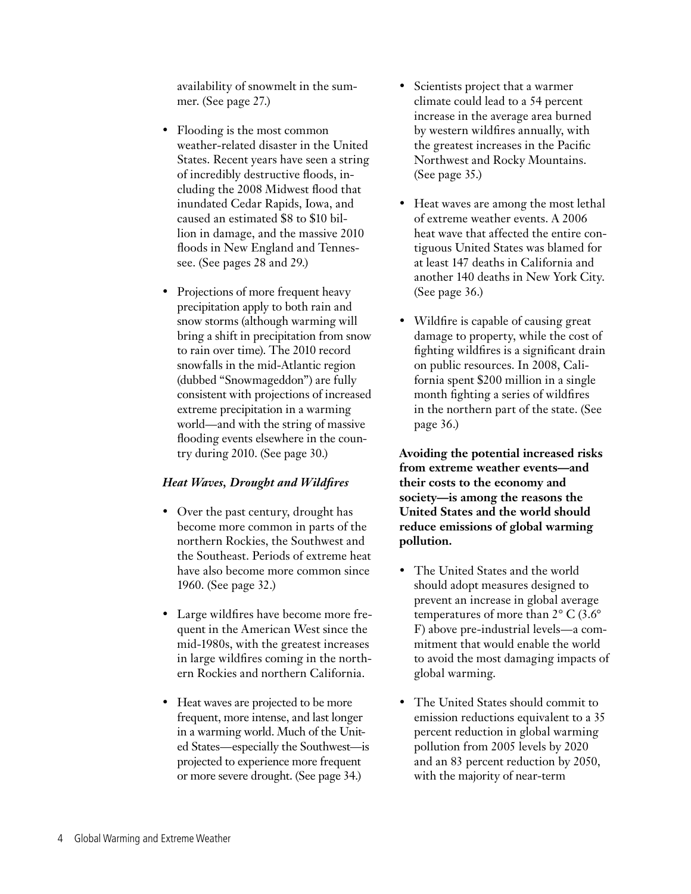availability of snowmelt in the summer. (See page 27.)

- Flooding is the most common weather-related disaster in the United States. Recent years have seen a string of incredibly destructive floods, including the 2008 Midwest flood that inundated Cedar Rapids, Iowa, and caused an estimated \$8 to \$10 billion in damage, and the massive 2010 floods in New England and Tennessee. (See pages 28 and 29.)

- Projections of more frequent heavy precipitation apply to both rain and snow storms (although warming will bring a shift in precipitation from snow to rain over time). The 2010 record snowfalls in the mid-Atlantic region (dubbed "Snowmageddon") are fully consistent with projections of increased extreme precipitation in a warming world—and with the string of massive flooding events elsewhere in the country during 2010. (See page 30.)

### *Heat Waves, Drought and Wildfires*

- Over the past century, drought has become more common in parts of the northern Rockies, the Southwest and the Southeast. Periods of extreme heat have also become more common since 1960. (See page 32.)

- Large wildfires have become more frequent in the American West since the mid-1980s, with the greatest increases in large wildfires coming in the northern Rockies and northern California.

- Heat waves are projected to be more frequent, more intense, and last longer in a warming world. Much of the United States—especially the Southwest—is projected to experience more frequent or more severe drought. (See page 34.)

- Scientists project that a warmer climate could lead to a 54 percent increase in the average area burned by western wildfires annually, with the greatest increases in the Pacific Northwest and Rocky Mountains. (See page 35.)

- Heat waves are among the most lethal of extreme weather events. A 2006 heat wave that affected the entire contiguous United States was blamed for at least 147 deaths in California and another 140 deaths in New York City. (See page 36.)

- Wildfire is capable of causing great damage to property, while the cost of fighting wildfires is a significant drain on public resources. In 2008, California spent \$200 million in a single month fighting a series of wildfires in the northern part of the state. (See page 36.)

**Avoiding the potential increased risks from extreme weather events—and their costs to the economy and society—is among the reasons the United States and the world should reduce emissions of global warming pollution.**

- The United States and the world should adopt measures designed to prevent an increase in global average temperatures of more than 2° C (3.6° F) above pre-industrial levels—a commitment that would enable the world to avoid the most damaging impacts of global warming.

- The United States should commit to emission reductions equivalent to a 35 percent reduction in global warming pollution from 2005 levels by 2020 and an 83 percent reduction by 2050, with the majority of near-term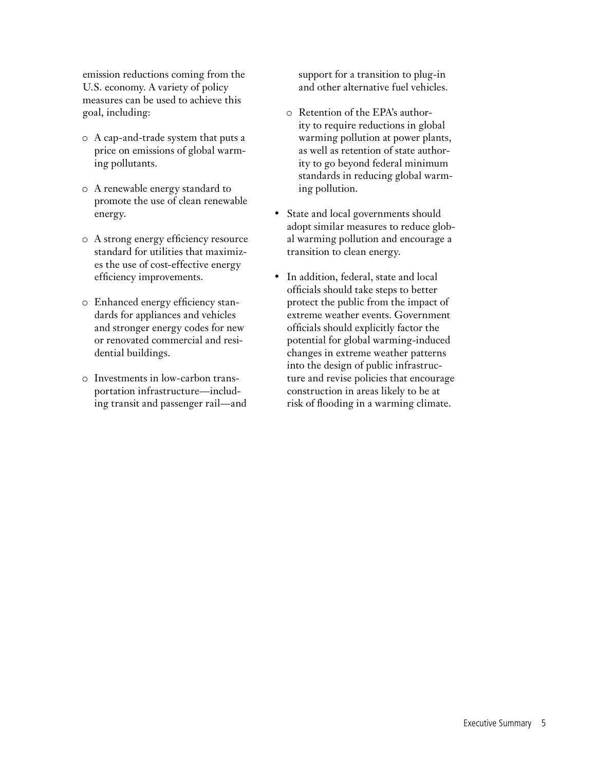emission reductions coming from the U.S. economy. A variety of policy measures can be used to achieve this goal, including:

- A cap-and-trade system that puts a price on emissions of global warming pollutants.
- A renewable energy standard to promote the use of clean renewable energy.
- A strong energy efficiency resource standard for utilities that maximizes the use of cost-effective energy efficiency improvements.
- Enhanced energy efficiency standards for appliances and vehicles and stronger energy codes for new or renovated commercial and residential buildings.
- Investments in low-carbon transportation infrastructure—including transit and passenger rail—and support for a transition to plug-in and other alternative fuel vehicles.
- Retention of the EPA's authority to require reductions in global warming pollution at power plants, as well as retention of state authority to go beyond federal minimum standards in reducing global warming pollution.

- State and local governments should adopt similar measures to reduce global warming pollution and encourage a transition to clean energy.
- In addition, federal, state and local officials should take steps to better protect the public from the impact of extreme weather events. Government officials should explicitly factor the potential for global warming-induced changes in extreme weather patterns into the design of public infrastructure and revise policies that encourage construction in areas likely to be at risk of flooding in a warming climate.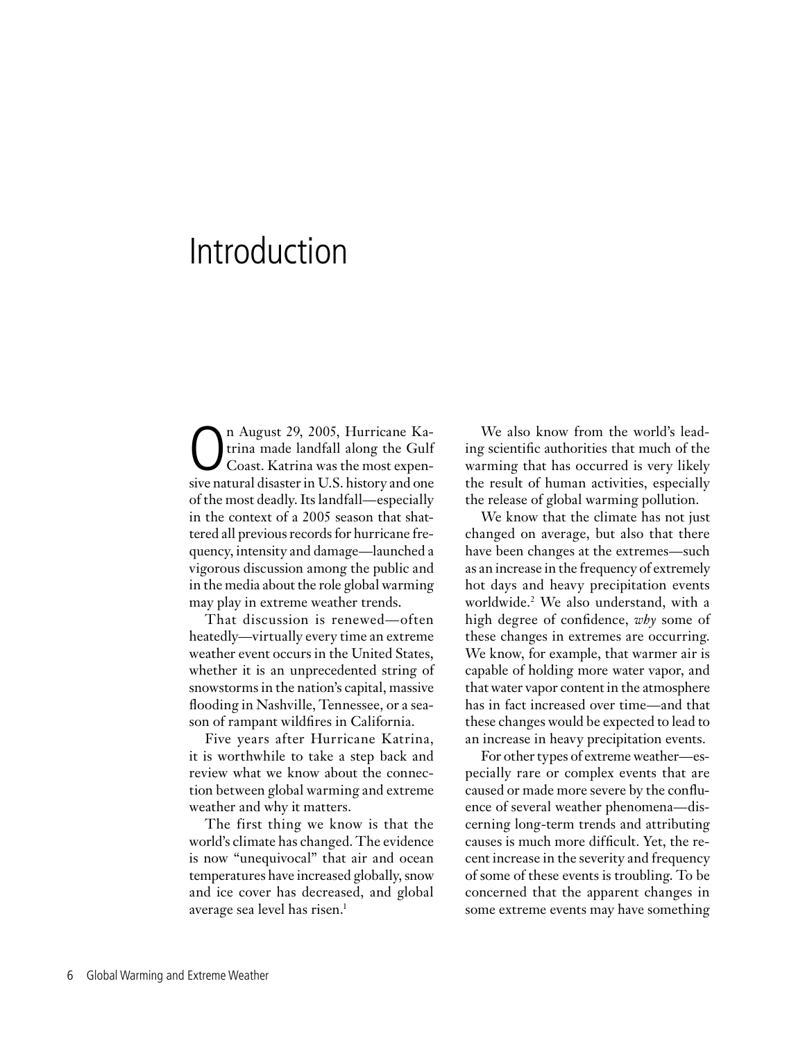# Introduction

On August 29, 2005, Hurricane Katrina made landfall along the Gulf Coast. Katrina was the most expensive natural disaster in U.S. history and one of the most deadly. Its landfall—especially in the context of a 2005 season that shattered all previous records for hurricane frequency, intensity and damage—launched a vigorous discussion among the public and in the media about the role global warming may play in extreme weather trends.

That discussion is renewed—often heatedly—virtually every time an extreme weather event occurs in the United States, whether it is an unprecedented string of snowstorms in the nation's capital, massive flooding in Nashville, Tennessee, or a season of rampant wildfires in California.

Five years after Hurricane Katrina, it is worthwhile to take a step back and review what we know about the connection between global warming and extreme weather and why it matters.

The first thing we know is that the world's climate has changed. The evidence is now "unequivocal" that air and ocean temperatures have increased globally, snow and ice cover has decreased, and global average sea level has risen.[1]

We also know from the world's leading scientific authorities that much of the warming that has occurred is very likely the result of human activities, especially the release of global warming pollution.

We know that the climate has not just changed on average, but also that there have been changes at the extremes—such as an increase in the frequency of extremely hot days and heavy precipitation events worldwide.[2] We also understand, with a high degree of confidence, *why* some of these changes in extremes are occurring. We know, for example, that warmer air is capable of holding more water vapor, and that water vapor content in the atmosphere has in fact increased over time—and that these changes would be expected to lead to an increase in heavy precipitation events.

For other types of extreme weather—especially rare or complex events that are caused or made more severe by the confluence of several weather phenomena—discerning long-term trends and attributing causes is much more difficult. Yet, the recent increase in the severity and frequency of some of these events is troubling. To be concerned that the apparent changes in some extreme events may have something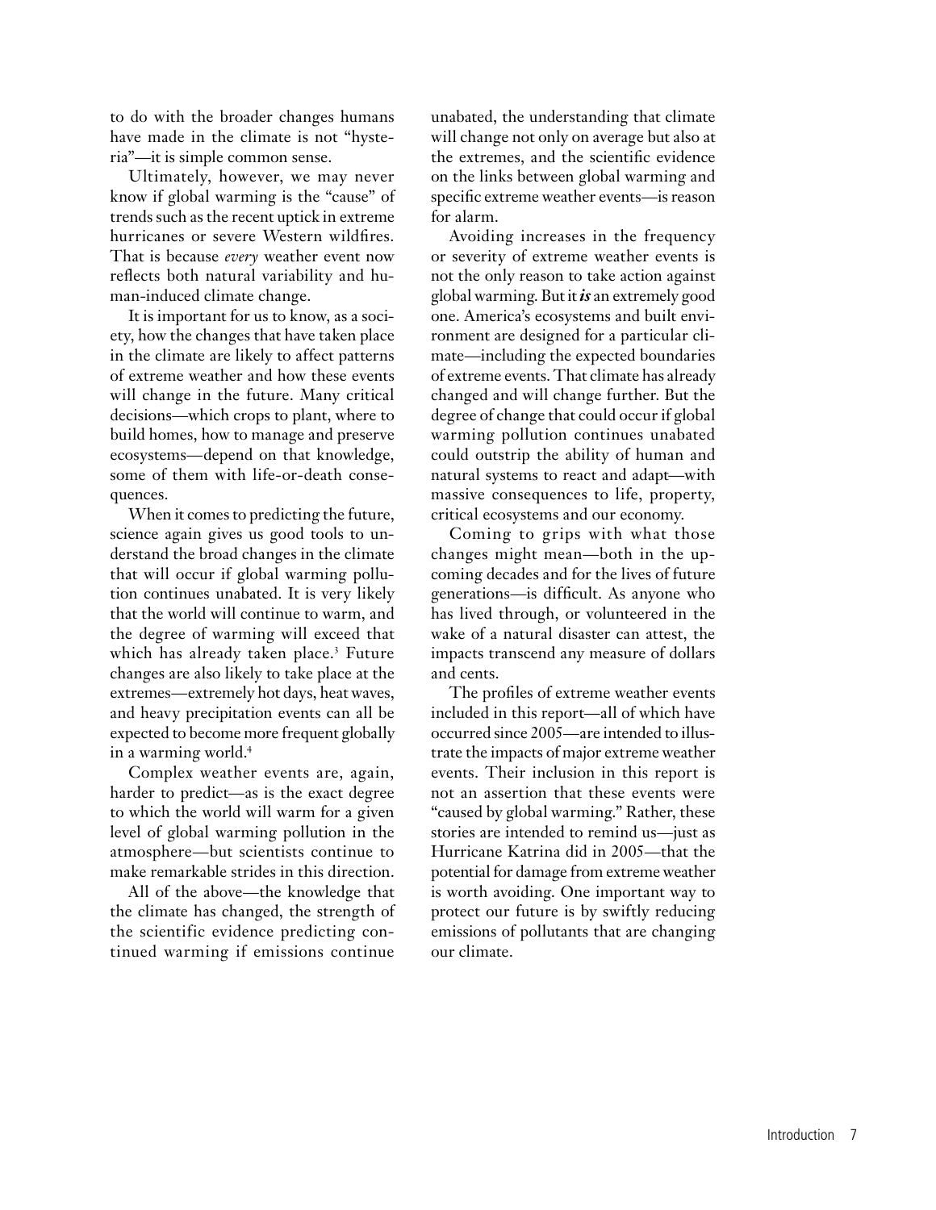to do with the broader changes humans have made in the climate is not "hysteria"—it is simple common sense.

Ultimately, however, we may never know if global warming is the "cause" of trends such as the recent uptick in extreme hurricanes or severe Western wildfires. That is because *every* weather event now reflects both natural variability and human-induced climate change.

It is important for us to know, as a society, how the changes that have taken place in the climate are likely to affect patterns of extreme weather and how these events will change in the future. Many critical decisions—which crops to plant, where to build homes, how to manage and preserve ecosystems—depend on that knowledge, some of them with life-or-death consequences.

When it comes to predicting the future, science again gives us good tools to understand the broad changes in the climate that will occur if global warming pollution continues unabated. It is very likely that the world will continue to warm, and the degree of warming will exceed that which has already taken place.[3] Future changes are also likely to take place at the extremes—extremely hot days, heat waves, and heavy precipitation events can all be expected to become more frequent globally in a warming world.[4]

Complex weather events are, again, harder to predict—as is the exact degree to which the world will warm for a given level of global warming pollution in the atmosphere—but scientists continue to make remarkable strides in this direction.

All of the above—the knowledge that the climate has changed, the strength of the scientific evidence predicting continued warming if emissions continue unabated, the understanding that climate will change not only on average but also at the extremes, and the scientific evidence on the links between global warming and specific extreme weather events—is reason for alarm.

Avoiding increases in the frequency or severity of extreme weather events is not the only reason to take action against global warming. But it ***is*** an extremely good one. America's ecosystems and built environment are designed for a particular climate—including the expected boundaries of extreme events. That climate has already changed and will change further. But the degree of change that could occur if global warming pollution continues unabated could outstrip the ability of human and natural systems to react and adapt—with massive consequences to life, property, critical ecosystems and our economy.

Coming to grips with what those changes might mean—both in the upcoming decades and for the lives of future generations—is difficult. As anyone who has lived through, or volunteered in the wake of a natural disaster can attest, the impacts transcend any measure of dollars and cents.

The profiles of extreme weather events included in this report—all of which have occurred since 2005—are intended to illustrate the impacts of major extreme weather events. Their inclusion in this report is not an assertion that these events were "caused by global warming." Rather, these stories are intended to remind us—just as Hurricane Katrina did in 2005—that the potential for damage from extreme weather is worth avoiding. One important way to protect our future is by swiftly reducing emissions of pollutants that are changing our climate.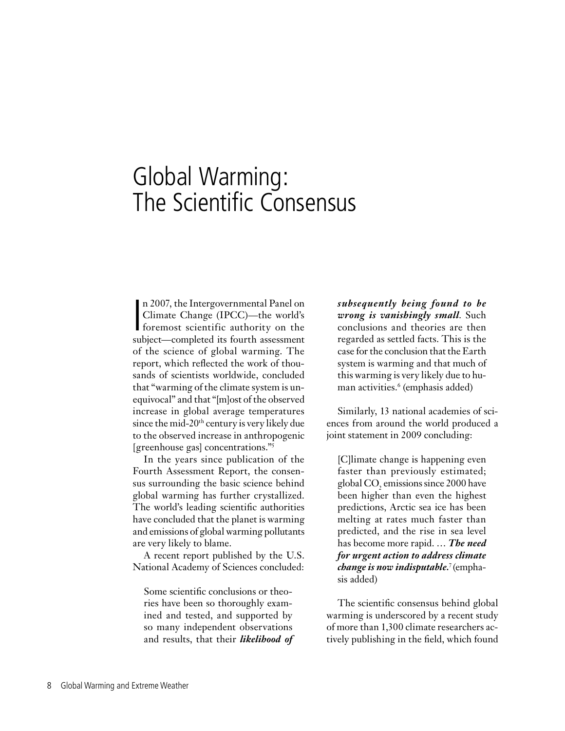# Global Warming: The Scientific Consensus

In 2007, the Intergovernmental Panel on Climate Change (IPCC)—the world's foremost scientific authority on the subject—completed its fourth assessment of the science of global warming. The report, which reflected the work of thousands of scientists worldwide, concluded that "warming of the climate system is unequivocal" and that "[m]ost of the observed increase in global average temperatures since the mid-20th century is very likely due to the observed increase in anthropogenic [greenhouse gas] concentrations."[5]

In the years since publication of the Fourth Assessment Report, the consensus surrounding the basic science behind global warming has further crystallized. The world's leading scientific authorities have concluded that the planet is warming and emissions of global warming pollutants are very likely to blame.

A recent report published by the U.S. National Academy of Sciences concluded:

> Some scientific conclusions or theories have been so thoroughly examined and tested, and supported by so many independent observations and results, that their ***likelihood of subsequently being found to be wrong is vanishingly small***. Such conclusions and theories are then regarded as settled facts. This is the case for the conclusion that the Earth system is warming and that much of this warming is very likely due to human activities.[6] (emphasis added)

Similarly, 13 national academies of sciences from around the world produced a joint statement in 2009 concluding:

> [C]limate change is happening even faster than previously estimated; global $CO_2$ emissions since 2000 have been higher than even the highest predictions, Arctic sea ice has been melting at rates much faster than predicted, and the rise in sea level has become more rapid. … ***The need for urgent action to address climate change is now indisputable.***[7] (emphasis added)

The scientific consensus behind global warming is underscored by a recent study of more than 1,300 climate researchers actively publishing in the field, which found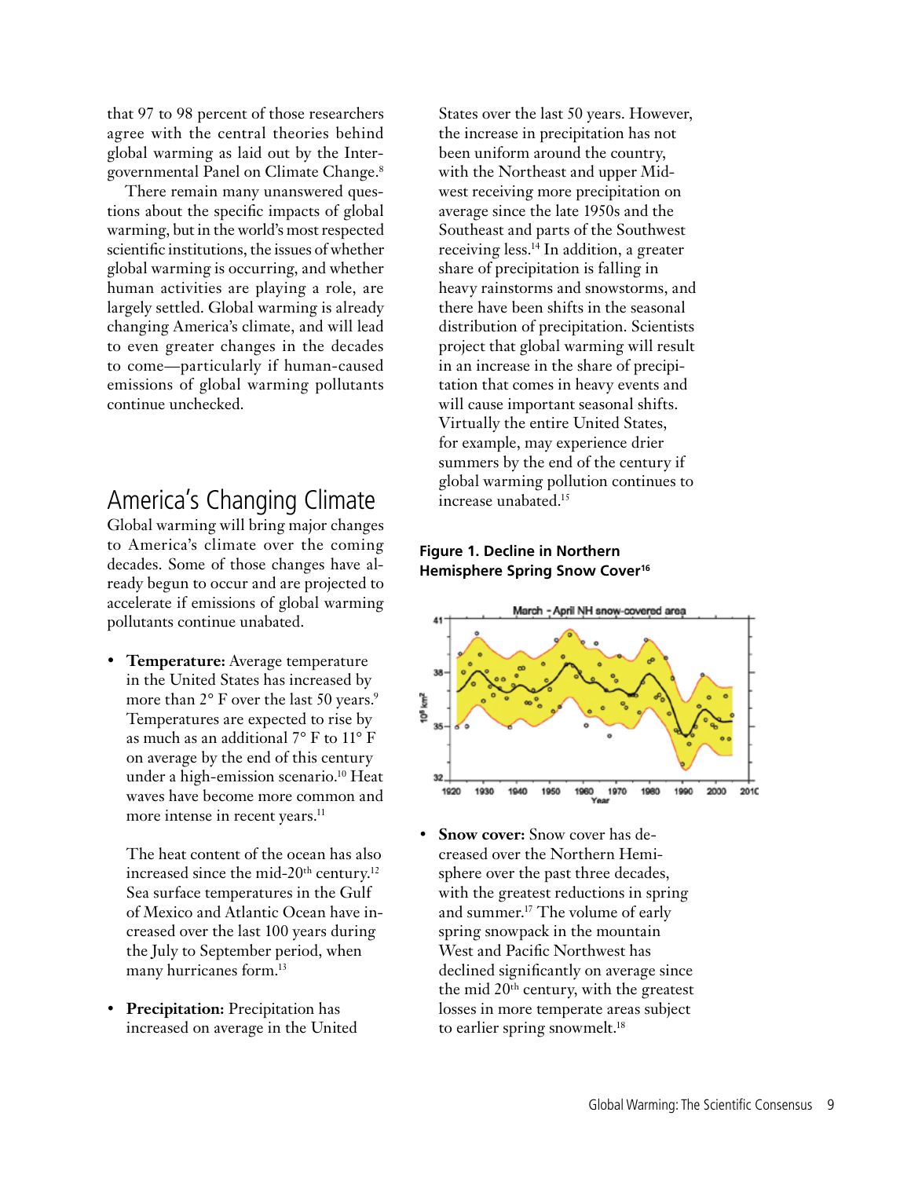that 97 to 98 percent of those researchers agree with the central theories behind global warming as laid out by the Intergovernmental Panel on Climate Change.[8]

There remain many unanswered questions about the specific impacts of global warming, but in the world's most respected scientific institutions, the issues of whether global warming is occurring, and whether human activities are playing a role, are largely settled. Global warming is already changing America's climate, and will lead to even greater changes in the decades to come—particularly if human-caused emissions of global warming pollutants continue unchecked.

## America's Changing Climate

Global warming will bring major changes to America's climate over the coming decades. Some of those changes have already begun to occur and are projected to accelerate if emissions of global warming pollutants continue unabated.

- **Temperature:** Average temperature in the United States has increased by more than 2° F over the last 50 years.[9] Temperatures are expected to rise by as much as an additional 7° F to 11° F on average by the end of this century under a high-emission scenario.[10] Heat waves have become more common and more intense in recent years.[11]

  The heat content of the ocean has also increased since the mid-20th century.[12] Sea surface temperatures in the Gulf of Mexico and Atlantic Ocean have increased over the last 100 years during the July to September period, when many hurricanes form.[13]

- **Precipitation:** Precipitation has increased on average in the United States over the last 50 years. However, the increase in precipitation has not been uniform around the country, with the Northeast and upper Midwest receiving more precipitation on average since the late 1950s and the Southeast and parts of the Southwest receiving less.[14] In addition, a greater share of precipitation is falling in heavy rainstorms and snowstorms, and there have been shifts in the seasonal distribution of precipitation. Scientists project that global warming will result in an increase in the share of precipitation that comes in heavy events and will cause important seasonal shifts. Virtually the entire United States, for example, may experience drier summers by the end of the century if global warming pollution continues to increase unabated.[15]

**Figure 1. Decline in Northern Hemisphere Spring Snow Cover[16]**

- **Snow cover:** Snow cover has decreased over the Northern Hemisphere over the past three decades, with the greatest reductions in spring and summer.[17] The volume of early spring snowpack in the mountain West and Pacific Northwest has declined significantly on average since the mid 20th century, with the greatest losses in more temperate areas subject to earlier spring snowmelt.[18]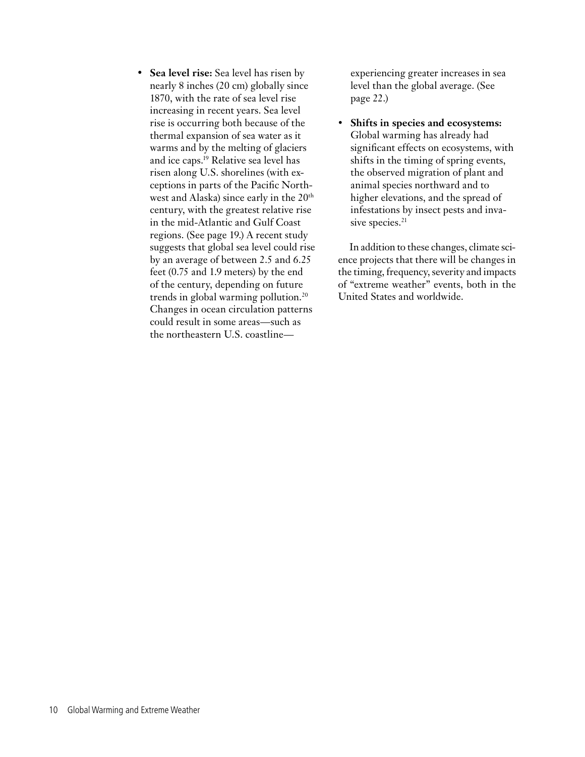- **Sea level rise:** Sea level has risen by nearly 8 inches (20 cm) globally since 1870, with the rate of sea level rise increasing in recent years. Sea level rise is occurring both because of the thermal expansion of sea water as it warms and by the melting of glaciers and ice caps.[19] Relative sea level has risen along U.S. shorelines (with exceptions in parts of the Pacific Northwest and Alaska) since early in the 20th century, with the greatest relative rise in the mid-Atlantic and Gulf Coast regions. (See page 19.) A recent study suggests that global sea level could rise by an average of between 2.5 and 6.25 feet (0.75 and 1.9 meters) by the end of the century, depending on future trends in global warming pollution.[20] Changes in ocean circulation patterns could result in some areas—such as the northeastern U.S. coastline—experiencing greater increases in sea level than the global average. (See page 22.)

- **Shifts in species and ecosystems:** Global warming has already had significant effects on ecosystems, with shifts in the timing of spring events, the observed migration of plant and animal species northward and to higher elevations, and the spread of infestations by insect pests and invasive species.[21]

In addition to these changes, climate science projects that there will be changes in the timing, frequency, severity and impacts of "extreme weather" events, both in the United States and worldwide.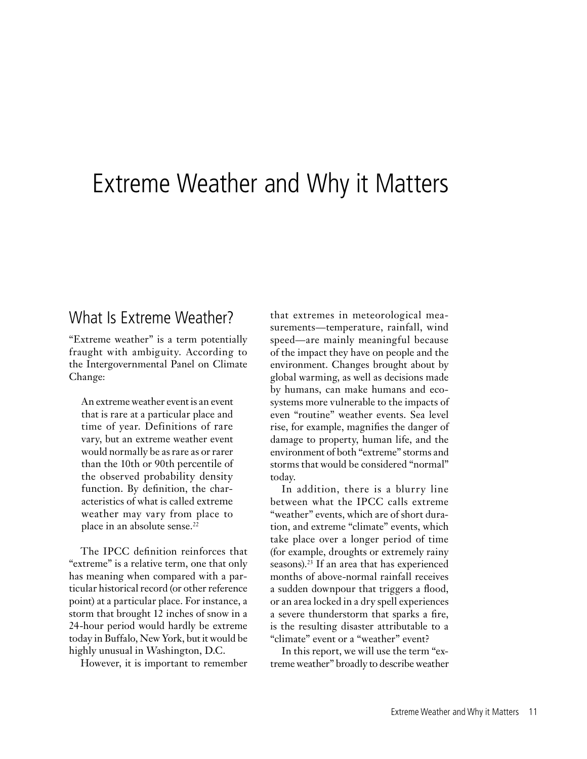# Extreme Weather and Why it Matters

## What Is Extreme Weather?

"Extreme weather" is a term potentially fraught with ambiguity. According to the Intergovernmental Panel on Climate Change:

> An extreme weather event is an event that is rare at a particular place and time of year. Definitions of rare vary, but an extreme weather event would normally be as rare as or rarer than the 10th or 90th percentile of the observed probability density function. By definition, the characteristics of what is called extreme weather may vary from place to place in an absolute sense.[22]

The IPCC definition reinforces that "extreme" is a relative term, one that only has meaning when compared with a particular historical record (or other reference point) at a particular place. For instance, a storm that brought 12 inches of snow in a 24-hour period would hardly be extreme today in Buffalo, New York, but it would be highly unusual in Washington, D.C.

However, it is important to remember that extremes in meteorological measurements—temperature, rainfall, wind speed—are mainly meaningful because of the impact they have on people and the environment. Changes brought about by global warming, as well as decisions made by humans, can make humans and ecosystems more vulnerable to the impacts of even "routine" weather events. Sea level rise, for example, magnifies the danger of damage to property, human life, and the environment of both "extreme" storms and storms that would be considered "normal" today.

In addition, there is a blurry line between what the IPCC calls extreme "weather" events, which are of short duration, and extreme "climate" events, which take place over a longer period of time (for example, droughts or extremely rainy seasons).[23] If an area that has experienced months of above-normal rainfall receives a sudden downpour that triggers a flood, or an area locked in a dry spell experiences a severe thunderstorm that sparks a fire, is the resulting disaster attributable to a "climate" event or a "weather" event?

In this report, we will use the term "extreme weather" broadly to describe weather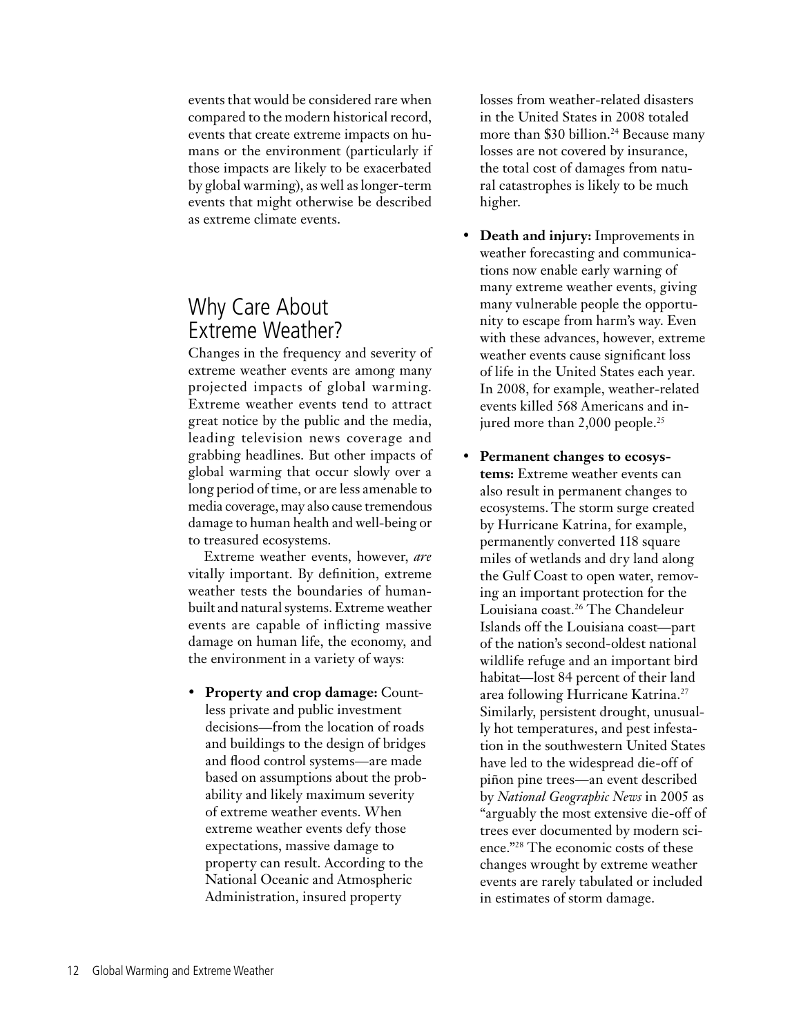events that would be considered rare when compared to the modern historical record, events that create extreme impacts on humans or the environment (particularly if those impacts are likely to be exacerbated by global warming), as well as longer-term events that might otherwise be described as extreme climate events.

## Why Care About Extreme Weather?

Changes in the frequency and severity of extreme weather events are among many projected impacts of global warming. Extreme weather events tend to attract great notice by the public and the media, leading television news coverage and grabbing headlines. But other impacts of global warming that occur slowly over a long period of time, or are less amenable to media coverage, may also cause tremendous damage to human health and well-being or to treasured ecosystems.

Extreme weather events, however, *are* vitally important. By definition, extreme weather tests the boundaries of human-built and natural systems. Extreme weather events are capable of inflicting massive damage on human life, the economy, and the environment in a variety of ways:

- **Property and crop damage:** Countless private and public investment decisions—from the location of roads and buildings to the design of bridges and flood control systems—are made based on assumptions about the probability and likely maximum severity of extreme weather events. When extreme weather events defy those expectations, massive damage to property can result. According to the National Oceanic and Atmospheric Administration, insured property losses from weather-related disasters in the United States in 2008 totaled more than $30 billion.[24] Because many losses are not covered by insurance, the total cost of damages from natural catastrophes is likely to be much higher.
- **Death and injury:** Improvements in weather forecasting and communications now enable early warning of many extreme weather events, giving many vulnerable people the opportunity to escape from harm's way. Even with these advances, however, extreme weather events cause significant loss of life in the United States each year. In 2008, for example, weather-related events killed 568 Americans and injured more than 2,000 people.[25]
- **Permanent changes to ecosystems:** Extreme weather events can also result in permanent changes to ecosystems. The storm surge created by Hurricane Katrina, for example, permanently converted 118 square miles of wetlands and dry land along the Gulf Coast to open water, removing an important protection for the Louisiana coast.[26] The Chandeleur Islands off the Louisiana coast—part of the nation's second-oldest national wildlife refuge and an important bird habitat—lost 84 percent of their land area following Hurricane Katrina.[27] Similarly, persistent drought, unusually hot temperatures, and pest infestation in the southwestern United States have led to the widespread die-off of piñon pine trees—an event described by *National Geographic News* in 2005 as "arguably the most extensive die-off of trees ever documented by modern science."[28] The economic costs of these changes wrought by extreme weather events are rarely tabulated or included in estimates of storm damage.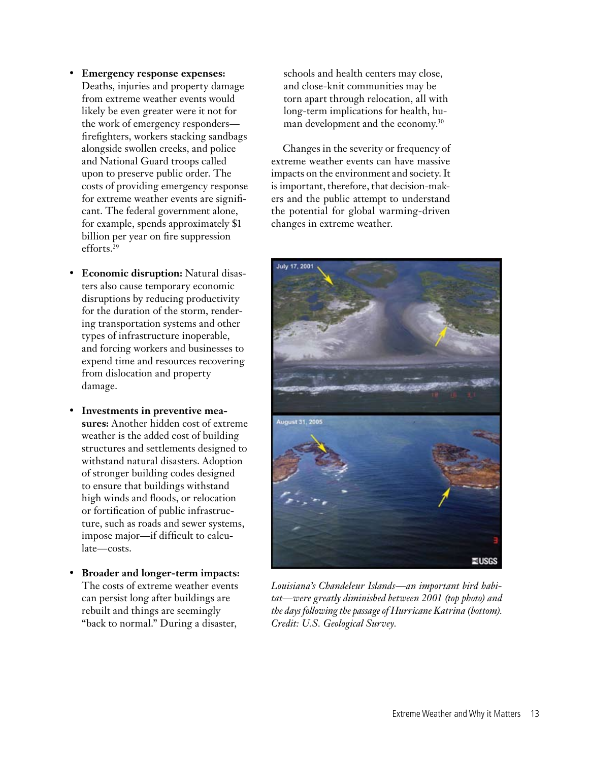- **Emergency response expenses:** Deaths, injuries and property damage from extreme weather events would likely be even greater were it not for the work of emergency responders—firefighters, workers stacking sandbags alongside swollen creeks, and police and National Guard troops called upon to preserve public order. The costs of providing emergency response for extreme weather events are significant. The federal government alone, for example, spends approximately $1 billion per year on fire suppression efforts.[29]

- **Economic disruption:** Natural disasters also cause temporary economic disruptions by reducing productivity for the duration of the storm, rendering transportation systems and other types of infrastructure inoperable, and forcing workers and businesses to expend time and resources recovering from dislocation and property damage.

- **Investments in preventive measures:** Another hidden cost of extreme weather is the added cost of building structures and settlements designed to withstand natural disasters. Adoption of stronger building codes designed to ensure that buildings withstand high winds and floods, or relocation or fortification of public infrastructure, such as roads and sewer systems, impose major—if difficult to calculate—costs.

- **Broader and longer-term impacts:** The costs of extreme weather events can persist long after buildings are rebuilt and things are seemingly "back to normal." During a disaster, schools and health centers may close, and close-knit communities may be torn apart through relocation, all with long-term implications for health, human development and the economy.[30]

Changes in the severity or frequency of extreme weather events can have massive impacts on the environment and society. It is important, therefore, that decision-makers and the public attempt to understand the potential for global warming-driven changes in extreme weather.

*Louisiana's Chandeleur Islands—an important bird habitat—were greatly diminished between 2001 (top photo) and the days following the passage of Hurricane Katrina (bottom). Credit: U.S. Geological Survey.*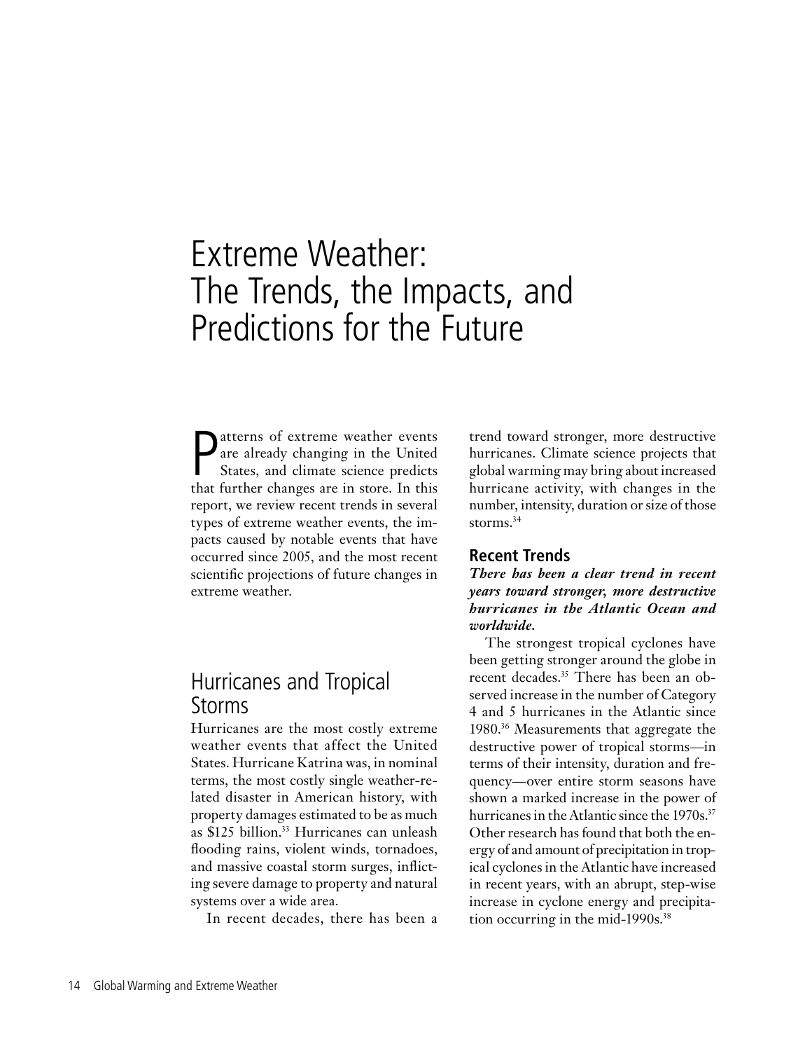# Extreme Weather: The Trends, the Impacts, and Predictions for the Future

Patterns of extreme weather events are already changing in the United States, and climate science predicts that further changes are in store. In this report, we review recent trends in several types of extreme weather events, the impacts caused by notable events that have occurred since 2005, and the most recent scientific projections of future changes in extreme weather.

## Hurricanes and Tropical Storms

Hurricanes are the most costly extreme weather events that affect the United States. Hurricane Katrina was, in nominal terms, the most costly single weather-related disaster in American history, with property damages estimated to be as much as $125 billion.[33] Hurricanes can unleash flooding rains, violent winds, tornadoes, and massive coastal storm surges, inflicting severe damage to property and natural systems over a wide area.

In recent decades, there has been a trend toward stronger, more destructive hurricanes. Climate science projects that global warming may bring about increased hurricane activity, with changes in the number, intensity, duration or size of those storms.[34]

### Recent Trends

***There has been a clear trend in recent years toward stronger, more destructive hurricanes in the Atlantic Ocean and worldwide.***

The strongest tropical cyclones have been getting stronger around the globe in recent decades.[35] There has been an observed increase in the number of Category 4 and 5 hurricanes in the Atlantic since 1980.[36] Measurements that aggregate the destructive power of tropical storms—in terms of their intensity, duration and frequency—over entire storm seasons have shown a marked increase in the power of hurricanes in the Atlantic since the 1970s.[37] Other research has found that both the energy of and amount of precipitation in tropical cyclones in the Atlantic have increased in recent years, with an abrupt, step-wise increase in cyclone energy and precipitation occurring in the mid-1990s.[38]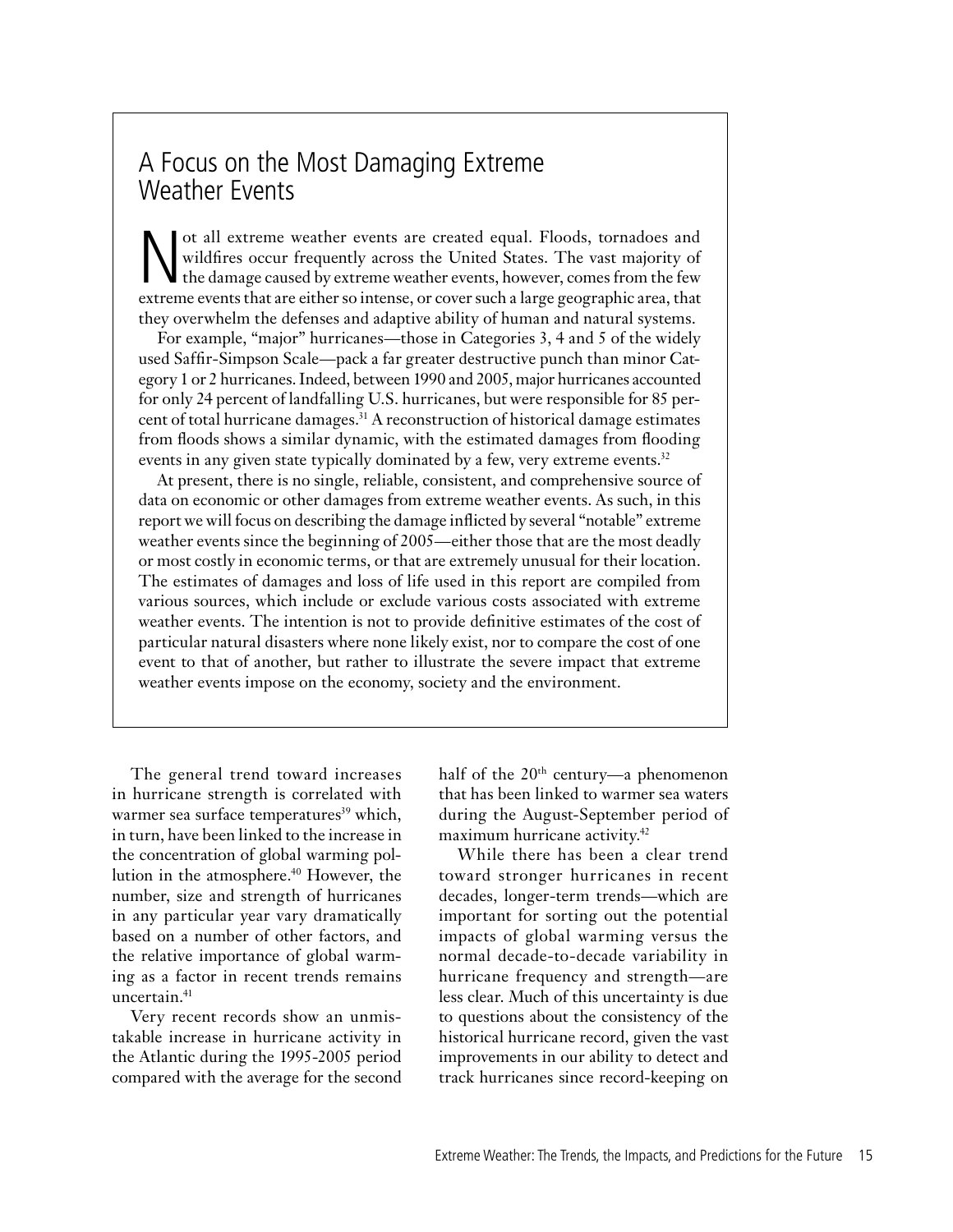## A Focus on the Most Damaging Extreme Weather Events

Not all extreme weather events are created equal. Floods, tornadoes and wildfires occur frequently across the United States. The vast majority of the damage caused by extreme weather events, however, comes from the few extreme events that are either so intense, or cover such a large geographic area, that they overwhelm the defenses and adaptive ability of human and natural systems.

For example, "major" hurricanes—those in Categories 3, 4 and 5 of the widely used Saffir-Simpson Scale—pack a far greater destructive punch than minor Category 1 or 2 hurricanes. Indeed, between 1990 and 2005, major hurricanes accounted for only 24 percent of landfalling U.S. hurricanes, but were responsible for 85 percent of total hurricane damages.[31] A reconstruction of historical damage estimates from floods shows a similar dynamic, with the estimated damages from flooding events in any given state typically dominated by a few, very extreme events.[32]

At present, there is no single, reliable, consistent, and comprehensive source of data on economic or other damages from extreme weather events. As such, in this report we will focus on describing the damage inflicted by several "notable" extreme weather events since the beginning of 2005—either those that are the most deadly or most costly in economic terms, or that are extremely unusual for their location. The estimates of damages and loss of life used in this report are compiled from various sources, which include or exclude various costs associated with extreme weather events. The intention is not to provide definitive estimates of the cost of particular natural disasters where none likely exist, nor to compare the cost of one event to that of another, but rather to illustrate the severe impact that extreme weather events impose on the economy, society and the environment.

The general trend toward increases in hurricane strength is correlated with warmer sea surface temperatures[39] which, in turn, have been linked to the increase in the concentration of global warming pollution in the atmosphere.[40] However, the number, size and strength of hurricanes in any particular year vary dramatically based on a number of other factors, and the relative importance of global warming as a factor in recent trends remains uncertain.[41]

Very recent records show an unmistakable increase in hurricane activity in the Atlantic during the 1995-2005 period compared with the average for the second half of the 20th century—a phenomenon that has been linked to warmer sea waters during the August-September period of maximum hurricane activity.[42]

While there has been a clear trend toward stronger hurricanes in recent decades, longer-term trends—which are important for sorting out the potential impacts of global warming versus the normal decade-to-decade variability in hurricane frequency and strength—are less clear. Much of this uncertainty is due to questions about the consistency of the historical hurricane record, given the vast improvements in our ability to detect and track hurricanes since record-keeping on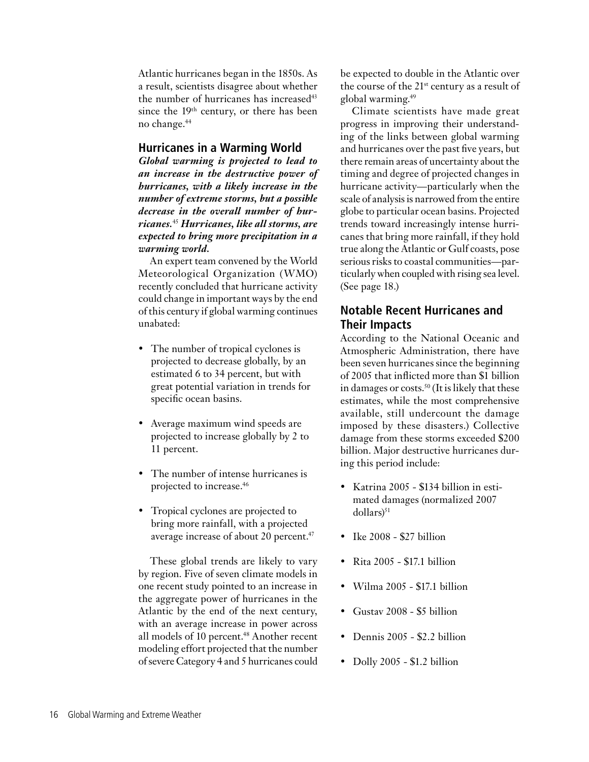Atlantic hurricanes began in the 1850s. As a result, scientists disagree about whether the number of hurricanes has increased[43] since the $19^{th}$ century, or there has been no change.[44]

## Hurricanes in a Warming World

***Global warming is projected to lead to an increase in the destructive power of hurricanes, with a likely increase in the number of extreme storms, but a possible decrease in the overall number of hurricanes.***[45] ***Hurricanes, like all storms, are expected to bring more precipitation in a warming world.***

An expert team convened by the World Meteorological Organization (WMO) recently concluded that hurricane activity could change in important ways by the end of this century if global warming continues unabated:

- The number of tropical cyclones is projected to decrease globally, by an estimated 6 to 34 percent, but with great potential variation in trends for specific ocean basins.
- Average maximum wind speeds are projected to increase globally by 2 to 11 percent.
- The number of intense hurricanes is projected to increase.[46]
- Tropical cyclones are projected to bring more rainfall, with a projected average increase of about 20 percent.[47]

These global trends are likely to vary by region. Five of seven climate models in one recent study pointed to an increase in the aggregate power of hurricanes in the Atlantic by the end of the next century, with an average increase in power across all models of 10 percent.[48] Another recent modeling effort projected that the number of severe Category 4 and 5 hurricanes could be expected to double in the Atlantic over the course of the $21^{st}$ century as a result of global warming.[49]

Climate scientists have made great progress in improving their understanding of the links between global warming and hurricanes over the past five years, but there remain areas of uncertainty about the timing and degree of projected changes in hurricane activity—particularly when the scale of analysis is narrowed from the entire globe to particular ocean basins. Projected trends toward increasingly intense hurricanes that bring more rainfall, if they hold true along the Atlantic or Gulf coasts, pose serious risks to coastal communities—particularly when coupled with rising sea level. (See page 18.)

## Notable Recent Hurricanes and Their Impacts

According to the National Oceanic and Atmospheric Administration, there have been seven hurricanes since the beginning of 2005 that inflicted more than $1 billion in damages or costs.[50] (It is likely that these estimates, while the most comprehensive available, still undercount the damage imposed by these disasters.) Collective damage from these storms exceeded $200 billion. Major destructive hurricanes during this period include:

- Katrina 2005 - $134 billion in estimated damages (normalized 2007 dollars)[51]
- Ike 2008 - $27 billion
- Rita 2005 - $17.1 billion
- Wilma 2005 - $17.1 billion
- Gustav 2008 - $5 billion
- Dennis 2005 - $2.2 billion
- Dolly 2005 - $1.2 billion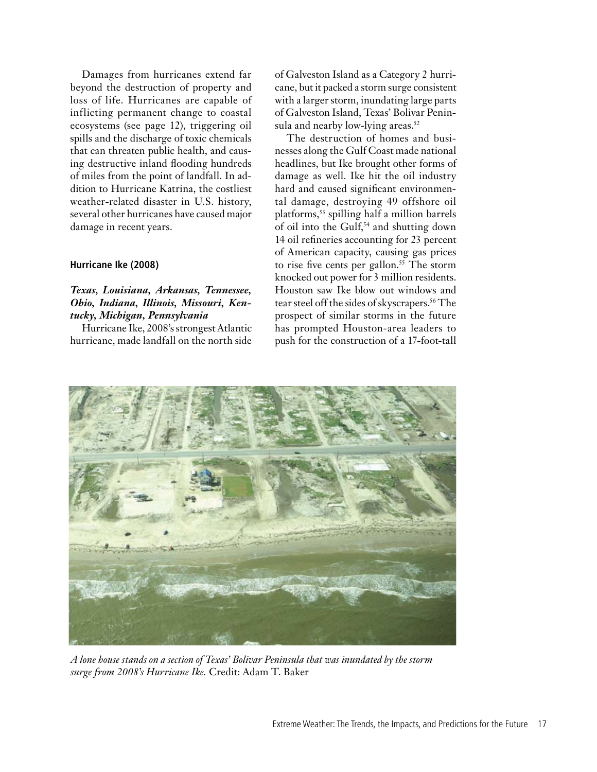Damages from hurricanes extend far beyond the destruction of property and loss of life. Hurricanes are capable of inflicting permanent change to coastal ecosystems (see page 12), triggering oil spills and the discharge of toxic chemicals that can threaten public health, and causing destructive inland flooding hundreds of miles from the point of landfall. In addition to Hurricane Katrina, the costliest weather-related disaster in U.S. history, several other hurricanes have caused major damage in recent years.

### Hurricane Ike (2008)

***Texas, Louisiana, Arkansas, Tennessee, Ohio, Indiana, Illinois, Missouri, Kentucky, Michigan, Pennsylvania***

Hurricane Ike, 2008's strongest Atlantic hurricane, made landfall on the north side of Galveston Island as a Category 2 hurricane, but it packed a storm surge consistent with a larger storm, inundating large parts of Galveston Island, Texas' Bolivar Peninsula and nearby low-lying areas.[52]

The destruction of homes and businesses along the Gulf Coast made national headlines, but Ike brought other forms of damage as well. Ike hit the oil industry hard and caused significant environmental damage, destroying 49 offshore oil platforms,[53] spilling half a million barrels of oil into the Gulf,[54] and shutting down 14 oil refineries accounting for 23 percent of American capacity, causing gas prices to rise five cents per gallon.[55] The storm knocked out power for 3 million residents. Houston saw Ike blow out windows and tear steel off the sides of skyscrapers.[56] The prospect of similar storms in the future has prompted Houston-area leaders to push for the construction of a 17-foot-tall

*A lone house stands on a section of Texas' Bolivar Peninsula that was inundated by the storm surge from 2008's Hurricane Ike.* Credit: Adam T. Baker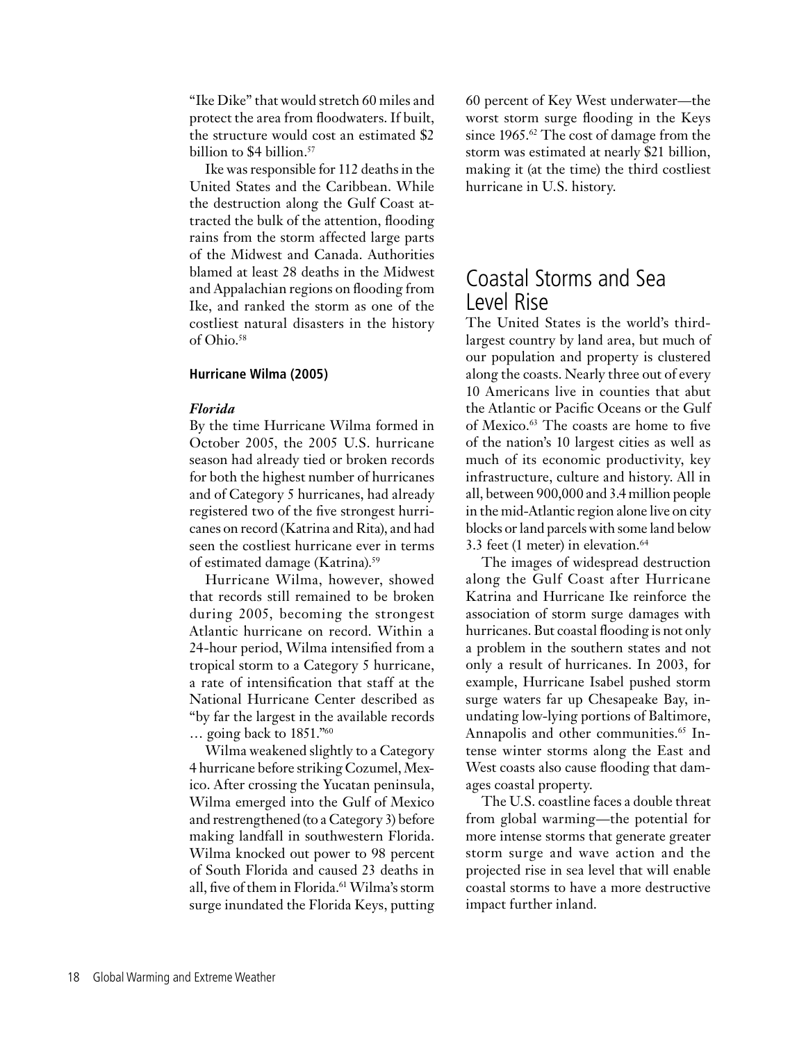"Ike Dike" that would stretch 60 miles and protect the area from floodwaters. If built, the structure would cost an estimated $2 billion to $4 billion.[57]

Ike was responsible for 112 deaths in the United States and the Caribbean. While the destruction along the Gulf Coast attracted the bulk of the attention, flooding rains from the storm affected large parts of the Midwest and Canada. Authorities blamed at least 28 deaths in the Midwest and Appalachian regions on flooding from Ike, and ranked the storm as one of the costliest natural disasters in the history of Ohio.[58]

#### Hurricane Wilma (2005)

***Florida***

By the time Hurricane Wilma formed in October 2005, the 2005 U.S. hurricane season had already tied or broken records for both the highest number of hurricanes and of Category 5 hurricanes, had already registered two of the five strongest hurricanes on record (Katrina and Rita), and had seen the costliest hurricane ever in terms of estimated damage (Katrina).[59]

Hurricane Wilma, however, showed that records still remained to be broken during 2005, becoming the strongest Atlantic hurricane on record. Within a 24-hour period, Wilma intensified from a tropical storm to a Category 5 hurricane, a rate of intensification that staff at the National Hurricane Center described as "by far the largest in the available records … going back to 1851."[60]

Wilma weakened slightly to a Category 4 hurricane before striking Cozumel, Mexico. After crossing the Yucatan peninsula, Wilma emerged into the Gulf of Mexico and restrengthened (to a Category 3) before making landfall in southwestern Florida. Wilma knocked out power to 98 percent of South Florida and caused 23 deaths in all, five of them in Florida.[61] Wilma's storm surge inundated the Florida Keys, putting 60 percent of Key West underwater—the worst storm surge flooding in the Keys since 1965.[62] The cost of damage from the storm was estimated at nearly $21 billion, making it (at the time) the third costliest hurricane in U.S. history.

## Coastal Storms and Sea Level Rise

The United States is the world's third-largest country by land area, but much of our population and property is clustered along the coasts. Nearly three out of every 10 Americans live in counties that abut the Atlantic or Pacific Oceans or the Gulf of Mexico.[63] The coasts are home to five of the nation's 10 largest cities as well as much of its economic productivity, key infrastructure, culture and history. All in all, between 900,000 and 3.4 million people in the mid-Atlantic region alone live on city blocks or land parcels with some land below 3.3 feet (1 meter) in elevation.[64]

The images of widespread destruction along the Gulf Coast after Hurricane Katrina and Hurricane Ike reinforce the association of storm surge damages with hurricanes. But coastal flooding is not only a problem in the southern states and not only a result of hurricanes. In 2003, for example, Hurricane Isabel pushed storm surge waters far up Chesapeake Bay, inundating low-lying portions of Baltimore, Annapolis and other communities.[65] Intense winter storms along the East and West coasts also cause flooding that damages coastal property.

The U.S. coastline faces a double threat from global warming—the potential for more intense storms that generate greater storm surge and wave action and the projected rise in sea level that will enable coastal storms to have a more destructive impact further inland.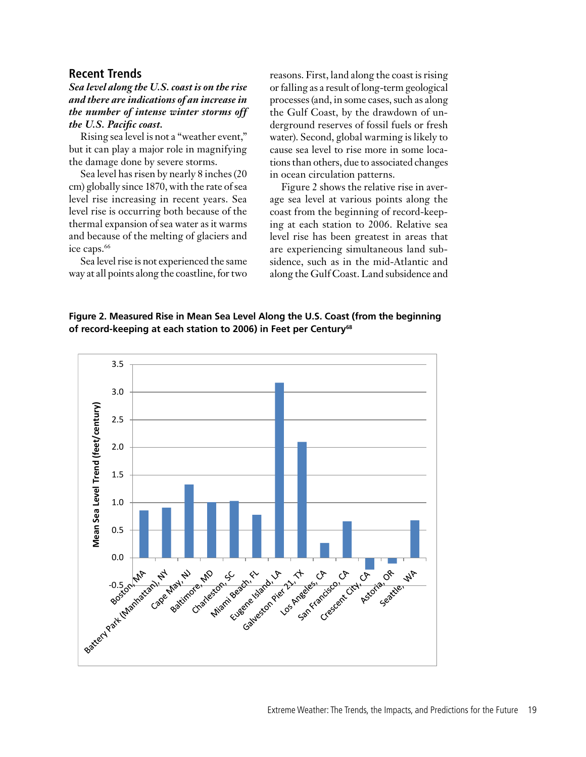## Recent Trends

***Sea level along the U.S. coast is on the rise and there are indications of an increase in the number of intense winter storms off the U.S. Pacific coast.***

Rising sea level is not a "weather event," but it can play a major role in magnifying the damage done by severe storms.

Sea level has risen by nearly 8 inches (20 cm) globally since 1870, with the rate of sea level rise increasing in recent years. Sea level rise is occurring both because of the thermal expansion of sea water as it warms and because of the melting of glaciers and ice caps.[66]

Sea level rise is not experienced the same way at all points along the coastline, for two reasons. First, land along the coast is rising or falling as a result of long-term geological processes (and, in some cases, such as along the Gulf Coast, by the drawdown of underground reserves of fossil fuels or fresh water). Second, global warming is likely to cause sea level to rise more in some locations than others, due to associated changes in ocean circulation patterns.

Figure 2 shows the relative rise in average sea level at various points along the coast from the beginning of record-keeping at each station to 2006. Relative sea level rise has been greatest in areas that are experiencing simultaneous land subsidence, such as in the mid-Atlantic and along the Gulf Coast. Land subsidence and

**Figure 2. Measured Rise in Mean Sea Level Along the U.S. Coast (from the beginning of record-keeping at each station to 2006) in Feet per Century[68]**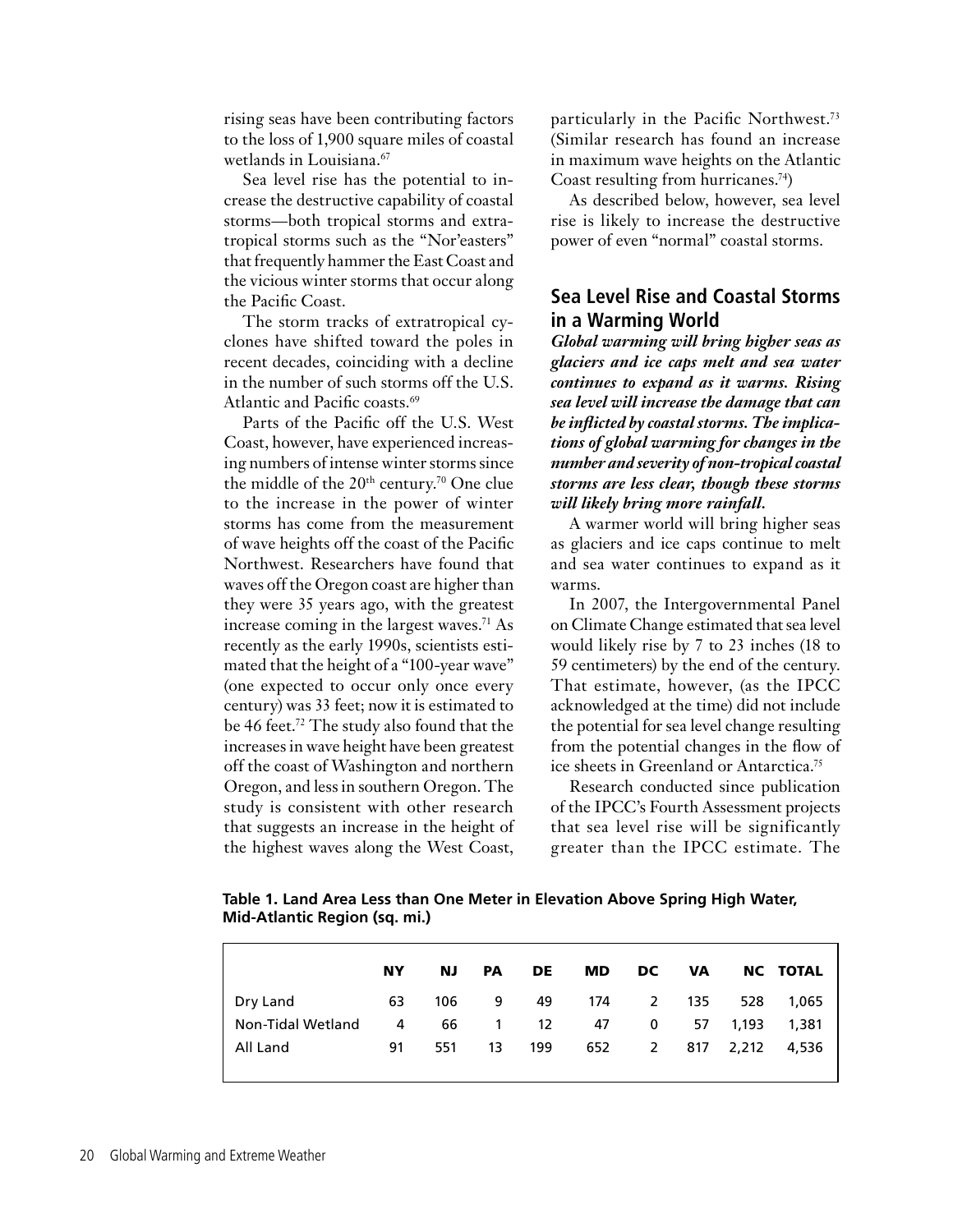rising seas have been contributing factors to the loss of 1,900 square miles of coastal wetlands in Louisiana.[67]

Sea level rise has the potential to increase the destructive capability of coastal storms—both tropical storms and extratropical storms such as the "Nor'easters" that frequently hammer the East Coast and the vicious winter storms that occur along the Pacific Coast.

The storm tracks of extratropical cyclones have shifted toward the poles in recent decades, coinciding with a decline in the number of such storms off the U.S. Atlantic and Pacific coasts.[69]

Parts of the Pacific off the U.S. West Coast, however, have experienced increasing numbers of intense winter storms since the middle of the 20th century.[70] One clue to the increase in the power of winter storms has come from the measurement of wave heights off the coast of the Pacific Northwest. Researchers have found that waves off the Oregon coast are higher than they were 35 years ago, with the greatest increase coming in the largest waves.[71] As recently as the early 1990s, scientists estimated that the height of a "100-year wave" (one expected to occur only once every century) was 33 feet; now it is estimated to be 46 feet.[72] The study also found that the increases in wave height have been greatest off the coast of Washington and northern Oregon, and less in southern Oregon. The study is consistent with other research that suggests an increase in the height of the highest waves along the West Coast, particularly in the Pacific Northwest.[73] (Similar research has found an increase in maximum wave heights on the Atlantic Coast resulting from hurricanes.[74])

As described below, however, sea level rise is likely to increase the destructive power of even "normal" coastal storms.

## Sea Level Rise and Coastal Storms in a Warming World

***Global warming will bring higher seas as glaciers and ice caps melt and sea water continues to expand as it warms. Rising sea level will increase the damage that can be inflicted by coastal storms. The implications of global warming for changes in the number and severity of non-tropical coastal storms are less clear, though these storms will likely bring more rainfall.***

A warmer world will bring higher seas as glaciers and ice caps continue to melt and sea water continues to expand as it warms.

In 2007, the Intergovernmental Panel on Climate Change estimated that sea level would likely rise by 7 to 23 inches (18 to 59 centimeters) by the end of the century. That estimate, however, (as the IPCC acknowledged at the time) did not include the potential for sea level change resulting from the potential changes in the flow of ice sheets in Greenland or Antarctica.[75]

Research conducted since publication of the IPCC's Fourth Assessment projects that sea level rise will be significantly greater than the IPCC estimate. The

**Table 1. Land Area Less than One Meter in Elevation Above Spring High Water, Mid-Atlantic Region (sq. mi.)**

| | NY | NJ | PA | DE | MD | DC | VA | NC | TOTAL |
|---|---|---|---|---|---|---|---|---|---|
| Dry Land | 63 | 106 | 9 | 49 | 174 | 2 | 135 | 528 | 1,065 |
| Non-Tidal Wetland | 4 | 66 | 1 | 12 | 47 | 0 | 57 | 1,193 | 1,381 |
| All Land | 91 | 551 | 13 | 199 | 652 | 2 | 817 | 2,212 | 4,536 |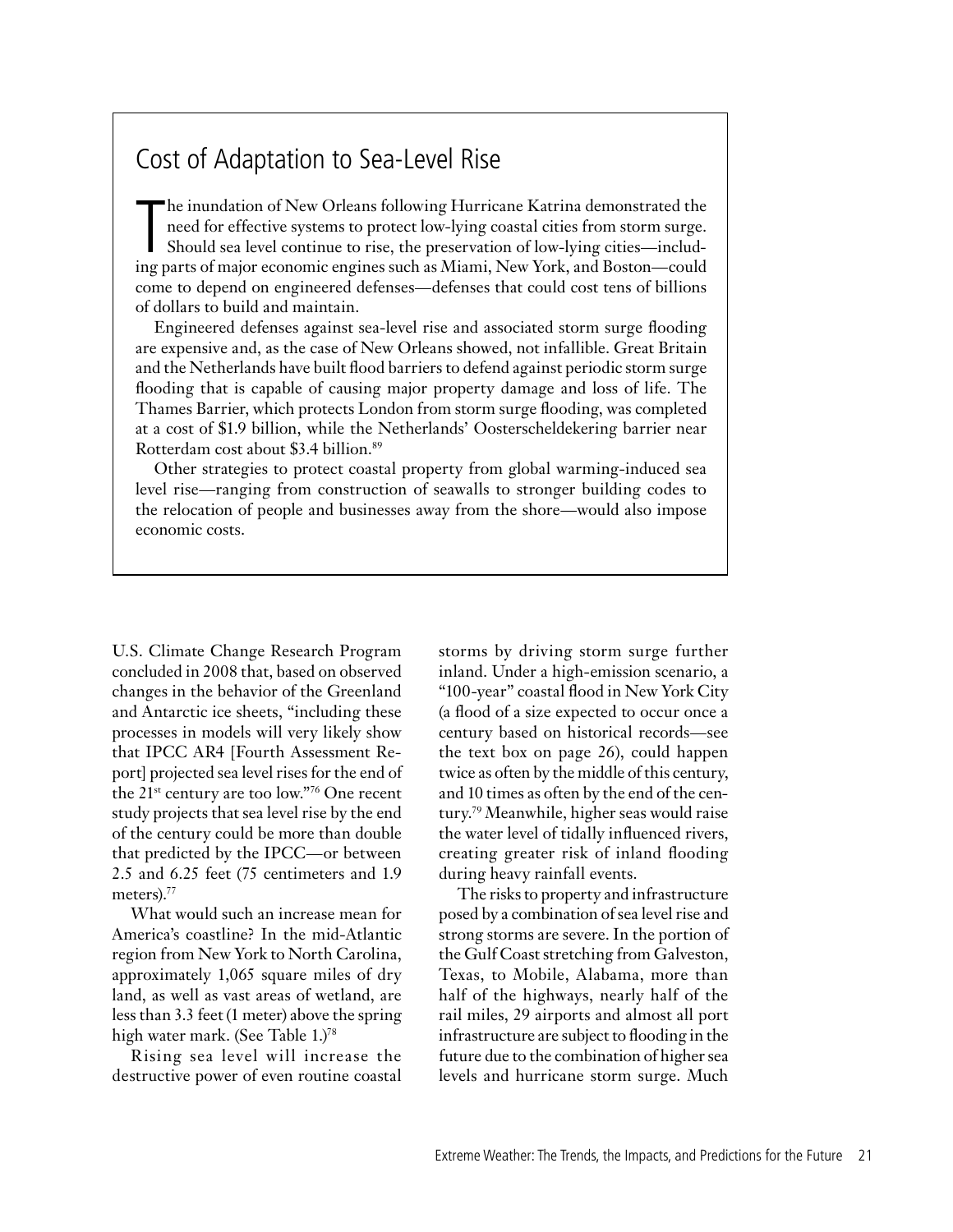## Cost of Adaptation to Sea-Level Rise

The inundation of New Orleans following Hurricane Katrina demonstrated the need for effective systems to protect low-lying coastal cities from storm surge. Should sea level continue to rise, the preservation of low-lying cities—including parts of major economic engines such as Miami, New York, and Boston—could come to depend on engineered defenses—defenses that could cost tens of billions of dollars to build and maintain.

Engineered defenses against sea-level rise and associated storm surge flooding are expensive and, as the case of New Orleans showed, not infallible. Great Britain and the Netherlands have built flood barriers to defend against periodic storm surge flooding that is capable of causing major property damage and loss of life. The Thames Barrier, which protects London from storm surge flooding, was completed at a cost of $1.9 billion, while the Netherlands' Oosterscheldekering barrier near Rotterdam cost about $3.4 billion.[89]

Other strategies to protect coastal property from global warming-induced sea level rise—ranging from construction of seawalls to stronger building codes to the relocation of people and businesses away from the shore—would also impose economic costs.

U.S. Climate Change Research Program concluded in 2008 that, based on observed changes in the behavior of the Greenland and Antarctic ice sheets, "including these processes in models will very likely show that IPCC AR4 [Fourth Assessment Report] projected sea level rises for the end of the 21st century are too low."[76] One recent study projects that sea level rise by the end of the century could be more than double that predicted by the IPCC—or between 2.5 and 6.25 feet (75 centimeters and 1.9 meters).[77]

What would such an increase mean for America's coastline? In the mid-Atlantic region from New York to North Carolina, approximately 1,065 square miles of dry land, as well as vast areas of wetland, are less than 3.3 feet (1 meter) above the spring high water mark. (See Table 1.)[78]

Rising sea level will increase the destructive power of even routine coastal storms by driving storm surge further inland. Under a high-emission scenario, a "100-year" coastal flood in New York City (a flood of a size expected to occur once a century based on historical records—see the text box on page 26), could happen twice as often by the middle of this century, and 10 times as often by the end of the century.[79] Meanwhile, higher seas would raise the water level of tidally influenced rivers, creating greater risk of inland flooding during heavy rainfall events.

The risks to property and infrastructure posed by a combination of sea level rise and strong storms are severe. In the portion of the Gulf Coast stretching from Galveston, Texas, to Mobile, Alabama, more than half of the highways, nearly half of the rail miles, 29 airports and almost all port infrastructure are subject to flooding in the future due to the combination of higher sea levels and hurricane storm surge. Much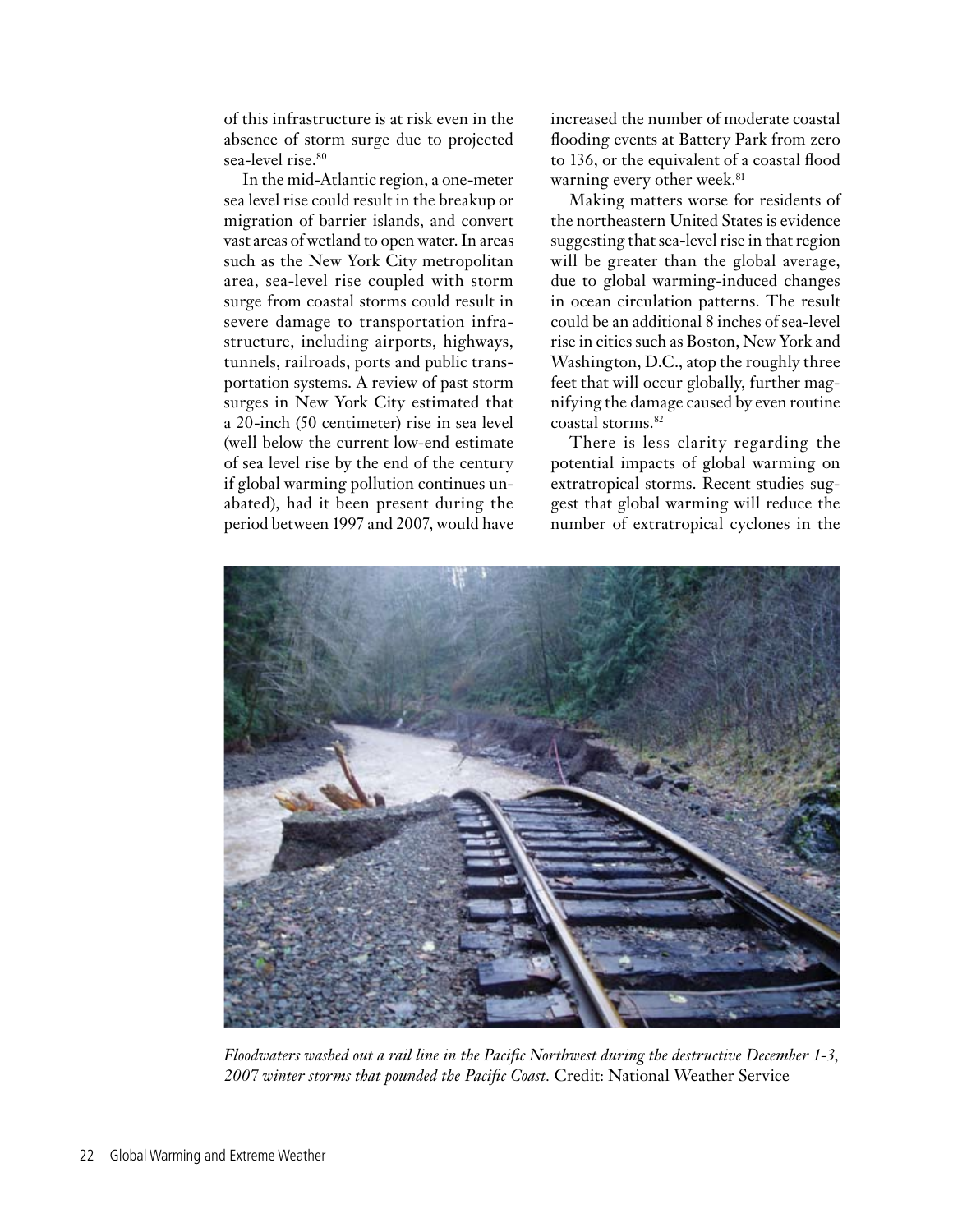of this infrastructure is at risk even in the absence of storm surge due to projected sea-level rise.[80]

In the mid-Atlantic region, a one-meter sea level rise could result in the breakup or migration of barrier islands, and convert vast areas of wetland to open water. In areas such as the New York City metropolitan area, sea-level rise coupled with storm surge from coastal storms could result in severe damage to transportation infrastructure, including airports, highways, tunnels, railroads, ports and public transportation systems. A review of past storm surges in New York City estimated that a 20-inch (50 centimeter) rise in sea level (well below the current low-end estimate of sea level rise by the end of the century if global warming pollution continues unabated), had it been present during the period between 1997 and 2007, would have increased the number of moderate coastal flooding events at Battery Park from zero to 136, or the equivalent of a coastal flood warning every other week.[81]

Making matters worse for residents of the northeastern United States is evidence suggesting that sea-level rise in that region will be greater than the global average, due to global warming-induced changes in ocean circulation patterns. The result could be an additional 8 inches of sea-level rise in cities such as Boston, New York and Washington, D.C., atop the roughly three feet that will occur globally, further magnifying the damage caused by even routine coastal storms.[82]

There is less clarity regarding the potential impacts of global warming on extratropical storms. Recent studies suggest that global warming will reduce the number of extratropical cyclones in the

*Floodwaters washed out a rail line in the Pacific Northwest during the destructive December 1-3, 2007 winter storms that pounded the Pacific Coast.* Credit: National Weather Service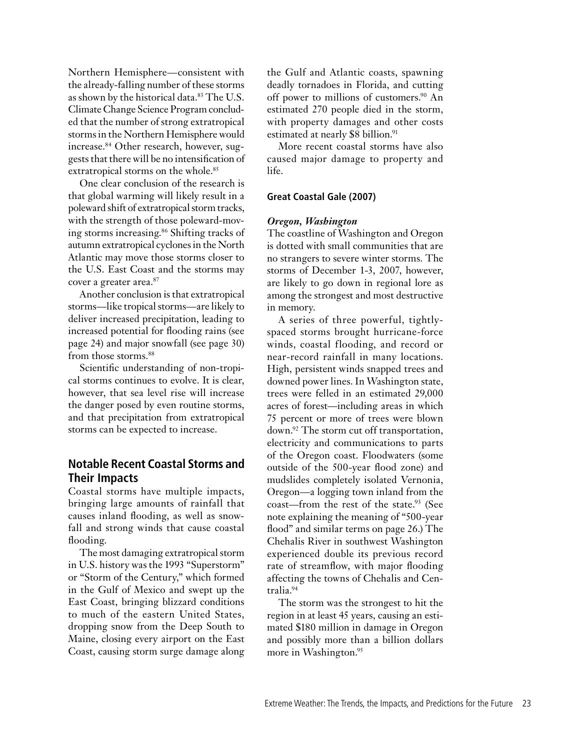Northern Hemisphere—consistent with the already-falling number of these storms as shown by the historical data.[83] The U.S. Climate Change Science Program concluded that the number of strong extratropical storms in the Northern Hemisphere would increase.[84] Other research, however, suggests that there will be no intensification of extratropical storms on the whole.[85]

One clear conclusion of the research is that global warming will likely result in a poleward shift of extratropical storm tracks, with the strength of those poleward-moving storms increasing.[86] Shifting tracks of autumn extratropical cyclones in the North Atlantic may move those storms closer to the U.S. East Coast and the storms may cover a greater area.[87]

Another conclusion is that extratropical storms—like tropical storms—are likely to deliver increased precipitation, leading to increased potential for flooding rains (see page 24) and major snowfall (see page 30) from those storms.[88]

Scientific understanding of non-tropical storms continues to evolve. It is clear, however, that sea level rise will increase the danger posed by even routine storms, and that precipitation from extratropical storms can be expected to increase.

## Notable Recent Coastal Storms and Their Impacts

Coastal storms have multiple impacts, bringing large amounts of rainfall that causes inland flooding, as well as snowfall and strong winds that cause coastal flooding.

The most damaging extratropical storm in U.S. history was the 1993 "Superstorm" or "Storm of the Century," which formed in the Gulf of Mexico and swept up the East Coast, bringing blizzard conditions to much of the eastern United States, dropping snow from the Deep South to Maine, closing every airport on the East Coast, causing storm surge damage along the Gulf and Atlantic coasts, spawning deadly tornadoes in Florida, and cutting off power to millions of customers.[90] An estimated 270 people died in the storm, with property damages and other costs estimated at nearly $8 billion.[91]

More recent coastal storms have also caused major damage to property and life.

### Great Coastal Gale (2007)

***Oregon, Washington***

The coastline of Washington and Oregon is dotted with small communities that are no strangers to severe winter storms. The storms of December 1-3, 2007, however, are likely to go down in regional lore as among the strongest and most destructive in memory.

A series of three powerful, tightly-spaced storms brought hurricane-force winds, coastal flooding, and record or near-record rainfall in many locations. High, persistent winds snapped trees and downed power lines. In Washington state, trees were felled in an estimated 29,000 acres of forest—including areas in which 75 percent or more of trees were blown down.[92] The storm cut off transportation, electricity and communications to parts of the Oregon coast. Floodwaters (some outside of the 500-year flood zone) and mudslides completely isolated Vernonia, Oregon—a logging town inland from the coast—from the rest of the state.[93] (See note explaining the meaning of "500-year flood" and similar terms on page 26.) The Chehalis River in southwest Washington experienced double its previous record rate of streamflow, with major flooding affecting the towns of Chehalis and Centralia.[94]

The storm was the strongest to hit the region in at least 45 years, causing an estimated $180 million in damage in Oregon and possibly more than a billion dollars more in Washington.[95]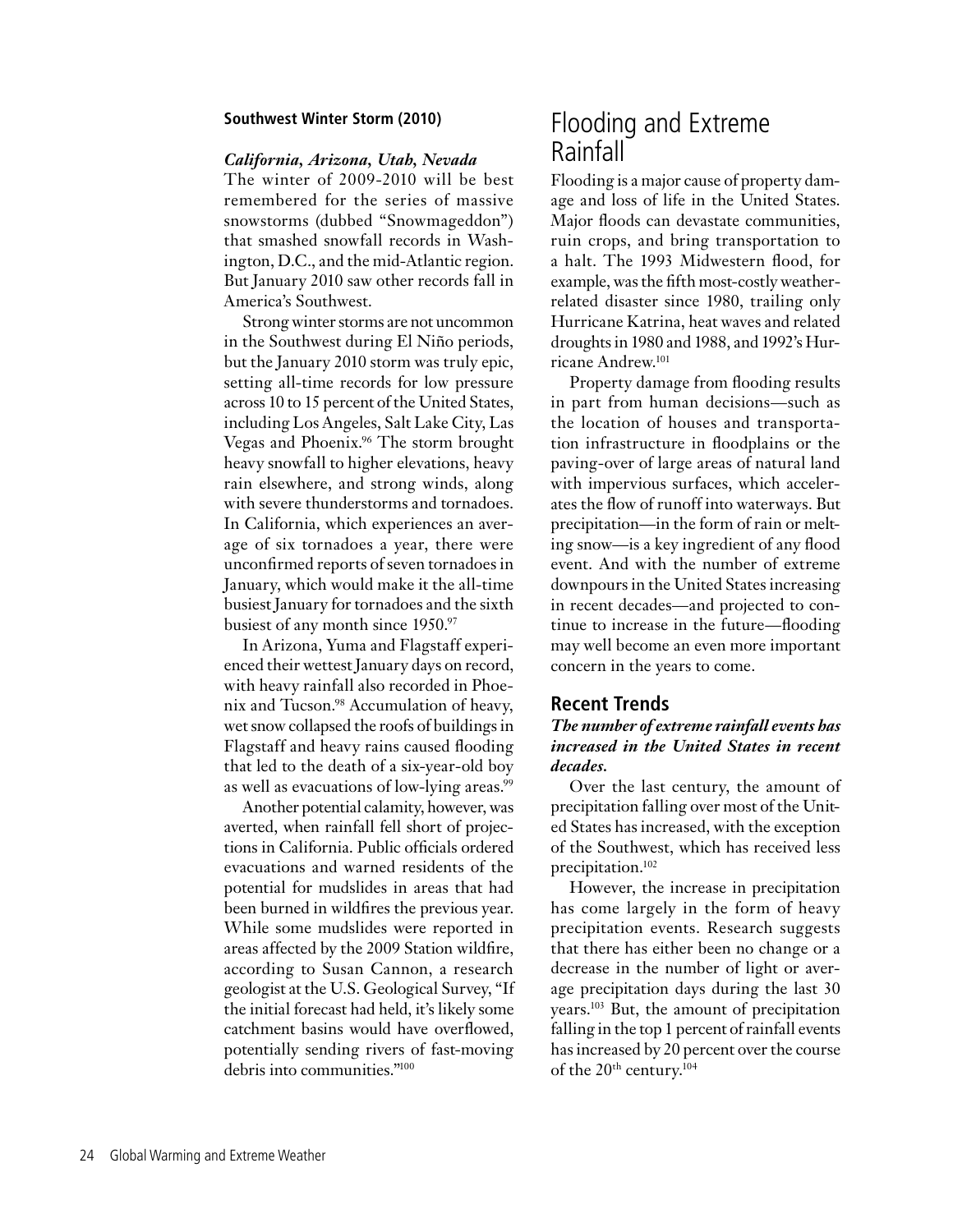### Southwest Winter Storm (2010)

***California, Arizona, Utah, Nevada***

The winter of 2009-2010 will be best remembered for the series of massive snowstorms (dubbed "Snowmageddon") that smashed snowfall records in Washington, D.C., and the mid-Atlantic region. But January 2010 saw other records fall in America's Southwest.

Strong winter storms are not uncommon in the Southwest during El Niño periods, but the January 2010 storm was truly epic, setting all-time records for low pressure across 10 to 15 percent of the United States, including Los Angeles, Salt Lake City, Las Vegas and Phoenix.[96] The storm brought heavy snowfall to higher elevations, heavy rain elsewhere, and strong winds, along with severe thunderstorms and tornadoes. In California, which experiences an average of six tornadoes a year, there were unconfirmed reports of seven tornadoes in January, which would make it the all-time busiest January for tornadoes and the sixth busiest of any month since 1950.[97]

In Arizona, Yuma and Flagstaff experienced their wettest January days on record, with heavy rainfall also recorded in Phoenix and Tucson.[98] Accumulation of heavy, wet snow collapsed the roofs of buildings in Flagstaff and heavy rains caused flooding that led to the death of a six-year-old boy as well as evacuations of low-lying areas.[99]

Another potential calamity, however, was averted, when rainfall fell short of projections in California. Public officials ordered evacuations and warned residents of the potential for mudslides in areas that had been burned in wildfires the previous year. While some mudslides were reported in areas affected by the 2009 Station wildfire, according to Susan Cannon, a research geologist at the U.S. Geological Survey, "If the initial forecast had held, it's likely some catchment basins would have overflowed, potentially sending rivers of fast-moving debris into communities."[100]

# Flooding and Extreme Rainfall

Flooding is a major cause of property damage and loss of life in the United States. Major floods can devastate communities, ruin crops, and bring transportation to a halt. The 1993 Midwestern flood, for example, was the fifth most-costly weather-related disaster since 1980, trailing only Hurricane Katrina, heat waves and related droughts in 1980 and 1988, and 1992's Hurricane Andrew.[101]

Property damage from flooding results in part from human decisions—such as the location of houses and transportation infrastructure in floodplains or the paving-over of large areas of natural land with impervious surfaces, which accelerates the flow of runoff into waterways. But precipitation—in the form of rain or melting snow—is a key ingredient of any flood event. And with the number of extreme downpours in the United States increasing in recent decades—and projected to continue to increase in the future—flooding may well become an even more important concern in the years to come.

## Recent Trends

***The number of extreme rainfall events has increased in the United States in recent decades.***

Over the last century, the amount of precipitation falling over most of the United States has increased, with the exception of the Southwest, which has received less precipitation.[102]

However, the increase in precipitation has come largely in the form of heavy precipitation events. Research suggests that there has either been no change or a decrease in the number of light or average precipitation days during the last 30 years.[103] But, the amount of precipitation falling in the top 1 percent of rainfall events has increased by 20 percent over the course of the 20th century.[104]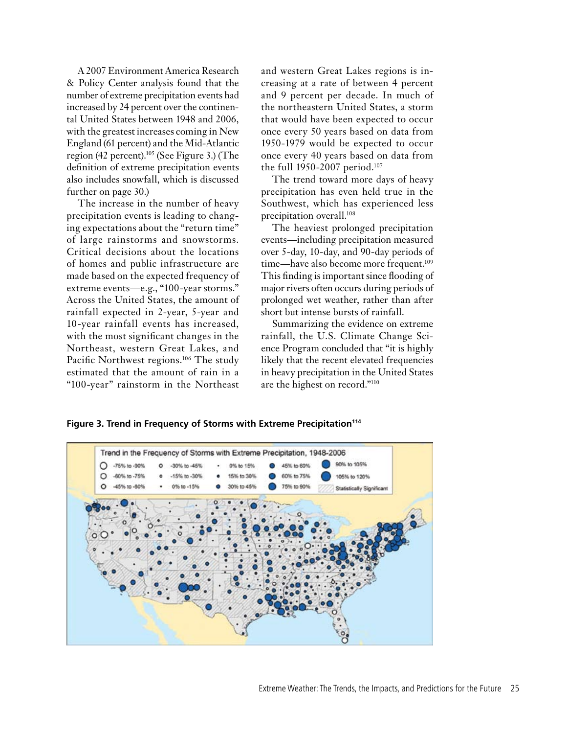A 2007 Environment America Research & Policy Center analysis found that the number of extreme precipitation events had increased by 24 percent over the continental United States between 1948 and 2006, with the greatest increases coming in New England (61 percent) and the Mid-Atlantic region (42 percent).[105] (See Figure 3.) (The definition of extreme precipitation events also includes snowfall, which is discussed further on page 30.)

The increase in the number of heavy precipitation events is leading to changing expectations about the "return time" of large rainstorms and snowstorms. Critical decisions about the locations of homes and public infrastructure are made based on the expected frequency of extreme events—e.g., "100-year storms." Across the United States, the amount of rainfall expected in 2-year, 5-year and 10-year rainfall events has increased, with the most significant changes in the Northeast, western Great Lakes, and Pacific Northwest regions.[106] The study estimated that the amount of rain in a "100-year" rainstorm in the Northeast and western Great Lakes regions is increasing at a rate of between 4 percent and 9 percent per decade. In much of the northeastern United States, a storm that would have been expected to occur once every 50 years based on data from 1950-1979 would be expected to occur once every 40 years based on data from the full 1950-2007 period.[107]

The trend toward more days of heavy precipitation has even held true in the Southwest, which has experienced less precipitation overall.[108]

The heaviest prolonged precipitation events—including precipitation measured over 5-day, 10-day, and 90-day periods of time—have also become more frequent.[109] This finding is important since flooding of major rivers often occurs during periods of prolonged wet weather, rather than after short but intense bursts of rainfall.

Summarizing the evidence on extreme rainfall, the U.S. Climate Change Science Program concluded that "it is highly likely that the recent elevated frequencies in heavy precipitation in the United States are the highest on record."[110]

**Figure 3. Trend in Frequency of Storms with Extreme Precipitation[114]**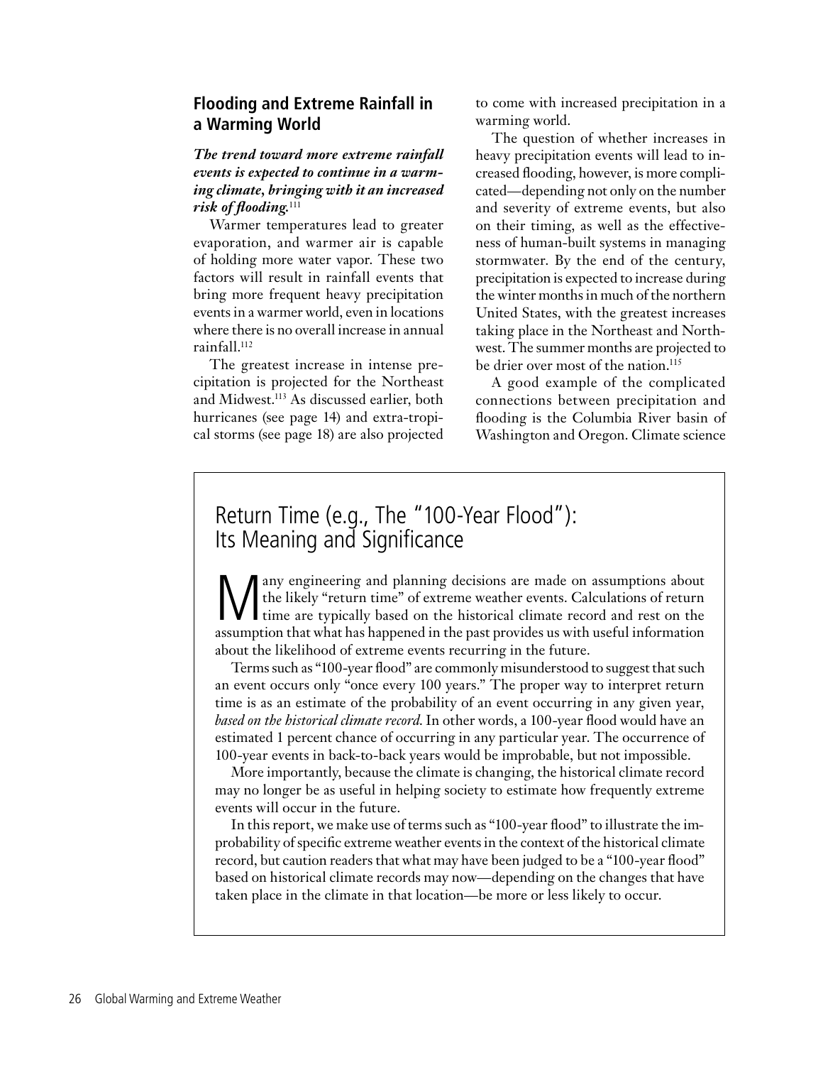## Flooding and Extreme Rainfall in a Warming World

***The trend toward more extreme rainfall events is expected to continue in a warming climate, bringing with it an increased risk of flooding.***[111]

Warmer temperatures lead to greater evaporation, and warmer air is capable of holding more water vapor. These two factors will result in rainfall events that bring more frequent heavy precipitation events in a warmer world, even in locations where there is no overall increase in annual rainfall.[112]

The greatest increase in intense precipitation is projected for the Northeast and Midwest.[113] As discussed earlier, both hurricanes (see page 14) and extra-tropical storms (see page 18) are also projected to come with increased precipitation in a warming world.

The question of whether increases in heavy precipitation events will lead to increased flooding, however, is more complicated—depending not only on the number and severity of extreme events, but also on their timing, as well as the effectiveness of human-built systems in managing stormwater. By the end of the century, precipitation is expected to increase during the winter months in much of the northern United States, with the greatest increases taking place in the Northeast and Northwest. The summer months are projected to be drier over most of the nation.[115]

A good example of the complicated connections between precipitation and flooding is the Columbia River basin of Washington and Oregon. Climate science

### Return Time (e.g., The "100-Year Flood"): Its Meaning and Significance

Many engineering and planning decisions are made on assumptions about the likely "return time" of extreme weather events. Calculations of return time are typically based on the historical climate record and rest on the assumption that what has happened in the past provides us with useful information about the likelihood of extreme events recurring in the future.

Terms such as "100-year flood" are commonly misunderstood to suggest that such an event occurs only "once every 100 years." The proper way to interpret return time is as an estimate of the probability of an event occurring in any given year, *based on the historical climate record*. In other words, a 100-year flood would have an estimated 1 percent chance of occurring in any particular year. The occurrence of 100-year events in back-to-back years would be improbable, but not impossible.

More importantly, because the climate is changing, the historical climate record may no longer be as useful in helping society to estimate how frequently extreme events will occur in the future.

In this report, we make use of terms such as "100-year flood" to illustrate the improbability of specific extreme weather events in the context of the historical climate record, but caution readers that what may have been judged to be a "100-year flood" based on historical climate records may now—depending on the changes that have taken place in the climate in that location—be more or less likely to occur.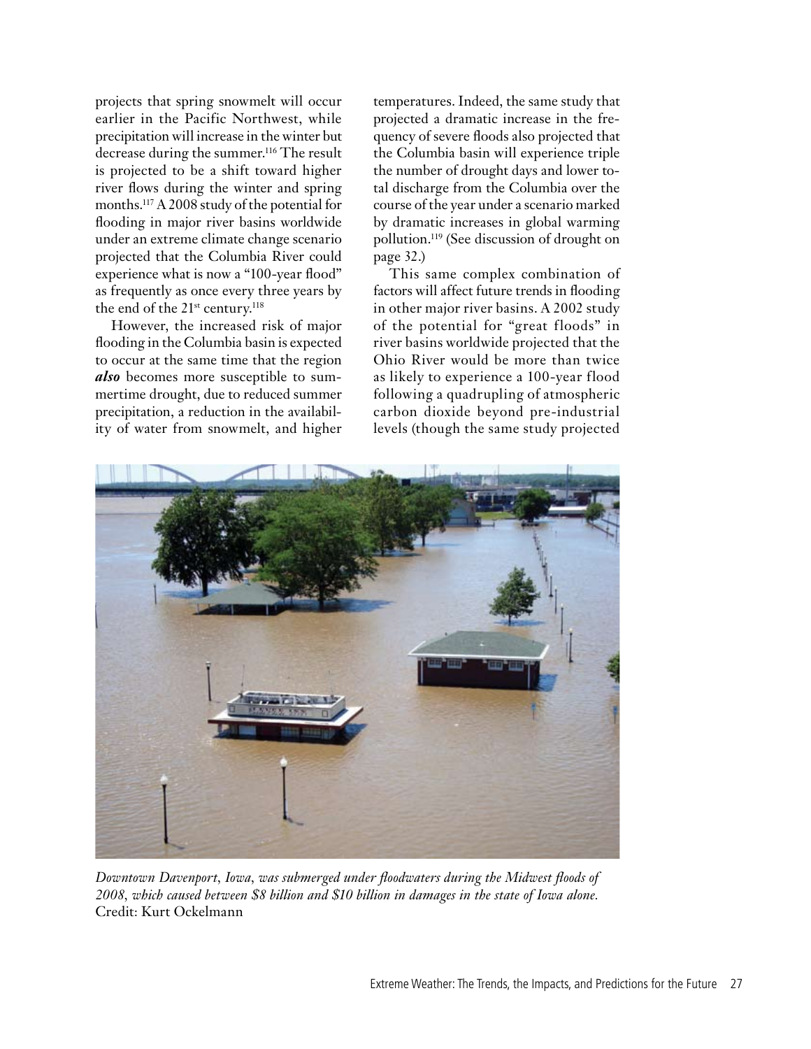projects that spring snowmelt will occur earlier in the Pacific Northwest, while precipitation will increase in the winter but decrease during the summer.[116] The result is projected to be a shift toward higher river flows during the winter and spring months.[117] A 2008 study of the potential for flooding in major river basins worldwide under an extreme climate change scenario projected that the Columbia River could experience what is now a "100-year flood" as frequently as once every three years by the end of the 21st century.[118]

However, the increased risk of major flooding in the Columbia basin is expected to occur at the same time that the region ***also*** becomes more susceptible to summertime drought, due to reduced summer precipitation, a reduction in the availability of water from snowmelt, and higher temperatures. Indeed, the same study that projected a dramatic increase in the frequency of severe floods also projected that the Columbia basin will experience triple the number of drought days and lower total discharge from the Columbia over the course of the year under a scenario marked by dramatic increases in global warming pollution.[119] (See discussion of drought on page 32.)

This same complex combination of factors will affect future trends in flooding in other major river basins. A 2002 study of the potential for "great floods" in river basins worldwide projected that the Ohio River would be more than twice as likely to experience a 100-year flood following a quadrupling of atmospheric carbon dioxide beyond pre-industrial levels (though the same study projected

*Downtown Davenport, Iowa, was submerged under floodwaters during the Midwest floods of 2008, which caused between $8 billion and $10 billion in damages in the state of Iowa alone.* Credit: Kurt Ockelmann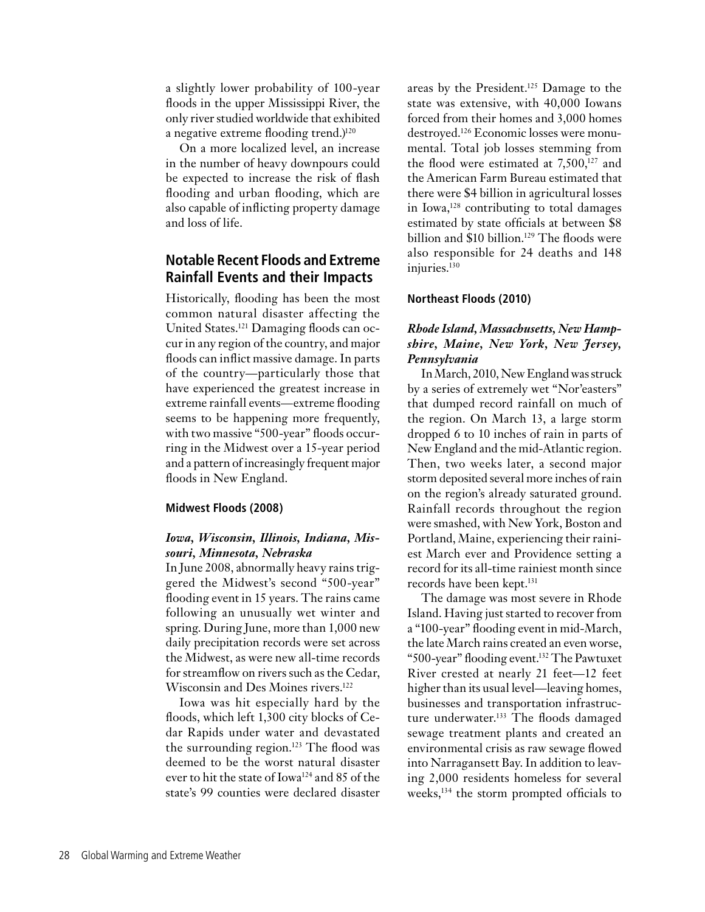a slightly lower probability of 100-year floods in the upper Mississippi River, the only river studied worldwide that exhibited a negative extreme flooding trend.)[120]

On a more localized level, an increase in the number of heavy downpours could be expected to increase the risk of flash flooding and urban flooding, which are also capable of inflicting property damage and loss of life.

## Notable Recent Floods and Extreme Rainfall Events and their Impacts

Historically, flooding has been the most common natural disaster affecting the United States.[121] Damaging floods can occur in any region of the country, and major floods can inflict massive damage. In parts of the country—particularly those that have experienced the greatest increase in extreme rainfall events—extreme flooding seems to be happening more frequently, with two massive "500-year" floods occurring in the Midwest over a 15-year period and a pattern of increasingly frequent major floods in New England.

### Midwest Floods (2008)

***Iowa, Wisconsin, Illinois, Indiana, Missouri, Minnesota, Nebraska***

In June 2008, abnormally heavy rains triggered the Midwest's second "500-year" flooding event in 15 years. The rains came following an unusually wet winter and spring. During June, more than 1,000 new daily precipitation records were set across the Midwest, as were new all-time records for streamflow on rivers such as the Cedar, Wisconsin and Des Moines rivers.[122]

Iowa was hit especially hard by the floods, which left 1,300 city blocks of Cedar Rapids under water and devastated the surrounding region.[123] The flood was deemed to be the worst natural disaster ever to hit the state of Iowa[124] and 85 of the state's 99 counties were declared disaster areas by the President.[125] Damage to the state was extensive, with 40,000 Iowans forced from their homes and 3,000 homes destroyed.[126] Economic losses were monumental. Total job losses stemming from the flood were estimated at 7,500,[127] and the American Farm Bureau estimated that there were $4 billion in agricultural losses in Iowa,[128] contributing to total damages estimated by state officials at between $8 billion and $10 billion.[129] The floods were also responsible for 24 deaths and 148 injuries.[130]

### Northeast Floods (2010)

***Rhode Island, Massachusetts, New Hampshire, Maine, New York, New Jersey, Pennsylvania***

In March, 2010, New England was struck by a series of extremely wet "Nor'easters" that dumped record rainfall on much of the region. On March 13, a large storm dropped 6 to 10 inches of rain in parts of New England and the mid-Atlantic region. Then, two weeks later, a second major storm deposited several more inches of rain on the region's already saturated ground. Rainfall records throughout the region were smashed, with New York, Boston and Portland, Maine, experiencing their rainiest March ever and Providence setting a record for its all-time rainiest month since records have been kept.[131]

The damage was most severe in Rhode Island. Having just started to recover from a "100-year" flooding event in mid-March, the late March rains created an even worse, "500-year" flooding event.[132] The Pawtuxet River crested at nearly 21 feet—12 feet higher than its usual level—leaving homes, businesses and transportation infrastructure underwater.[133] The floods damaged sewage treatment plants and created an environmental crisis as raw sewage flowed into Narragansett Bay. In addition to leaving 2,000 residents homeless for several weeks,[134] the storm prompted officials to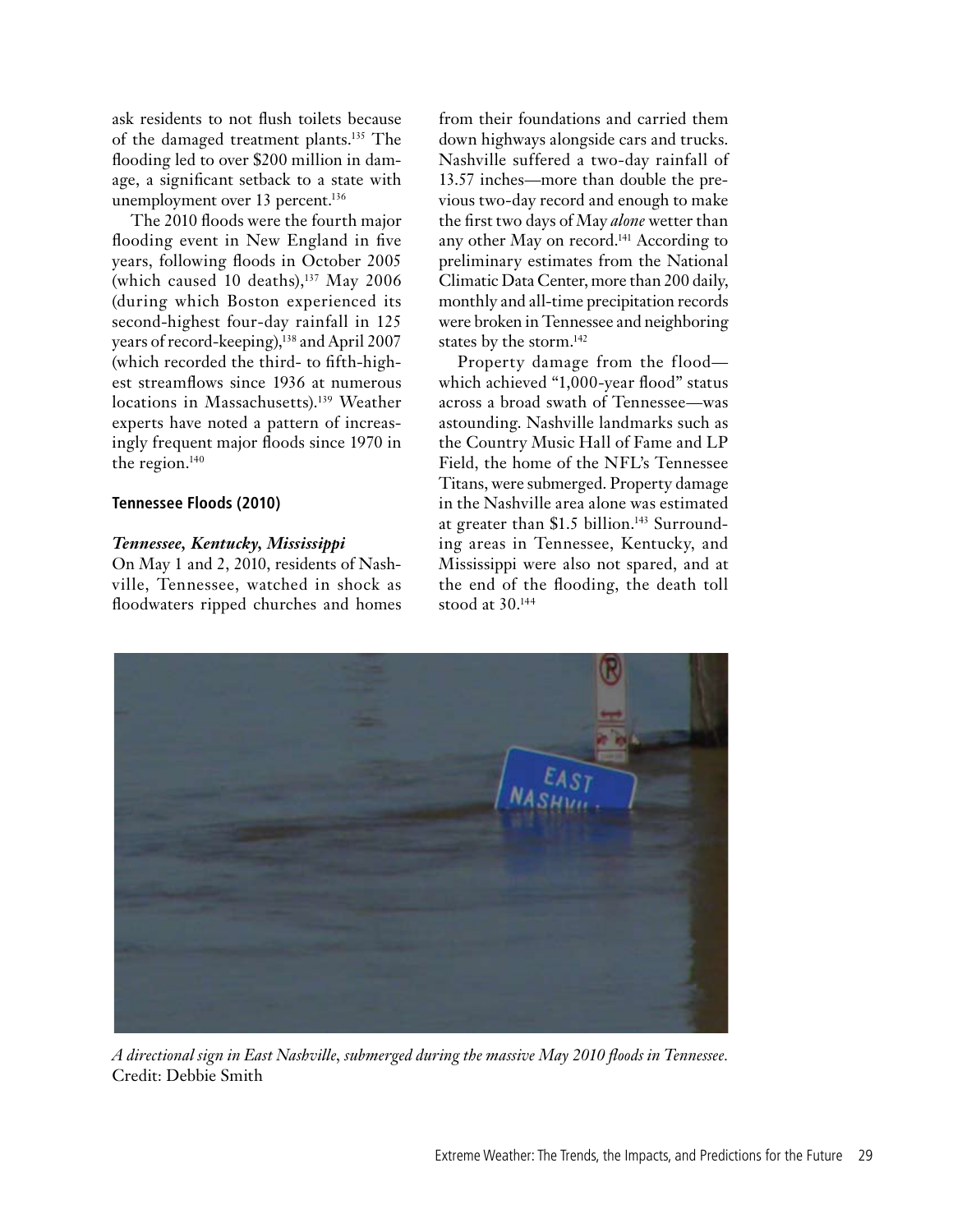ask residents to not flush toilets because of the damaged treatment plants.[135] The flooding led to over $200 million in damage, a significant setback to a state with unemployment over 13 percent.[136]

The 2010 floods were the fourth major flooding event in New England in five years, following floods in October 2005 (which caused 10 deaths),[137] May 2006 (during which Boston experienced its second-highest four-day rainfall in 125 years of record-keeping),[138] and April 2007 (which recorded the third- to fifth-highest streamflows since 1936 at numerous locations in Massachusetts).[139] Weather experts have noted a pattern of increasingly frequent major floods since 1970 in the region.[140]

#### Tennessee Floods (2010)

***Tennessee, Kentucky, Mississippi***

On May 1 and 2, 2010, residents of Nashville, Tennessee, watched in shock as floodwaters ripped churches and homes from their foundations and carried them down highways alongside cars and trucks. Nashville suffered a two-day rainfall of 13.57 inches—more than double the previous two-day record and enough to make the first two days of May *alone* wetter than any other May on record.[141] According to preliminary estimates from the National Climatic Data Center, more than 200 daily, monthly and all-time precipitation records were broken in Tennessee and neighboring states by the storm.[142]

Property damage from the flood—which achieved "1,000-year flood" status across a broad swath of Tennessee—was astounding. Nashville landmarks such as the Country Music Hall of Fame and LP Field, the home of the NFL's Tennessee Titans, were submerged. Property damage in the Nashville area alone was estimated at greater than $1.5 billion.[143] Surrounding areas in Tennessee, Kentucky, and Mississippi were also not spared, and at the end of the flooding, the death toll stood at 30.[144]

*A directional sign in East Nashville, submerged during the massive May 2010 floods in Tennessee.* Credit: Debbie Smith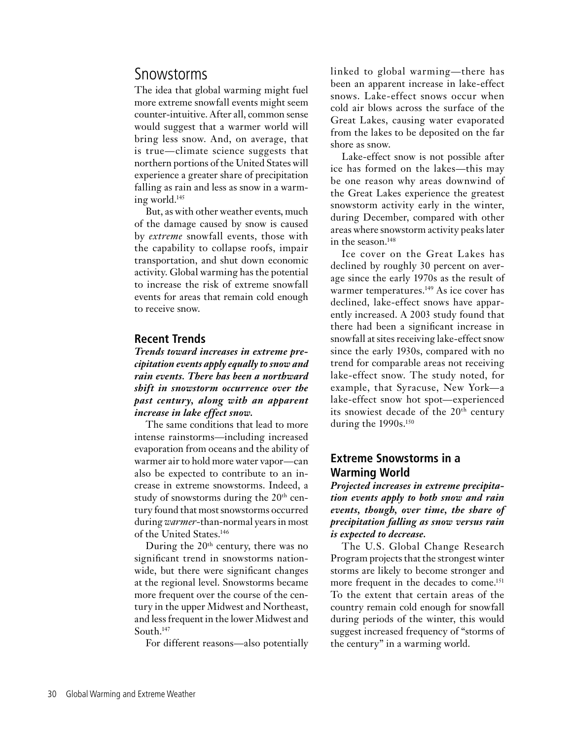## Snowstorms

The idea that global warming might fuel more extreme snowfall events might seem counter-intuitive. After all, common sense would suggest that a warmer world will bring less snow. And, on average, that is true—climate science suggests that northern portions of the United States will experience a greater share of precipitation falling as rain and less as snow in a warming world.[145]

But, as with other weather events, much of the damage caused by snow is caused by *extreme* snowfall events, those with the capability to collapse roofs, impair transportation, and shut down economic activity. Global warming has the potential to increase the risk of extreme snowfall events for areas that remain cold enough to receive snow.

### Recent Trends

***Trends toward increases in extreme precipitation events apply equally to snow and rain events. There has been a northward shift in snowstorm occurrence over the past century, along with an apparent increase in lake effect snow.***

The same conditions that lead to more intense rainstorms—including increased evaporation from oceans and the ability of warmer air to hold more water vapor—can also be expected to contribute to an increase in extreme snowstorms. Indeed, a study of snowstorms during the 20th century found that most snowstorms occurred during *warmer*-than-normal years in most of the United States.[146]

During the 20th century, there was no significant trend in snowstorms nationwide, but there were significant changes at the regional level. Snowstorms became more frequent over the course of the century in the upper Midwest and Northeast, and less frequent in the lower Midwest and South.[147]

For different reasons—also potentially linked to global warming—there has been an apparent increase in lake-effect snows. Lake-effect snows occur when cold air blows across the surface of the Great Lakes, causing water evaporated from the lakes to be deposited on the far shore as snow.

Lake-effect snow is not possible after ice has formed on the lakes—this may be one reason why areas downwind of the Great Lakes experience the greatest snowstorm activity early in the winter, during December, compared with other areas where snowstorm activity peaks later in the season.[148]

Ice cover on the Great Lakes has declined by roughly 30 percent on average since the early 1970s as the result of warmer temperatures.[149] As ice cover has declined, lake-effect snows have apparently increased. A 2003 study found that there had been a significant increase in snowfall at sites receiving lake-effect snow since the early 1930s, compared with no trend for comparable areas not receiving lake-effect snow. The study noted, for example, that Syracuse, New York—a lake-effect snow hot spot—experienced its snowiest decade of the 20th century during the 1990s.[150]

### Extreme Snowstorms in a Warming World

***Projected increases in extreme precipitation events apply to both snow and rain events, though, over time, the share of precipitation falling as snow versus rain is expected to decrease.***

The U.S. Global Change Research Program projects that the strongest winter storms are likely to become stronger and more frequent in the decades to come.[151] To the extent that certain areas of the country remain cold enough for snowfall during periods of the winter, this would suggest increased frequency of "storms of the century" in a warming world.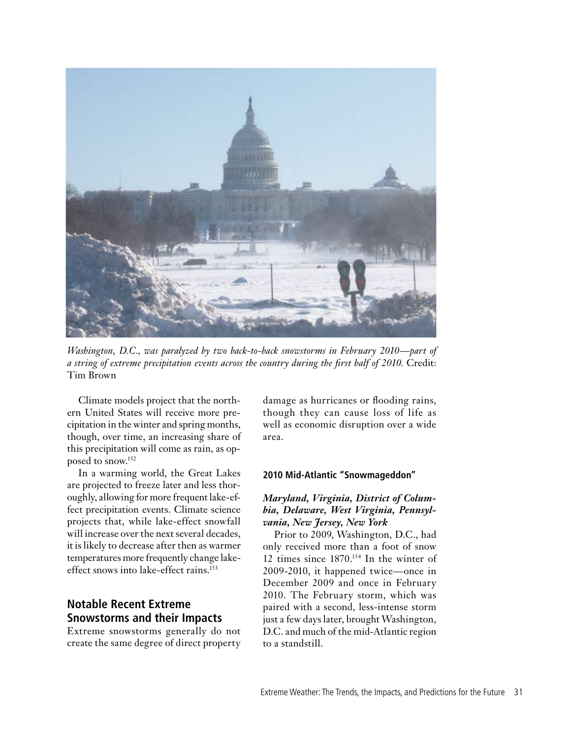*Washington, D.C., was paralyzed by two back-to-back snowstorms in February 2010—part of a string of extreme precipitation events across the country during the first half of 2010.* Credit: Tim Brown

Climate models project that the northern United States will receive more precipitation in the winter and spring months, though, over time, an increasing share of this precipitation will come as rain, as opposed to snow.[152]

In a warming world, the Great Lakes are projected to freeze later and less thoroughly, allowing for more frequent lake-effect precipitation events. Climate science projects that, while lake-effect snowfall will increase over the next several decades, it is likely to decrease after then as warmer temperatures more frequently change lake-effect snows into lake-effect rains.[153]

## Notable Recent Extreme Snowstorms and their Impacts

Extreme snowstorms generally do not create the same degree of direct property damage as hurricanes or flooding rains, though they can cause loss of life as well as economic disruption over a wide area.

#### 2010 Mid-Atlantic "Snowmageddon"

***Maryland, Virginia, District of Columbia, Delaware, West Virginia, Pennsylvania, New Jersey, New York***

Prior to 2009, Washington, D.C., had only received more than a foot of snow 12 times since 1870.[154] In the winter of 2009-2010, it happened twice—once in December 2009 and once in February 2010. The February storm, which was paired with a second, less-intense storm just a few days later, brought Washington, D.C. and much of the mid-Atlantic region to a standstill.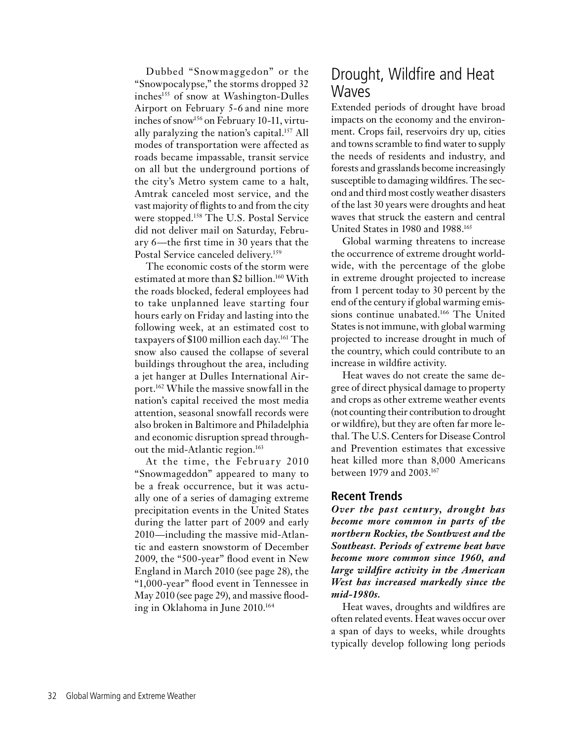Dubbed "Snowmaggedon" or the "Snowpocalypse," the storms dropped 32 inches[155] of snow at Washington-Dulles Airport on February 5-6 and nine more inches of snow[156] on February 10-11, virtually paralyzing the nation's capital.[157] All modes of transportation were affected as roads became impassable, transit service on all but the underground portions of the city's Metro system came to a halt, Amtrak canceled most service, and the vast majority of flights to and from the city were stopped.[158] The U.S. Postal Service did not deliver mail on Saturday, February 6—the first time in 30 years that the Postal Service canceled delivery.[159]

The economic costs of the storm were estimated at more than $2 billion.[160] With the roads blocked, federal employees had to take unplanned leave starting four hours early on Friday and lasting into the following week, at an estimated cost to taxpayers of $100 million each day.[161] The snow also caused the collapse of several buildings throughout the area, including a jet hanger at Dulles International Airport.[162] While the massive snowfall in the nation's capital received the most media attention, seasonal snowfall records were also broken in Baltimore and Philadelphia and economic disruption spread throughout the mid-Atlantic region.[163]

At the time, the February 2010 "Snowmageddon" appeared to many to be a freak occurrence, but it was actually one of a series of damaging extreme precipitation events in the United States during the latter part of 2009 and early 2010—including the massive mid-Atlantic and eastern snowstorm of December 2009, the "500-year" flood event in New England in March 2010 (see page 28), the "1,000-year" flood event in Tennessee in May 2010 (see page 29), and massive flooding in Oklahoma in June 2010.[164]

## Drought, Wildfire and Heat Waves

Extended periods of drought have broad impacts on the economy and the environment. Crops fail, reservoirs dry up, cities and towns scramble to find water to supply the needs of residents and industry, and forests and grasslands become increasingly susceptible to damaging wildfires. The second and third most costly weather disasters of the last 30 years were droughts and heat waves that struck the eastern and central United States in 1980 and 1988.[165]

Global warming threatens to increase the occurrence of extreme drought worldwide, with the percentage of the globe in extreme drought projected to increase from 1 percent today to 30 percent by the end of the century if global warming emissions continue unabated.[166] The United States is not immune, with global warming projected to increase drought in much of the country, which could contribute to an increase in wildfire activity.

Heat waves do not create the same degree of direct physical damage to property and crops as other extreme weather events (not counting their contribution to drought or wildfire), but they are often far more lethal. The U.S. Centers for Disease Control and Prevention estimates that excessive heat killed more than 8,000 Americans between 1979 and 2003.[167]

### Recent Trends

***Over the past century, drought has become more common in parts of the northern Rockies, the Southwest and the Southeast. Periods of extreme heat have become more common since 1960, and large wildfire activity in the American West has increased markedly since the mid-1980s.***

Heat waves, droughts and wildfires are often related events. Heat waves occur over a span of days to weeks, while droughts typically develop following long periods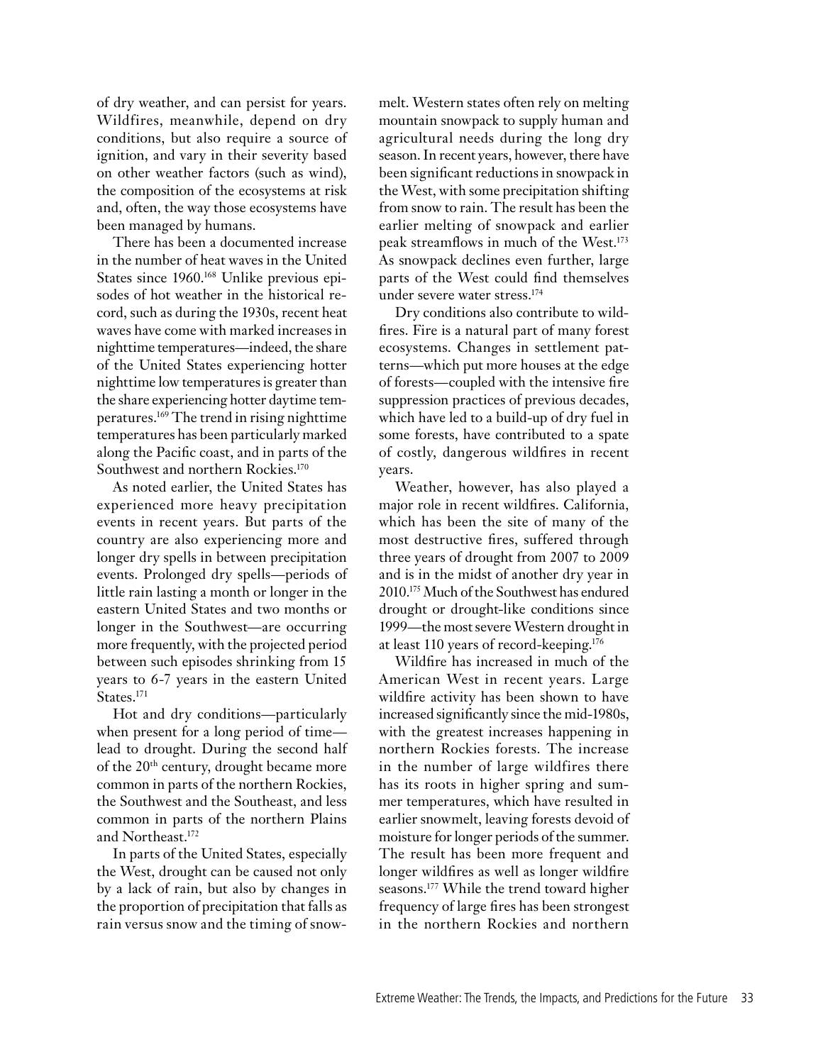of dry weather, and can persist for years. Wildfires, meanwhile, depend on dry conditions, but also require a source of ignition, and vary in their severity based on other weather factors (such as wind), the composition of the ecosystems at risk and, often, the way those ecosystems have been managed by humans.

There has been a documented increase in the number of heat waves in the United States since 1960.[168] Unlike previous episodes of hot weather in the historical record, such as during the 1930s, recent heat waves have come with marked increases in nighttime temperatures—indeed, the share of the United States experiencing hotter nighttime low temperatures is greater than the share experiencing hotter daytime temperatures.[169] The trend in rising nighttime temperatures has been particularly marked along the Pacific coast, and in parts of the Southwest and northern Rockies.[170]

As noted earlier, the United States has experienced more heavy precipitation events in recent years. But parts of the country are also experiencing more and longer dry spells in between precipitation events. Prolonged dry spells—periods of little rain lasting a month or longer in the eastern United States and two months or longer in the Southwest—are occurring more frequently, with the projected period between such episodes shrinking from 15 years to 6-7 years in the eastern United States.[171]

Hot and dry conditions—particularly when present for a long period of time—lead to drought. During the second half of the 20th century, drought became more common in parts of the northern Rockies, the Southwest and the Southeast, and less common in parts of the northern Plains and Northeast.[172]

In parts of the United States, especially the West, drought can be caused not only by a lack of rain, but also by changes in the proportion of precipitation that falls as rain versus snow and the timing of snowmelt. Western states often rely on melting mountain snowpack to supply human and agricultural needs during the long dry season. In recent years, however, there have been significant reductions in snowpack in the West, with some precipitation shifting from snow to rain. The result has been the earlier melting of snowpack and earlier peak streamflows in much of the West.[173] As snowpack declines even further, large parts of the West could find themselves under severe water stress.[174]

Dry conditions also contribute to wildfires. Fire is a natural part of many forest ecosystems. Changes in settlement patterns—which put more houses at the edge of forests—coupled with the intensive fire suppression practices of previous decades, which have led to a build-up of dry fuel in some forests, have contributed to a spate of costly, dangerous wildfires in recent years.

Weather, however, has also played a major role in recent wildfires. California, which has been the site of many of the most destructive fires, suffered through three years of drought from 2007 to 2009 and is in the midst of another dry year in 2010.[175] Much of the Southwest has endured drought or drought-like conditions since 1999—the most severe Western drought in at least 110 years of record-keeping.[176]

Wildfire has increased in much of the American West in recent years. Large wildfire activity has been shown to have increased significantly since the mid-1980s, with the greatest increases happening in northern Rockies forests. The increase in the number of large wildfires there has its roots in higher spring and summer temperatures, which have resulted in earlier snowmelt, leaving forests devoid of moisture for longer periods of the summer. The result has been more frequent and longer wildfires as well as longer wildfire seasons.[177] While the trend toward higher frequency of large fires has been strongest in the northern Rockies and northern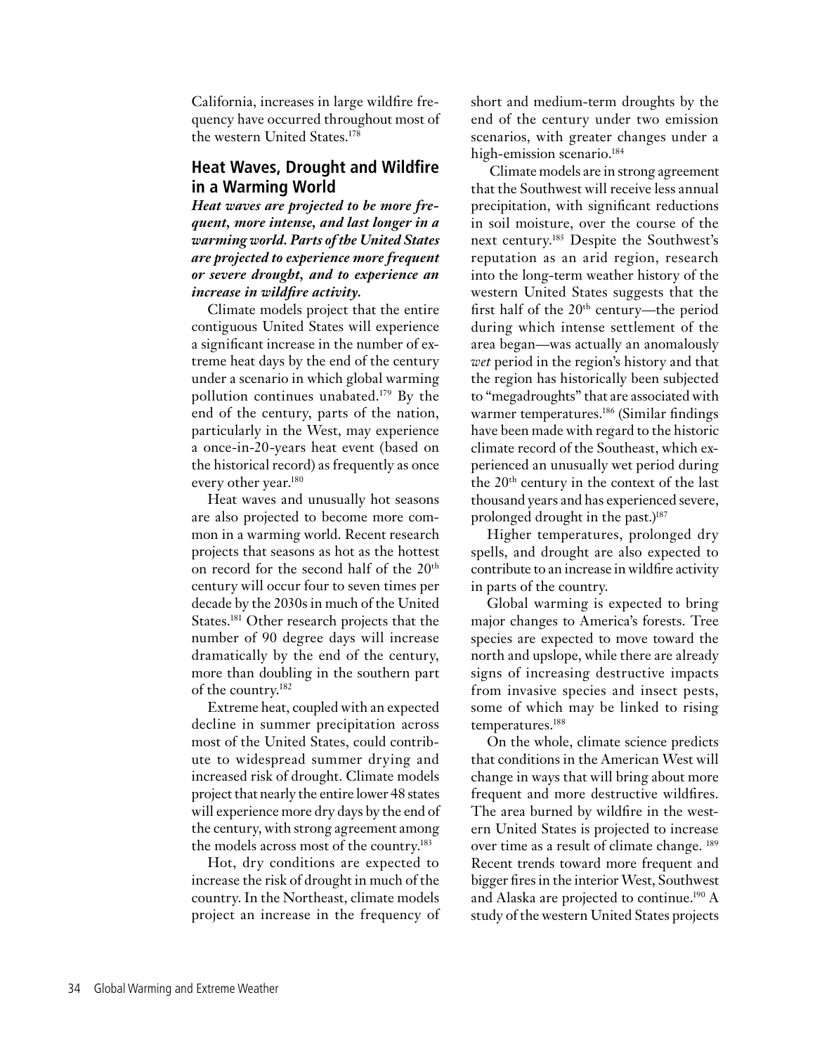California, increases in large wildfire frequency have occurred throughout most of the western United States.[178]

## Heat Waves, Drought and Wildfire in a Warming World

***Heat waves are projected to be more frequent, more intense, and last longer in a warming world. Parts of the United States are projected to experience more frequent or severe drought, and to experience an increase in wildfire activity.***

Climate models project that the entire contiguous United States will experience a significant increase in the number of extreme heat days by the end of the century under a scenario in which global warming pollution continues unabated.[179] By the end of the century, parts of the nation, particularly in the West, may experience a once-in-20-years heat event (based on the historical record) as frequently as once every other year.[180]

Heat waves and unusually hot seasons are also projected to become more common in a warming world. Recent research projects that seasons as hot as the hottest on record for the second half of the 20th century will occur four to seven times per decade by the 2030s in much of the United States.[181] Other research projects that the number of 90 degree days will increase dramatically by the end of the century, more than doubling in the southern part of the country.[182]

Extreme heat, coupled with an expected decline in summer precipitation across most of the United States, could contribute to widespread summer drying and increased risk of drought. Climate models project that nearly the entire lower 48 states will experience more dry days by the end of the century, with strong agreement among the models across most of the country.[183]

Hot, dry conditions are expected to increase the risk of drought in much of the country. In the Northeast, climate models project an increase in the frequency of short and medium-term droughts by the end of the century under two emission scenarios, with greater changes under a high-emission scenario.[184]

Climate models are in strong agreement that the Southwest will receive less annual precipitation, with significant reductions in soil moisture, over the course of the next century.[185] Despite the Southwest's reputation as an arid region, research into the long-term weather history of the western United States suggests that the first half of the 20th century—the period during which intense settlement of the area began—was actually an anomalously *wet* period in the region's history and that the region has historically been subjected to "megadroughts" that are associated with warmer temperatures.[186] (Similar findings have been made with regard to the historic climate record of the Southeast, which experienced an unusually wet period during the 20th century in the context of the last thousand years and has experienced severe, prolonged drought in the past.)[187]

Higher temperatures, prolonged dry spells, and drought are also expected to contribute to an increase in wildfire activity in parts of the country.

Global warming is expected to bring major changes to America's forests. Tree species are expected to move toward the north and upslope, while there are already signs of increasing destructive impacts from invasive species and insect pests, some of which may be linked to rising temperatures.[188]

On the whole, climate science predicts that conditions in the American West will change in ways that will bring about more frequent and more destructive wildfires. The area burned by wildfire in the western United States is projected to increase over time as a result of climate change.[189] Recent trends toward more frequent and bigger fires in the interior West, Southwest and Alaska are projected to continue.[190] A study of the western United States projects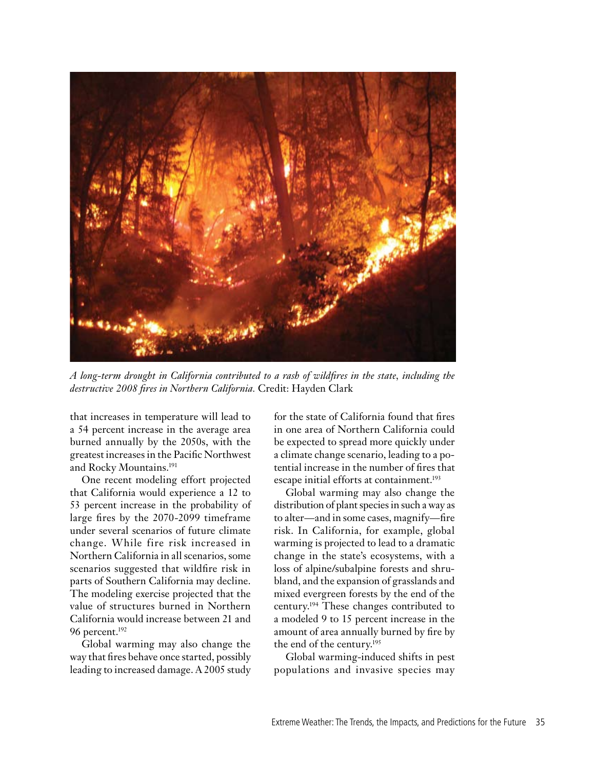*A long-term drought in California contributed to a rash of wildfires in the state, including the destructive 2008 fires in Northern California.* Credit: Hayden Clark

that increases in temperature will lead to a 54 percent increase in the average area burned annually by the 2050s, with the greatest increases in the Pacific Northwest and Rocky Mountains.[191]

One recent modeling effort projected that California would experience a 12 to 53 percent increase in the probability of large fires by the 2070-2099 timeframe under several scenarios of future climate change. While fire risk increased in Northern California in all scenarios, some scenarios suggested that wildfire risk in parts of Southern California may decline. The modeling exercise projected that the value of structures burned in Northern California would increase between 21 and 96 percent.[192]

Global warming may also change the way that fires behave once started, possibly leading to increased damage. A 2005 study for the state of California found that fires in one area of Northern California could be expected to spread more quickly under a climate change scenario, leading to a potential increase in the number of fires that escape initial efforts at containment.[193]

Global warming may also change the distribution of plant species in such a way as to alter—and in some cases, magnify—fire risk. In California, for example, global warming is projected to lead to a dramatic change in the state's ecosystems, with a loss of alpine/subalpine forests and shrubland, and the expansion of grasslands and mixed evergreen forests by the end of the century.[194] These changes contributed to a modeled 9 to 15 percent increase in the amount of area annually burned by fire by the end of the century.[195]

Global warming-induced shifts in pest populations and invasive species may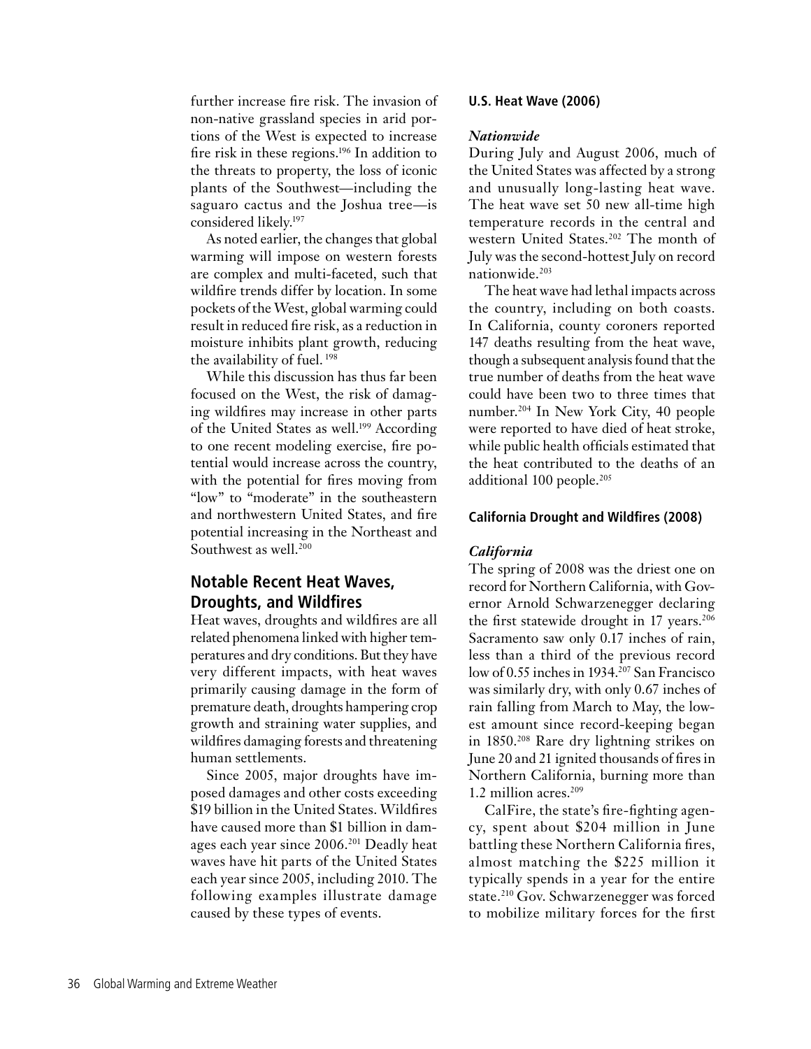further increase fire risk. The invasion of non-native grassland species in arid portions of the West is expected to increase fire risk in these regions.[196] In addition to the threats to property, the loss of iconic plants of the Southwest—including the saguaro cactus and the Joshua tree—is considered likely.[197]

As noted earlier, the changes that global warming will impose on western forests are complex and multi-faceted, such that wildfire trends differ by location. In some pockets of the West, global warming could result in reduced fire risk, as a reduction in moisture inhibits plant growth, reducing the availability of fuel.[198]

While this discussion has thus far been focused on the West, the risk of damaging wildfires may increase in other parts of the United States as well.[199] According to one recent modeling exercise, fire potential would increase across the country, with the potential for fires moving from "low" to "moderate" in the southeastern and northwestern United States, and fire potential increasing in the Northeast and Southwest as well.[200]

## Notable Recent Heat Waves, Droughts, and Wildfires

Heat waves, droughts and wildfires are all related phenomena linked with higher temperatures and dry conditions. But they have very different impacts, with heat waves primarily causing damage in the form of premature death, droughts hampering crop growth and straining water supplies, and wildfires damaging forests and threatening human settlements.

Since 2005, major droughts have imposed damages and other costs exceeding $19 billion in the United States. Wildfires have caused more than $1 billion in damages each year since 2006.[201] Deadly heat waves have hit parts of the United States each year since 2005, including 2010. The following examples illustrate damage caused by these types of events.

### U.S. Heat Wave (2006)

*Nationwide*

During July and August 2006, much of the United States was affected by a strong and unusually long-lasting heat wave. The heat wave set 50 new all-time high temperature records in the central and western United States.[202] The month of July was the second-hottest July on record nationwide.[203]

The heat wave had lethal impacts across the country, including on both coasts. In California, county coroners reported 147 deaths resulting from the heat wave, though a subsequent analysis found that the true number of deaths from the heat wave could have been two to three times that number.[204] In New York City, 40 people were reported to have died of heat stroke, while public health officials estimated that the heat contributed to the deaths of an additional 100 people.[205]

### California Drought and Wildfires (2008)

*California*

The spring of 2008 was the driest one on record for Northern California, with Governor Arnold Schwarzenegger declaring the first statewide drought in 17 years.[206] Sacramento saw only 0.17 inches of rain, less than a third of the previous record low of 0.55 inches in 1934.[207] San Francisco was similarly dry, with only 0.67 inches of rain falling from March to May, the lowest amount since record-keeping began in 1850.[208] Rare dry lightning strikes on June 20 and 21 ignited thousands of fires in Northern California, burning more than 1.2 million acres.[209]

CalFire, the state's fire-fighting agency, spent about $204 million in June battling these Northern California fires, almost matching the $225 million it typically spends in a year for the entire state.[210] Gov. Schwarzenegger was forced to mobilize military forces for the first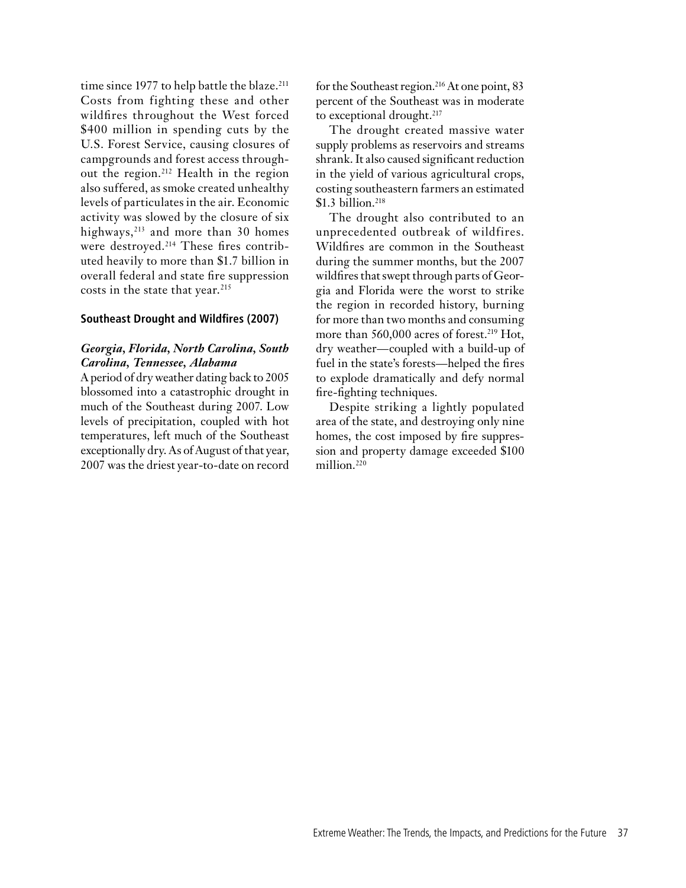time since 1977 to help battle the blaze.[211] Costs from fighting these and other wildfires throughout the West forced $400 million in spending cuts by the U.S. Forest Service, causing closures of campgrounds and forest access throughout the region.[212] Health in the region also suffered, as smoke created unhealthy levels of particulates in the air. Economic activity was slowed by the closure of six highways,[213] and more than 30 homes were destroyed.[214] These fires contributed heavily to more than $1.7 billion in overall federal and state fire suppression costs in the state that year.[215]

### Southeast Drought and Wildfires (2007)

***Georgia, Florida, North Carolina, South Carolina, Tennessee, Alabama***

A period of dry weather dating back to 2005 blossomed into a catastrophic drought in much of the Southeast during 2007. Low levels of precipitation, coupled with hot temperatures, left much of the Southeast exceptionally dry. As of August of that year, 2007 was the driest year-to-date on record for the Southeast region.[216] At one point, 83 percent of the Southeast was in moderate to exceptional drought.[217]

The drought created massive water supply problems as reservoirs and streams shrank. It also caused significant reduction in the yield of various agricultural crops, costing southeastern farmers an estimated $1.3 billion.[218]

The drought also contributed to an unprecedented outbreak of wildfires. Wildfires are common in the Southeast during the summer months, but the 2007 wildfires that swept through parts of Georgia and Florida were the worst to strike the region in recorded history, burning for more than two months and consuming more than 560,000 acres of forest.[219] Hot, dry weather—coupled with a build-up of fuel in the state's forests—helped the fires to explode dramatically and defy normal fire-fighting techniques.

Despite striking a lightly populated area of the state, and destroying only nine homes, the cost imposed by fire suppression and property damage exceeded $100 million.[220]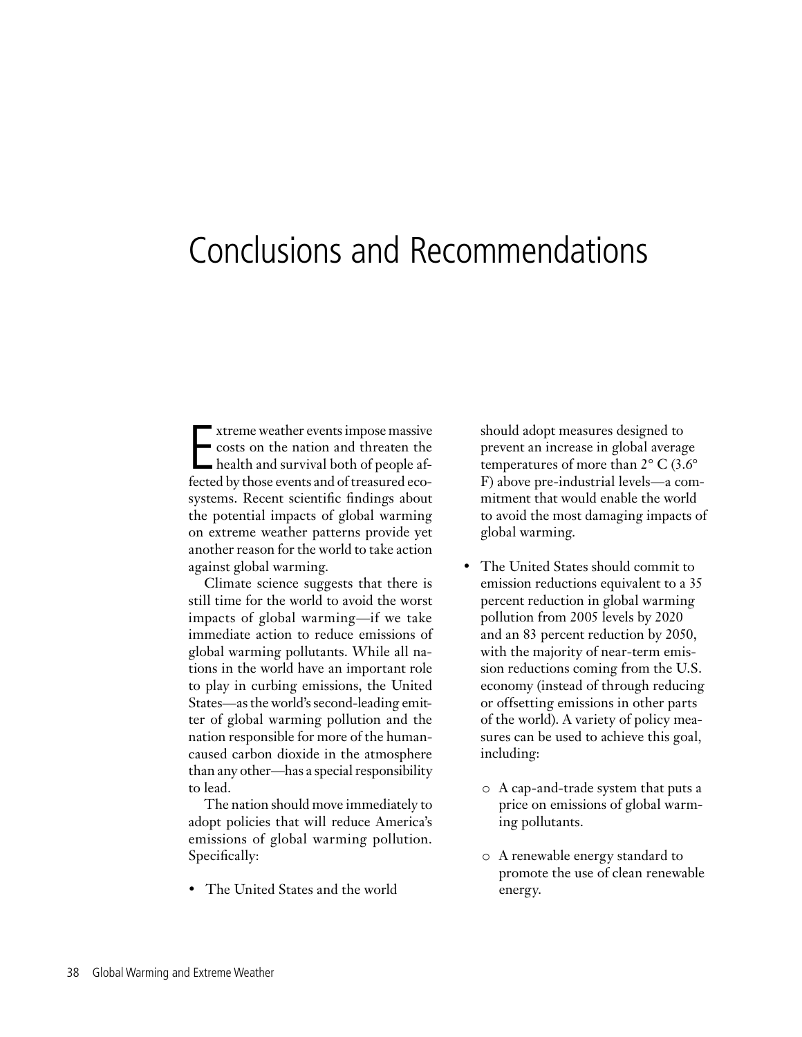# Conclusions and Recommendations

Extreme weather events impose massive costs on the nation and threaten the health and survival both of people affected by those events and of treasured ecosystems. Recent scientific findings about the potential impacts of global warming on extreme weather patterns provide yet another reason for the world to take action against global warming.

Climate science suggests that there is still time for the world to avoid the worst impacts of global warming—if we take immediate action to reduce emissions of global warming pollutants. While all nations in the world have an important role to play in curbing emissions, the United States—as the world's second-leading emitter of global warming pollution and the nation responsible for more of the human-caused carbon dioxide in the atmosphere than any other—has a special responsibility to lead.

The nation should move immediately to adopt policies that will reduce America's emissions of global warming pollution. Specifically:

- The United States and the world should adopt measures designed to prevent an increase in global average temperatures of more than 2° C (3.6° F) above pre-industrial levels—a commitment that would enable the world to avoid the most damaging impacts of global warming.

- The United States should commit to emission reductions equivalent to a 35 percent reduction in global warming pollution from 2005 levels by 2020 and an 83 percent reduction by 2050, with the majority of near-term emission reductions coming from the U.S. economy (instead of through reducing or offsetting emissions in other parts of the world). A variety of policy measures can be used to achieve this goal, including:

  - A cap-and-trade system that puts a price on emissions of global warming pollutants.

  - A renewable energy standard to promote the use of clean renewable energy.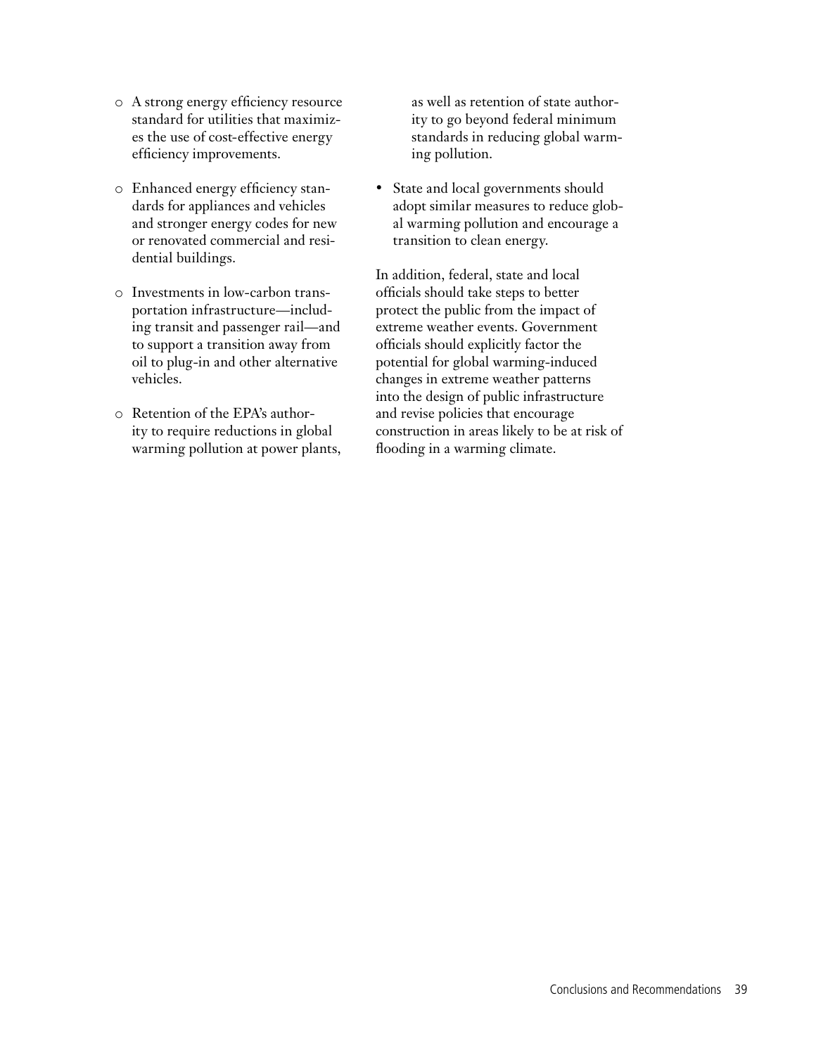- A strong energy efficiency resource standard for utilities that maximizes the use of cost-effective energy efficiency improvements.

- Enhanced energy efficiency standards for appliances and vehicles and stronger energy codes for new or renovated commercial and residential buildings.

- Investments in low-carbon transportation infrastructure—including transit and passenger rail—and to support a transition away from oil to plug-in and other alternative vehicles.

- Retention of the EPA's authority to require reductions in global warming pollution at power plants, as well as retention of state authority to go beyond federal minimum standards in reducing global warming pollution.

- State and local governments should adopt similar measures to reduce global warming pollution and encourage a transition to clean energy.

In addition, federal, state and local officials should take steps to better protect the public from the impact of extreme weather events. Government officials should explicitly factor the potential for global warming-induced changes in extreme weather patterns into the design of public infrastructure and revise policies that encourage construction in areas likely to be at risk of flooding in a warming climate.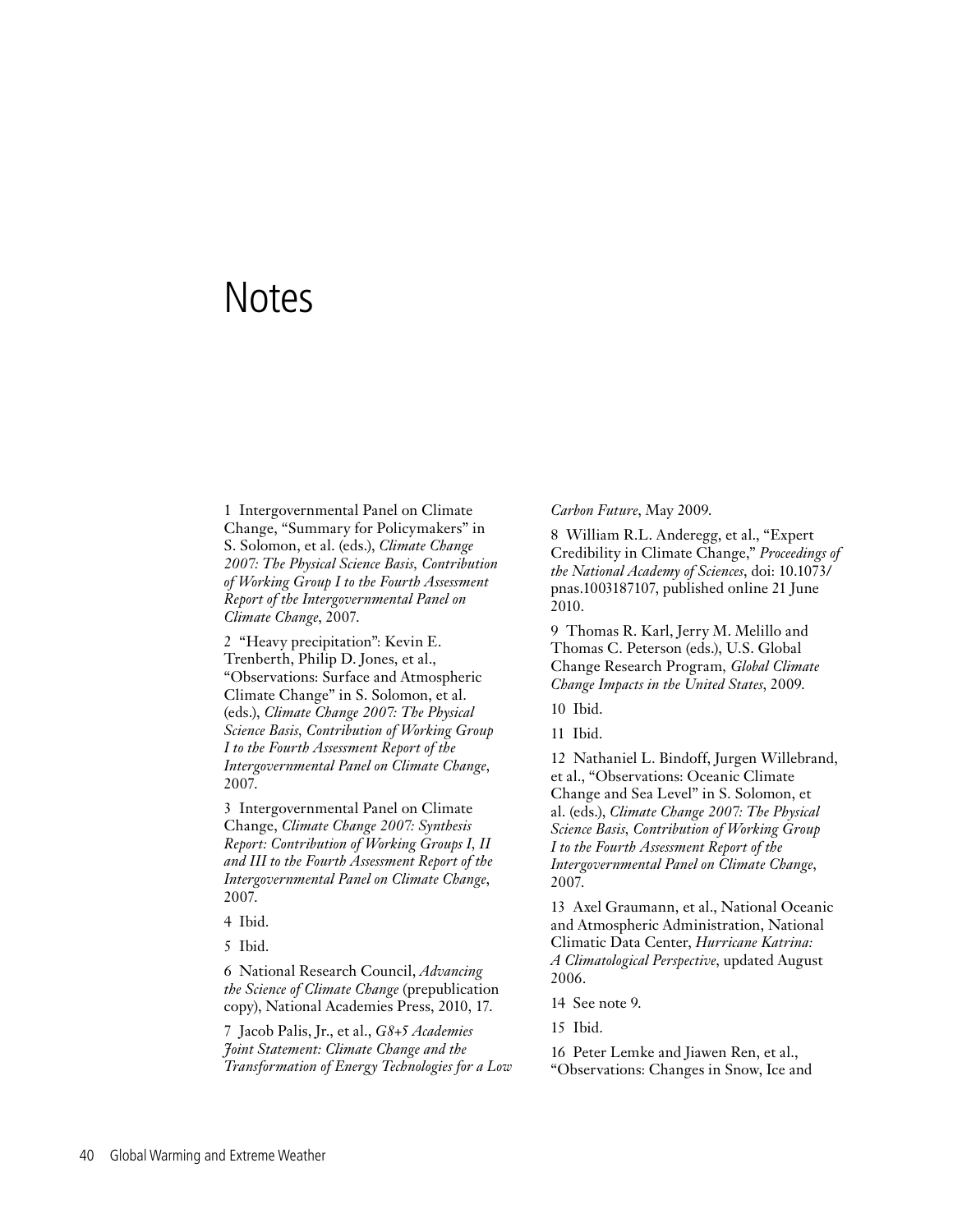# Notes

1 Intergovernmental Panel on Climate Change, "Summary for Policymakers" in S. Solomon, et al. (eds.), *Climate Change 2007: The Physical Science Basis, Contribution of Working Group I to the Fourth Assessment Report of the Intergovernmental Panel on Climate Change*, 2007.

2 "Heavy precipitation": Kevin E. Trenberth, Philip D. Jones, et al., "Observations: Surface and Atmospheric Climate Change" in S. Solomon, et al. (eds.), *Climate Change 2007: The Physical Science Basis, Contribution of Working Group I to the Fourth Assessment Report of the Intergovernmental Panel on Climate Change*, 2007.

3 Intergovernmental Panel on Climate Change, *Climate Change 2007: Synthesis Report: Contribution of Working Groups I, II and III to the Fourth Assessment Report of the Intergovernmental Panel on Climate Change*, 2007.

4 Ibid.

5 Ibid.

6 National Research Council, *Advancing the Science of Climate Change* (prepublication copy), National Academies Press, 2010, 17.

7 Jacob Palis, Jr., et al., *G8+5 Academies Joint Statement: Climate Change and the Transformation of Energy Technologies for a Low Carbon Future*, May 2009.

8 William R.L. Anderegg, et al., "Expert Credibility in Climate Change," *Proceedings of the National Academy of Sciences*, doi: 10.1073/pnas.1003187107, published online 21 June 2010.

9 Thomas R. Karl, Jerry M. Melillo and Thomas C. Peterson (eds.), U.S. Global Change Research Program, *Global Climate Change Impacts in the United States*, 2009.

10 Ibid.

11 Ibid.

12 Nathaniel L. Bindoff, Jurgen Willebrand, et al., "Observations: Oceanic Climate Change and Sea Level" in S. Solomon, et al. (eds.), *Climate Change 2007: The Physical Science Basis, Contribution of Working Group I to the Fourth Assessment Report of the Intergovernmental Panel on Climate Change*, 2007.

13 Axel Graumann, et al., National Oceanic and Atmospheric Administration, National Climatic Data Center, *Hurricane Katrina: A Climatological Perspective*, updated August 2006.

14 See note 9.

15 Ibid.

16 Peter Lemke and Jiawen Ren, et al., "Observations: Changes in Snow, Ice and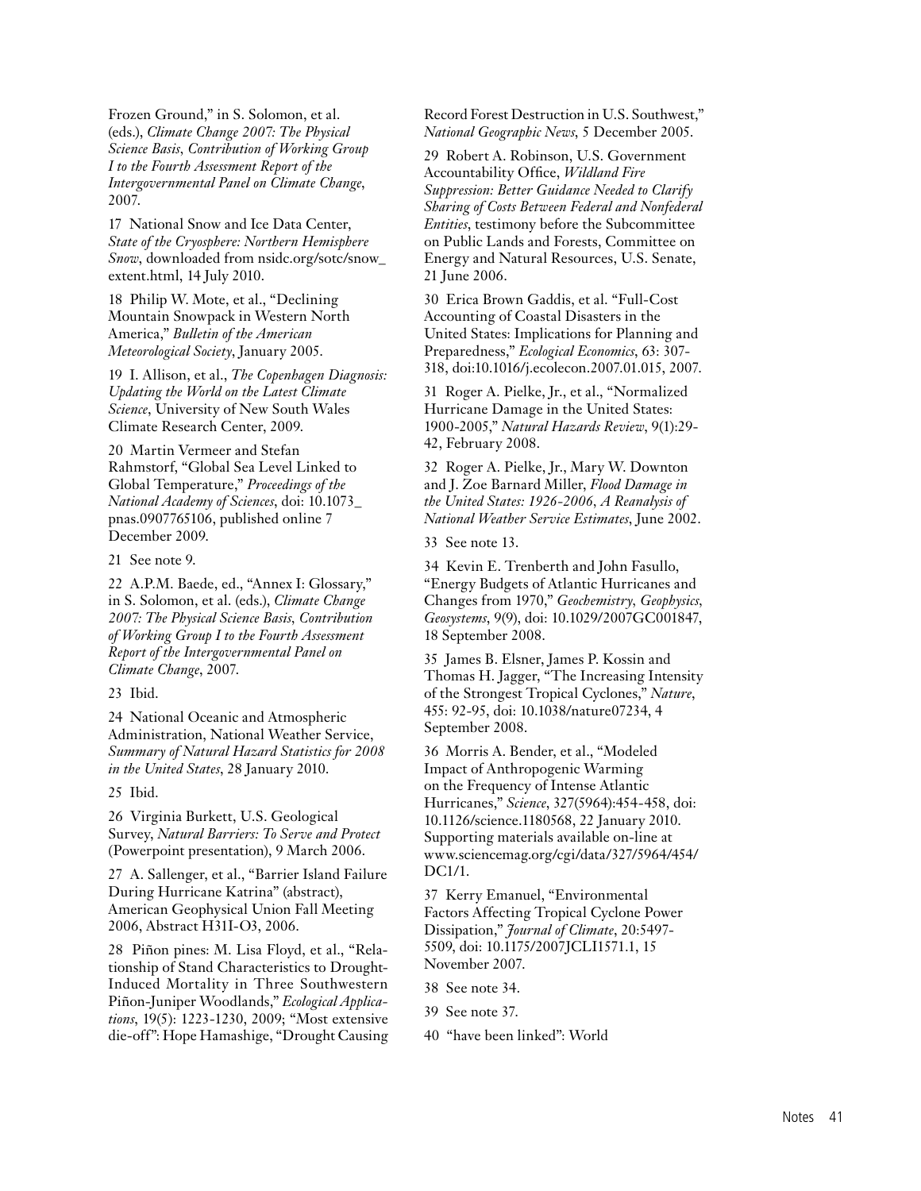Frozen Ground," in S. Solomon, et al. (eds.), *Climate Change 2007: The Physical Science Basis, Contribution of Working Group I to the Fourth Assessment Report of the Intergovernmental Panel on Climate Change*, 2007.

17 National Snow and Ice Data Center, *State of the Cryosphere: Northern Hemisphere Snow*, downloaded from nsidc.org/sotc/snow_extent.html, 14 July 2010.

18 Philip W. Mote, et al., "Declining Mountain Snowpack in Western North America," *Bulletin of the American Meteorological Society*, January 2005.

19 I. Allison, et al., *The Copenhagen Diagnosis: Updating the World on the Latest Climate Science*, University of New South Wales Climate Research Center, 2009.

20 Martin Vermeer and Stefan Rahmstorf, "Global Sea Level Linked to Global Temperature," *Proceedings of the National Academy of Sciences*, doi: 10.1073_pnas.0907765106, published online 7 December 2009.

21 See note 9.

22 A.P.M. Baede, ed., "Annex I: Glossary," in S. Solomon, et al. (eds.), *Climate Change 2007: The Physical Science Basis, Contribution of Working Group I to the Fourth Assessment Report of the Intergovernmental Panel on Climate Change*, 2007.

23 Ibid.

24 National Oceanic and Atmospheric Administration, National Weather Service, *Summary of Natural Hazard Statistics for 2008 in the United States*, 28 January 2010.

25 Ibid.

26 Virginia Burkett, U.S. Geological Survey, *Natural Barriers: To Serve and Protect* (Powerpoint presentation), 9 March 2006.

27 A. Sallenger, et al., "Barrier Island Failure During Hurricane Katrina" (abstract), American Geophysical Union Fall Meeting 2006, Abstract H31I-O3, 2006.

28 Piñon pines: M. Lisa Floyd, et al., "Relationship of Stand Characteristics to Drought-Induced Mortality in Three Southwestern Piñon-Juniper Woodlands," *Ecological Applications*, 19(5): 1223-1230, 2009; "Most extensive die-off": Hope Hamashige, "Drought Causing Record Forest Destruction in U.S. Southwest," *National Geographic News*, 5 December 2005.

29 Robert A. Robinson, U.S. Government Accountability Office, *Wildland Fire Suppression: Better Guidance Needed to Clarify Sharing of Costs Between Federal and Nonfederal Entities*, testimony before the Subcommittee on Public Lands and Forests, Committee on Energy and Natural Resources, U.S. Senate, 21 June 2006.

30 Erica Brown Gaddis, et al. "Full-Cost Accounting of Coastal Disasters in the United States: Implications for Planning and Preparedness," *Ecological Economics*, 63: 307-318, doi:10.1016/j.ecolecon.2007.01.015, 2007.

31 Roger A. Pielke, Jr., et al., "Normalized Hurricane Damage in the United States: 1900-2005," *Natural Hazards Review*, 9(1):29-42, February 2008.

32 Roger A. Pielke, Jr., Mary W. Downton and J. Zoe Barnard Miller, *Flood Damage in the United States: 1926-2006, A Reanalysis of National Weather Service Estimates*, June 2002.

33 See note 13.

34 Kevin E. Trenberth and John Fasullo, "Energy Budgets of Atlantic Hurricanes and Changes from 1970," *Geochemistry, Geophysics, Geosystems*, 9(9), doi: 10.1029/2007GC001847, 18 September 2008.

35 James B. Elsner, James P. Kossin and Thomas H. Jagger, "The Increasing Intensity of the Strongest Tropical Cyclones," *Nature*, 455: 92-95, doi: 10.1038/nature07234, 4 September 2008.

36 Morris A. Bender, et al., "Modeled Impact of Anthropogenic Warming on the Frequency of Intense Atlantic Hurricanes," *Science*, 327(5964):454-458, doi: 10.1126/science.1180568, 22 January 2010. Supporting materials available on-line at www.sciencemag.org/cgi/data/327/5964/454/DC1/1.

37 Kerry Emanuel, "Environmental Factors Affecting Tropical Cyclone Power Dissipation," *Journal of Climate*, 20:5497-5509, doi: 10.1175/2007JCLI1571.1, 15 November 2007.

38 See note 34.

39 See note 37.

40 "have been linked": World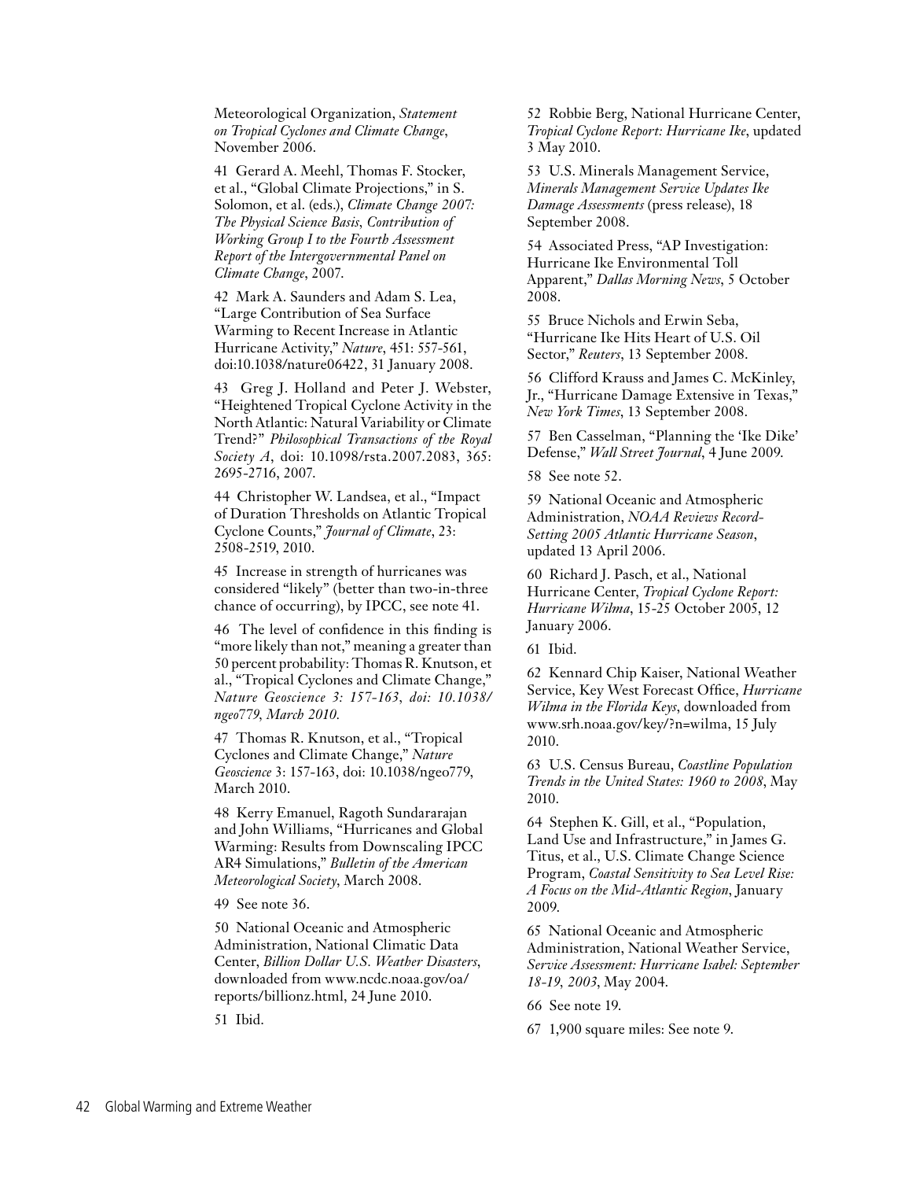Meteorological Organization, *Statement on Tropical Cyclones and Climate Change*, November 2006.

41 Gerard A. Meehl, Thomas F. Stocker, et al., "Global Climate Projections," in S. Solomon, et al. (eds.), *Climate Change 2007: The Physical Science Basis, Contribution of Working Group I to the Fourth Assessment Report of the Intergovernmental Panel on Climate Change*, 2007.

42 Mark A. Saunders and Adam S. Lea, "Large Contribution of Sea Surface Warming to Recent Increase in Atlantic Hurricane Activity," *Nature*, 451: 557-561, doi:10.1038/nature06422, 31 January 2008.

43 Greg J. Holland and Peter J. Webster, "Heightened Tropical Cyclone Activity in the North Atlantic: Natural Variability or Climate Trend?" *Philosophical Transactions of the Royal Society A*, doi: 10.1098/rsta.2007.2083, 365: 2695-2716, 2007.

44 Christopher W. Landsea, et al., "Impact of Duration Thresholds on Atlantic Tropical Cyclone Counts," *Journal of Climate*, 23: 2508-2519, 2010.

45 Increase in strength of hurricanes was considered "likely" (better than two-in-three chance of occurring), by IPCC, see note 41.

46 The level of confidence in this finding is "more likely than not," meaning a greater than 50 percent probability: Thomas R. Knutson, et al., "Tropical Cyclones and Climate Change," *Nature Geoscience 3: 157-163, doi: 10.1038/ngeo779, March 2010.*

47 Thomas R. Knutson, et al., "Tropical Cyclones and Climate Change," *Nature Geoscience* 3: 157-163, doi: 10.1038/ngeo779, March 2010.

48 Kerry Emanuel, Ragoth Sundararajan and John Williams, "Hurricanes and Global Warming: Results from Downscaling IPCC AR4 Simulations," *Bulletin of the American Meteorological Society*, March 2008.

49 See note 36.

50 National Oceanic and Atmospheric Administration, National Climatic Data Center, *Billion Dollar U.S. Weather Disasters*, downloaded from www.ncdc.noaa.gov/oa/reports/billionz.html, 24 June 2010.

51 Ibid.

52 Robbie Berg, National Hurricane Center, *Tropical Cyclone Report: Hurricane Ike*, updated 3 May 2010.

53 U.S. Minerals Management Service, *Minerals Management Service Updates Ike Damage Assessments* (press release), 18 September 2008.

54 Associated Press, "AP Investigation: Hurricane Ike Environmental Toll Apparent," *Dallas Morning News*, 5 October 2008.

55 Bruce Nichols and Erwin Seba, "Hurricane Ike Hits Heart of U.S. Oil Sector," *Reuters*, 13 September 2008.

56 Clifford Krauss and James C. McKinley, Jr., "Hurricane Damage Extensive in Texas," *New York Times*, 13 September 2008.

57 Ben Casselman, "Planning the 'Ike Dike' Defense," *Wall Street Journal*, 4 June 2009.

58 See note 52.

59 National Oceanic and Atmospheric Administration, *NOAA Reviews Record-Setting 2005 Atlantic Hurricane Season*, updated 13 April 2006.

60 Richard J. Pasch, et al., National Hurricane Center, *Tropical Cyclone Report: Hurricane Wilma*, 15-25 October 2005, 12 January 2006.

61 Ibid.

62 Kennard Chip Kaiser, National Weather Service, Key West Forecast Office, *Hurricane Wilma in the Florida Keys*, downloaded from www.srh.noaa.gov/key/?n=wilma, 15 July 2010.

63 U.S. Census Bureau, *Coastline Population Trends in the United States: 1960 to 2008*, May 2010.

64 Stephen K. Gill, et al., "Population, Land Use and Infrastructure," in James G. Titus, et al., U.S. Climate Change Science Program, *Coastal Sensitivity to Sea Level Rise: A Focus on the Mid-Atlantic Region*, January 2009.

65 National Oceanic and Atmospheric Administration, National Weather Service, *Service Assessment: Hurricane Isabel: September 18-19, 2003*, May 2004.

66 See note 19.

67 1,900 square miles: See note 9.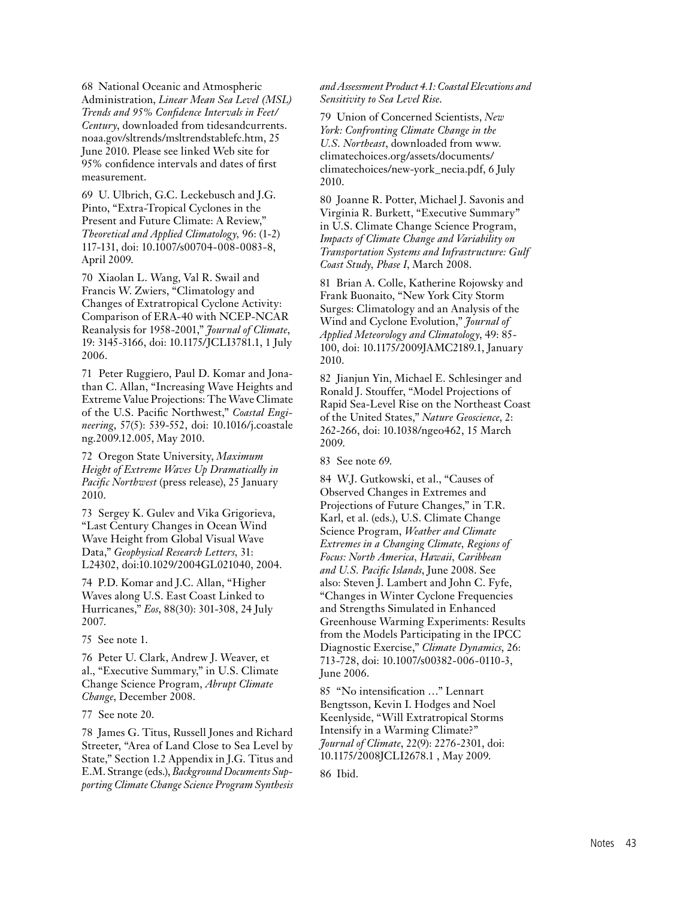68 National Oceanic and Atmospheric Administration, *Linear Mean Sea Level (MSL) Trends and 95% Confidence Intervals in Feet/Century*, downloaded from tidesandcurrents.noaa.gov/sltrends/msltrendstablefc.htm, 25 June 2010. Please see linked Web site for 95% confidence intervals and dates of first measurement.

69 U. Ulbrich, G.C. Leckebusch and J.G. Pinto, "Extra-Tropical Cyclones in the Present and Future Climate: A Review," *Theoretical and Applied Climatology*, 96: (1-2) 117-131, doi: 10.1007/s00704-008-0083-8, April 2009.

70 Xiaolan L. Wang, Val R. Swail and Francis W. Zwiers, "Climatology and Changes of Extratropical Cyclone Activity: Comparison of ERA-40 with NCEP-NCAR Reanalysis for 1958-2001," *Journal of Climate*, 19: 3145-3166, doi: 10.1175/JCLI3781.1, 1 July 2006.

71 Peter Ruggiero, Paul D. Komar and Jonathan C. Allan, "Increasing Wave Heights and Extreme Value Projections: The Wave Climate of the U.S. Pacific Northwest," *Coastal Engineering*, 57(5): 539-552, doi: 10.1016/j.coastaleng.2009.12.005, May 2010.

72 Oregon State University, *Maximum Height of Extreme Waves Up Dramatically in Pacific Northwest* (press release), 25 January 2010.

73 Sergey K. Gulev and Vika Grigorieva, "Last Century Changes in Ocean Wind Wave Height from Global Visual Wave Data," *Geophysical Research Letters*, 31: L24302, doi:10.1029/2004GL021040, 2004.

74 P.D. Komar and J.C. Allan, "Higher Waves along U.S. East Coast Linked to Hurricanes," *Eos*, 88(30): 301-308, 24 July 2007.

75 See note 1.

76 Peter U. Clark, Andrew J. Weaver, et al., "Executive Summary," in U.S. Climate Change Science Program, *Abrupt Climate Change*, December 2008.

77 See note 20.

78 James G. Titus, Russell Jones and Richard Streeter, "Area of Land Close to Sea Level by State," Section 1.2 Appendix in J.G. Titus and E.M. Strange (eds.), *Background Documents Supporting Climate Change Science Program Synthesis and Assessment Product 4.1: Coastal Elevations and Sensitivity to Sea Level Rise*.

79 Union of Concerned Scientists, *New York: Confronting Climate Change in the U.S. Northeast*, downloaded from www.climatechoices.org/assets/documents/climatechoices/new-york_necia.pdf, 6 July 2010.

80 Joanne R. Potter, Michael J. Savonis and Virginia R. Burkett, "Executive Summary" in U.S. Climate Change Science Program, *Impacts of Climate Change and Variability on Transportation Systems and Infrastructure: Gulf Coast Study, Phase I*, March 2008.

81 Brian A. Colle, Katherine Rojowsky and Frank Buonaito, "New York City Storm Surges: Climatology and an Analysis of the Wind and Cyclone Evolution," *Journal of Applied Meteorology and Climatology*, 49: 85-100, doi: 10.1175/2009JAMC2189.1, January 2010.

82 Jianjun Yin, Michael E. Schlesinger and Ronald J. Stouffer, "Model Projections of Rapid Sea-Level Rise on the Northeast Coast of the United States," *Nature Geoscience*, 2: 262-266, doi: 10.1038/ngeo462, 15 March 2009.

83 See note 69.

84 W.J. Gutkowski, et al., "Causes of Observed Changes in Extremes and Projections of Future Changes," in T.R. Karl, et al. (eds.), U.S. Climate Change Science Program, *Weather and Climate Extremes in a Changing Climate, Regions of Focus: North America, Hawaii, Caribbean and U.S. Pacific Islands*, June 2008. See also: Steven J. Lambert and John C. Fyfe, "Changes in Winter Cyclone Frequencies and Strengths Simulated in Enhanced Greenhouse Warming Experiments: Results from the Models Participating in the IPCC Diagnostic Exercise," *Climate Dynamics*, 26: 713-728, doi: 10.1007/s00382-006-0110-3, June 2006.

85 "No intensification …" Lennart Bengtsson, Kevin I. Hodges and Noel Keenlyside, "Will Extratropical Storms Intensify in a Warming Climate?" *Journal of Climate*, 22(9): 2276-2301, doi: 10.1175/2008JCLI2678.1 , May 2009.

86 Ibid.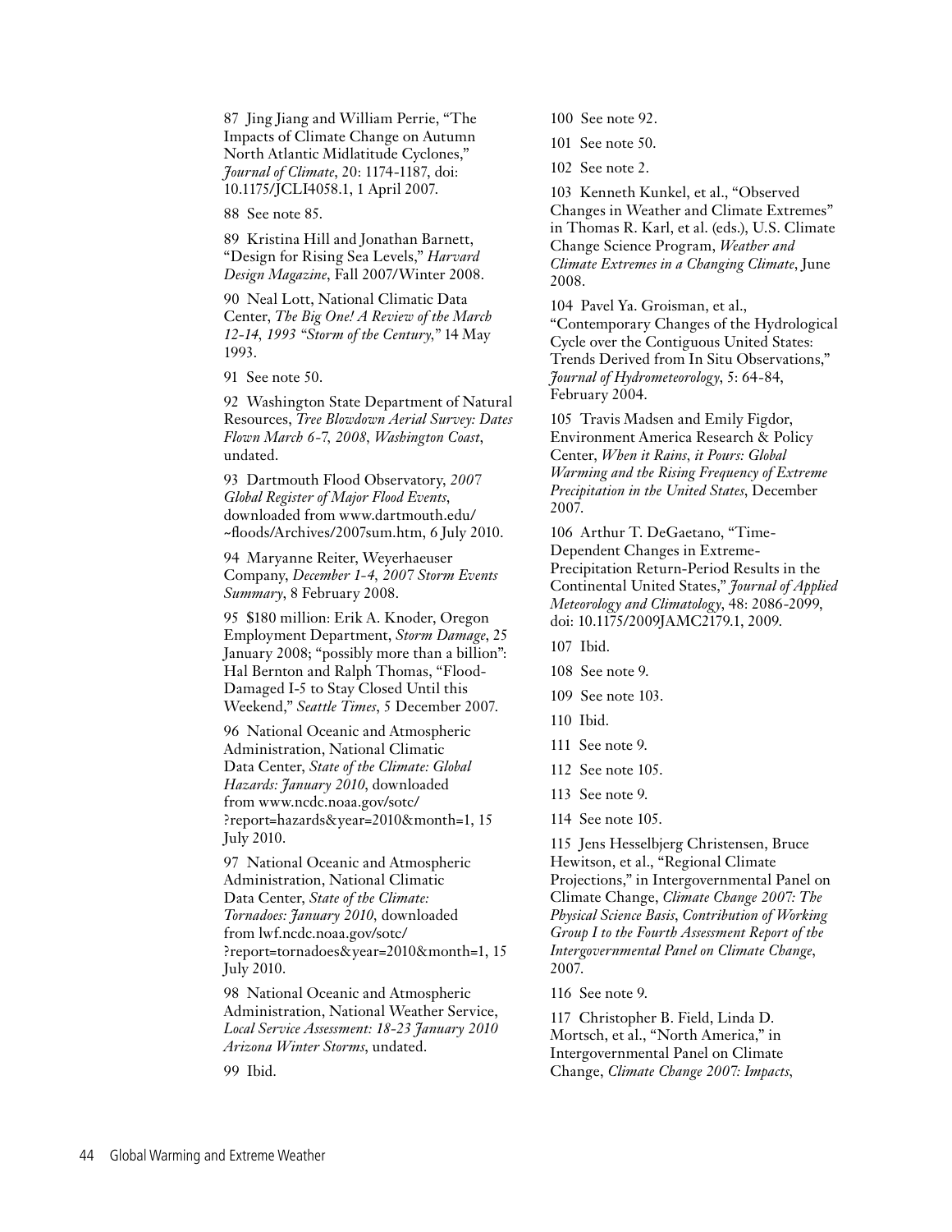87 Jing Jiang and William Perrie, "The Impacts of Climate Change on Autumn North Atlantic Midlatitude Cyclones," *Journal of Climate*, 20: 1174-1187, doi: 10.1175/JCLI4058.1, 1 April 2007.

88 See note 85.

89 Kristina Hill and Jonathan Barnett, "Design for Rising Sea Levels," *Harvard Design Magazine*, Fall 2007/Winter 2008.

90 Neal Lott, National Climatic Data Center, *The Big One! A Review of the March 12-14, 1993 "Storm of the Century,"* 14 May 1993.

91 See note 50.

92 Washington State Department of Natural Resources, *Tree Blowdown Aerial Survey: Dates Flown March 6-7, 2008, Washington Coast*, undated.

93 Dartmouth Flood Observatory, *2007 Global Register of Major Flood Events*, downloaded from www.dartmouth.edu/~floods/Archives/2007sum.htm, 6 July 2010.

94 Maryanne Reiter, Weyerhaeuser Company, *December 1-4, 2007 Storm Events Summary*, 8 February 2008.

95 $180 million: Erik A. Knoder, Oregon Employment Department, *Storm Damage*, 25 January 2008; "possibly more than a billion": Hal Bernton and Ralph Thomas, "Flood-Damaged I-5 to Stay Closed Until this Weekend," *Seattle Times*, 5 December 2007.

96 National Oceanic and Atmospheric Administration, National Climatic Data Center, *State of the Climate: Global Hazards: January 2010*, downloaded from www.ncdc.noaa.gov/sotc/?report=hazards&year=2010&month=1, 15 July 2010.

97 National Oceanic and Atmospheric Administration, National Climatic Data Center, *State of the Climate: Tornadoes: January 2010*, downloaded from lwf.ncdc.noaa.gov/sotc/?report=tornadoes&year=2010&month=1, 15 July 2010.

98 National Oceanic and Atmospheric Administration, National Weather Service, *Local Service Assessment: 18-23 January 2010 Arizona Winter Storms*, undated.

99 Ibid.

100 See note 92.

101 See note 50.

102 See note 2.

103 Kenneth Kunkel, et al., "Observed Changes in Weather and Climate Extremes" in Thomas R. Karl, et al. (eds.), U.S. Climate Change Science Program, *Weather and Climate Extremes in a Changing Climate*, June 2008.

104 Pavel Ya. Groisman, et al., "Contemporary Changes of the Hydrological Cycle over the Contiguous United States: Trends Derived from In Situ Observations," *Journal of Hydrometeorology*, 5: 64-84, February 2004.

105 Travis Madsen and Emily Figdor, Environment America Research & Policy Center, *When it Rains, it Pours: Global Warming and the Rising Frequency of Extreme Precipitation in the United States*, December 2007.

106 Arthur T. DeGaetano, "Time-Dependent Changes in Extreme-Precipitation Return-Period Results in the Continental United States," *Journal of Applied Meteorology and Climatology*, 48: 2086-2099, doi: 10.1175/2009JAMC2179.1, 2009.

107 Ibid.

108 See note 9.

109 See note 103.

110 Ibid.

111 See note 9.

112 See note 105.

113 See note 9.

114 See note 105.

115 Jens Hesselbjerg Christensen, Bruce Hewitson, et al., "Regional Climate Projections," in Intergovernmental Panel on Climate Change, *Climate Change 2007: The Physical Science Basis, Contribution of Working Group I to the Fourth Assessment Report of the Intergovernmental Panel on Climate Change*, 2007.

116 See note 9.

117 Christopher B. Field, Linda D. Mortsch, et al., "North America," in Intergovernmental Panel on Climate Change, *Climate Change 2007: Impacts,*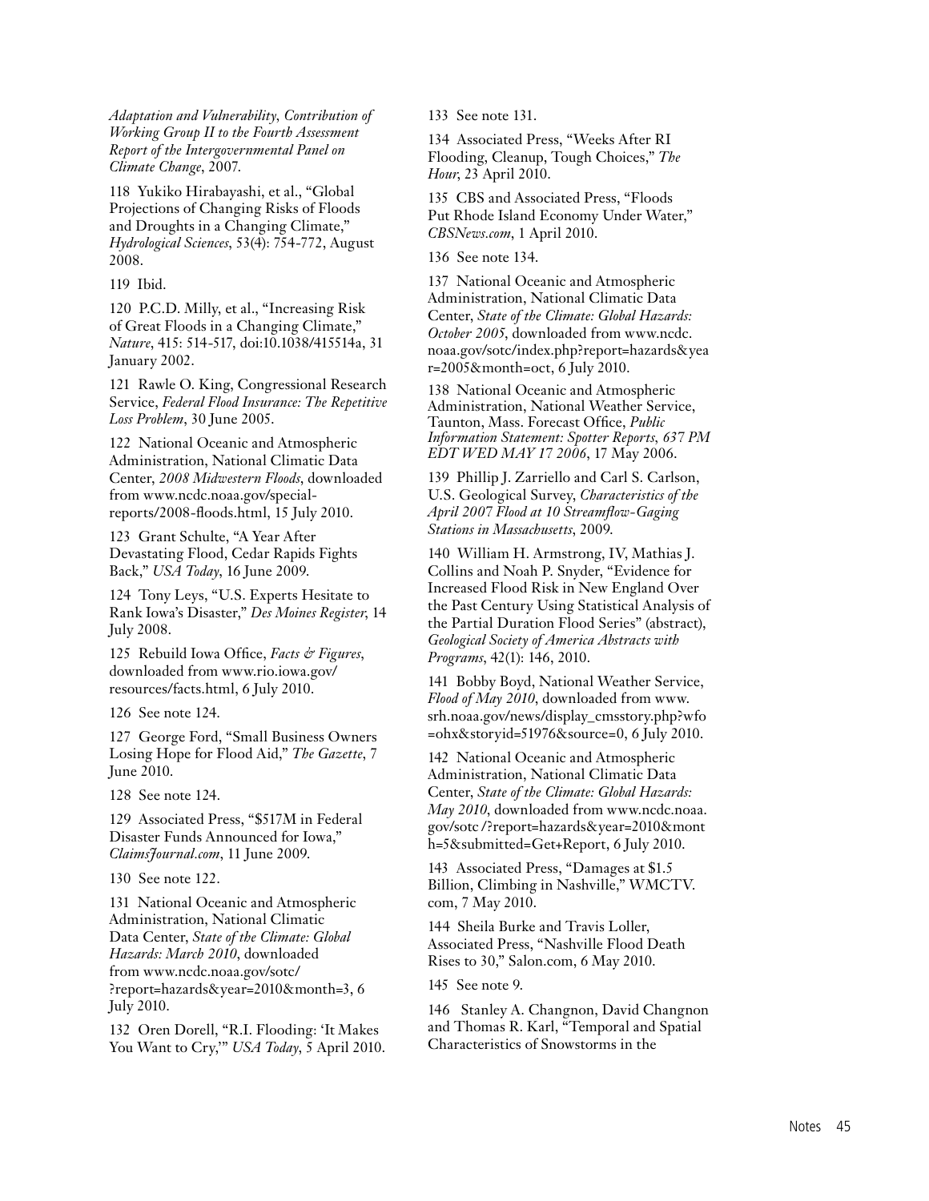*Adaptation and Vulnerability, Contribution of Working Group II to the Fourth Assessment Report of the Intergovernmental Panel on Climate Change*, 2007.

118 Yukiko Hirabayashi, et al., "Global Projections of Changing Risks of Floods and Droughts in a Changing Climate," *Hydrological Sciences*, 53(4): 754-772, August 2008.

119 Ibid.

120 P.C.D. Milly, et al., "Increasing Risk of Great Floods in a Changing Climate," *Nature*, 415: 514-517, doi:10.1038/415514a, 31 January 2002.

121 Rawle O. King, Congressional Research Service, *Federal Flood Insurance: The Repetitive Loss Problem*, 30 June 2005.

122 National Oceanic and Atmospheric Administration, National Climatic Data Center, *2008 Midwestern Floods*, downloaded from www.ncdc.noaa.gov/special-reports/2008-floods.html, 15 July 2010.

123 Grant Schulte, "A Year After Devastating Flood, Cedar Rapids Fights Back," *USA Today*, 16 June 2009.

124 Tony Leys, "U.S. Experts Hesitate to Rank Iowa's Disaster," *Des Moines Register*, 14 July 2008.

125 Rebuild Iowa Office, *Facts & Figures*, downloaded from www.rio.iowa.gov/resources/facts.html, 6 July 2010.

126 See note 124.

127 George Ford, "Small Business Owners Losing Hope for Flood Aid," *The Gazette*, 7 June 2010.

128 See note 124.

129 Associated Press, "$517M in Federal Disaster Funds Announced for Iowa," *ClaimsJournal.com*, 11 June 2009.

130 See note 122.

131 National Oceanic and Atmospheric Administration, National Climatic Data Center, *State of the Climate: Global Hazards: March 2010*, downloaded from www.ncdc.noaa.gov/sotc/?report=hazards&year=2010&month=3, 6 July 2010.

132 Oren Dorell, "R.I. Flooding: 'It Makes You Want to Cry,'" *USA Today*, 5 April 2010.

133 See note 131.

134 Associated Press, "Weeks After RI Flooding, Cleanup, Tough Choices," *The Hour*, 23 April 2010.

135 CBS and Associated Press, "Floods Put Rhode Island Economy Under Water," *CBSNews.com*, 1 April 2010.

136 See note 134.

137 National Oceanic and Atmospheric Administration, National Climatic Data Center, *State of the Climate: Global Hazards: October 2005*, downloaded from www.ncdc.noaa.gov/sotc/index.php?report=hazards&year=2005&month=oct, 6 July 2010.

138 National Oceanic and Atmospheric Administration, National Weather Service, Taunton, Mass. Forecast Office, *Public Information Statement: Spotter Reports, 637 PM EDT WED MAY 17 2006*, 17 May 2006.

139 Phillip J. Zarriello and Carl S. Carlson, U.S. Geological Survey, *Characteristics of the April 2007 Flood at 10 Streamflow-Gaging Stations in Massachusetts*, 2009.

140 William H. Armstrong, IV, Mathias J. Collins and Noah P. Snyder, "Evidence for Increased Flood Risk in New England Over the Past Century Using Statistical Analysis of the Partial Duration Flood Series" (abstract), *Geological Society of America Abstracts with Programs*, 42(1): 146, 2010.

141 Bobby Boyd, National Weather Service, *Flood of May 2010*, downloaded from www.srh.noaa.gov/news/display_cmsstory.php?wfo=ohx&storyid=51976&source=0, 6 July 2010.

142 National Oceanic and Atmospheric Administration, National Climatic Data Center, *State of the Climate: Global Hazards: May 2010*, downloaded from www.ncdc.noaa.gov/sotc /?report=hazards&year=2010&month=5&submitted=Get+Report, 6 July 2010.

143 Associated Press, "Damages at $1.5 Billion, Climbing in Nashville," WMCTV.com, 7 May 2010.

144 Sheila Burke and Travis Loller, Associated Press, "Nashville Flood Death Rises to 30," Salon.com, 6 May 2010.

145 See note 9.

146 Stanley A. Changnon, David Changnon and Thomas R. Karl, "Temporal and Spatial Characteristics of Snowstorms in the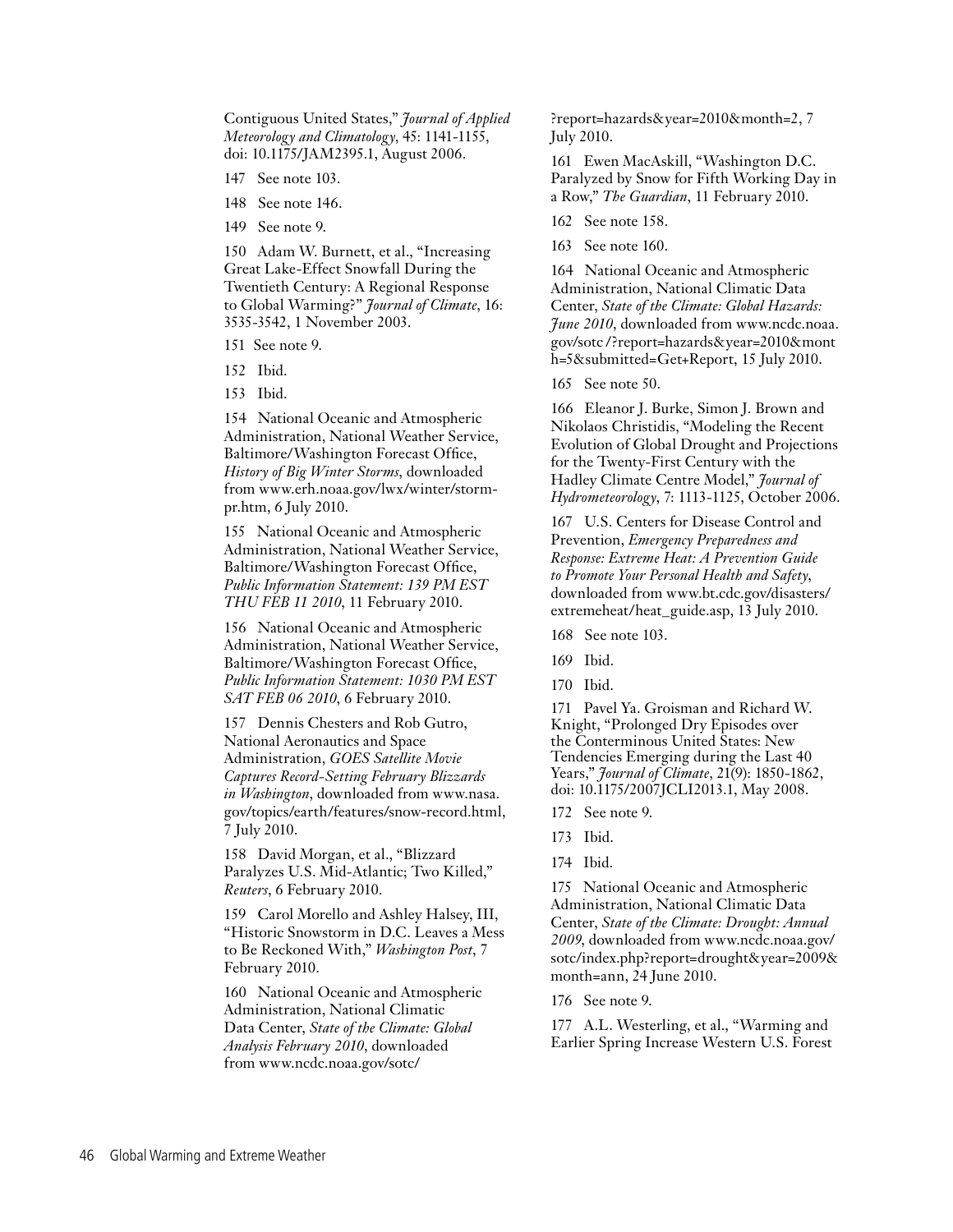Contiguous United States," *Journal of Applied Meteorology and Climatology*, 45: 1141-1155, doi: 10.1175/JAM2395.1, August 2006.

147 See note 103.

148 See note 146.

149 See note 9.

150 Adam W. Burnett, et al., "Increasing Great Lake-Effect Snowfall During the Twentieth Century: A Regional Response to Global Warming?" *Journal of Climate*, 16: 3535-3542, 1 November 2003.

151 See note 9.

152 Ibid.

153 Ibid.

154 National Oceanic and Atmospheric Administration, National Weather Service, Baltimore/Washington Forecast Office, *History of Big Winter Storms*, downloaded from www.erh.noaa.gov/lwx/winter/storm-pr.htm, 6 July 2010.

155 National Oceanic and Atmospheric Administration, National Weather Service, Baltimore/Washington Forecast Office, *Public Information Statement: 139 PM EST THU FEB 11 2010*, 11 February 2010.

156 National Oceanic and Atmospheric Administration, National Weather Service, Baltimore/Washington Forecast Office, *Public Information Statement: 1030 PM EST SAT FEB 06 2010*, 6 February 2010.

157 Dennis Chesters and Rob Gutro, National Aeronautics and Space Administration, *GOES Satellite Movie Captures Record-Setting February Blizzards in Washington*, downloaded from www.nasa.gov/topics/earth/features/snow-record.html, 7 July 2010.

158 David Morgan, et al., "Blizzard Paralyzes U.S. Mid-Atlantic; Two Killed," *Reuters*, 6 February 2010.

159 Carol Morello and Ashley Halsey, III, "Historic Snowstorm in D.C. Leaves a Mess to Be Reckoned With," *Washington Post*, 7 February 2010.

160 National Oceanic and Atmospheric Administration, National Climatic Data Center, *State of the Climate: Global Analysis February 2010*, downloaded from www.ncdc.noaa.gov/sotc/?report=hazards&year=2010&month=2, 7 July 2010.

161 Ewen MacAskill, "Washington D.C. Paralyzed by Snow for Fifth Working Day in a Row," *The Guardian*, 11 February 2010.

162 See note 158.

163 See note 160.

164 National Oceanic and Atmospheric Administration, National Climatic Data Center, *State of the Climate: Global Hazards: June 2010*, downloaded from www.ncdc.noaa.gov/sotc/?report=hazards&year=2010&month=5&submitted=Get+Report, 15 July 2010.

165 See note 50.

166 Eleanor J. Burke, Simon J. Brown and Nikolaos Christidis, "Modeling the Recent Evolution of Global Drought and Projections for the Twenty-First Century with the Hadley Climate Centre Model," *Journal of Hydrometeorology*, 7: 1113-1125, October 2006.

167 U.S. Centers for Disease Control and Prevention, *Emergency Preparedness and Response: Extreme Heat: A Prevention Guide to Promote Your Personal Health and Safety*, downloaded from www.bt.cdc.gov/disasters/extremeheat/heat_guide.asp, 13 July 2010.

168 See note 103.

169 Ibid.

170 Ibid.

171 Pavel Ya. Groisman and Richard W. Knight, "Prolonged Dry Episodes over the Conterminous United States: New Tendencies Emerging during the Last 40 Years," *Journal of Climate*, 21(9): 1850-1862, doi: 10.1175/2007JCLI2013.1, May 2008.

172 See note 9.

173 Ibid.

174 Ibid.

175 National Oceanic and Atmospheric Administration, National Climatic Data Center, *State of the Climate: Drought: Annual 2009*, downloaded from www.ncdc.noaa.gov/sotc/index.php?report=drought&year=2009&month=ann, 24 June 2010.

176 See note 9.

177 A.L. Westerling, et al., "Warming and Earlier Spring Increase Western U.S. Forest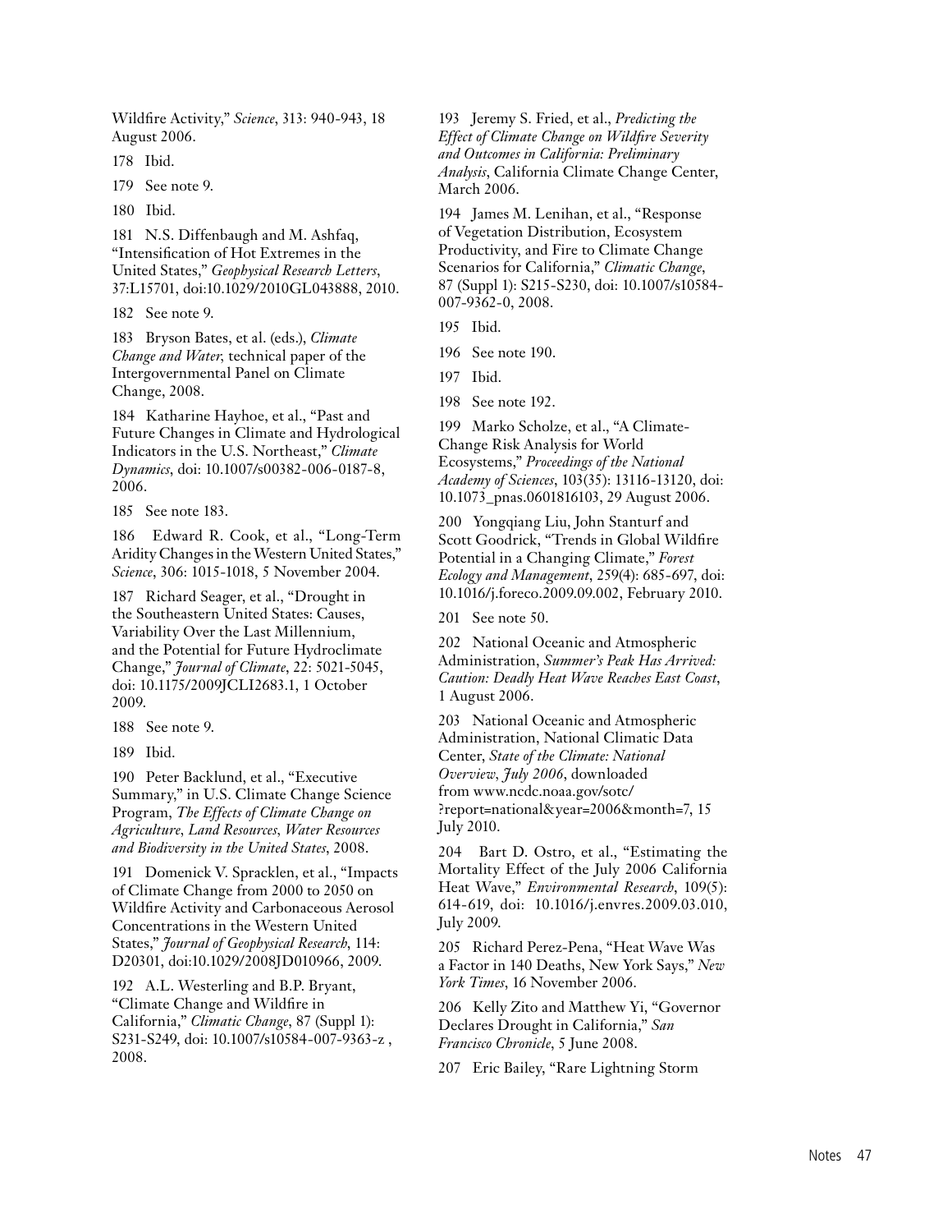Wildfire Activity," *Science*, 313: 940-943, 18 August 2006.

178 Ibid.

179 See note 9.

180 Ibid.

181 N.S. Diffenbaugh and M. Ashfaq, "Intensification of Hot Extremes in the United States," *Geophysical Research Letters*, 37:L15701, doi:10.1029/2010GL043888, 2010.

182 See note 9.

183 Bryson Bates, et al. (eds.), *Climate Change and Water*, technical paper of the Intergovernmental Panel on Climate Change, 2008.

184 Katharine Hayhoe, et al., "Past and Future Changes in Climate and Hydrological Indicators in the U.S. Northeast," *Climate Dynamics*, doi: 10.1007/s00382-006-0187-8, 2006.

185 See note 183.

186 Edward R. Cook, et al., "Long-Term Aridity Changes in the Western United States," *Science*, 306: 1015-1018, 5 November 2004.

187 Richard Seager, et al., "Drought in the Southeastern United States: Causes, Variability Over the Last Millennium, and the Potential for Future Hydroclimate Change," *Journal of Climate*, 22: 5021-5045, doi: 10.1175/2009JCLI2683.1, 1 October 2009.

188 See note 9.

189 Ibid.

190 Peter Backlund, et al., "Executive Summary," in U.S. Climate Change Science Program, *The Effects of Climate Change on Agriculture, Land Resources, Water Resources and Biodiversity in the United States*, 2008.

191 Domenick V. Spracklen, et al., "Impacts of Climate Change from 2000 to 2050 on Wildfire Activity and Carbonaceous Aerosol Concentrations in the Western United States," *Journal of Geophysical Research*, 114: D20301, doi:10.1029/2008JD010966, 2009.

192 A.L. Westerling and B.P. Bryant, "Climate Change and Wildfire in California," *Climatic Change*, 87 (Suppl 1): S231-S249, doi: 10.1007/s10584-007-9363-z , 2008.

193 Jeremy S. Fried, et al., *Predicting the Effect of Climate Change on Wildfire Severity and Outcomes in California: Preliminary Analysis*, California Climate Change Center, March 2006.

194 James M. Lenihan, et al., "Response of Vegetation Distribution, Ecosystem Productivity, and Fire to Climate Change Scenarios for California," *Climatic Change*, 87 (Suppl 1): S215-S230, doi: 10.1007/s10584-007-9362-0, 2008.

195 Ibid.

196 See note 190.

197 Ibid.

198 See note 192.

199 Marko Scholze, et al., "A Climate-Change Risk Analysis for World Ecosystems," *Proceedings of the National Academy of Sciences*, 103(35): 13116-13120, doi: 10.1073_pnas.0601816103, 29 August 2006.

200 Yongqiang Liu, John Stanturf and Scott Goodrick, "Trends in Global Wildfire Potential in a Changing Climate," *Forest Ecology and Management*, 259(4): 685-697, doi: 10.1016/j.foreco.2009.09.002, February 2010.

201 See note 50.

202 National Oceanic and Atmospheric Administration, *Summer's Peak Has Arrived: Caution: Deadly Heat Wave Reaches East Coast*, 1 August 2006.

203 National Oceanic and Atmospheric Administration, National Climatic Data Center, *State of the Climate: National Overview, July 2006*, downloaded from www.ncdc.noaa.gov/sotc/?report=national&year=2006&month=7, 15 July 2010.

204 Bart D. Ostro, et al., "Estimating the Mortality Effect of the July 2006 California Heat Wave," *Environmental Research*, 109(5): 614-619, doi: 10.1016/j.envres.2009.03.010, July 2009.

205 Richard Perez-Pena, "Heat Wave Was a Factor in 140 Deaths, New York Says," *New York Times*, 16 November 2006.

206 Kelly Zito and Matthew Yi, "Governor Declares Drought in California," *San Francisco Chronicle*, 5 June 2008.

207 Eric Bailey, "Rare Lightning Storm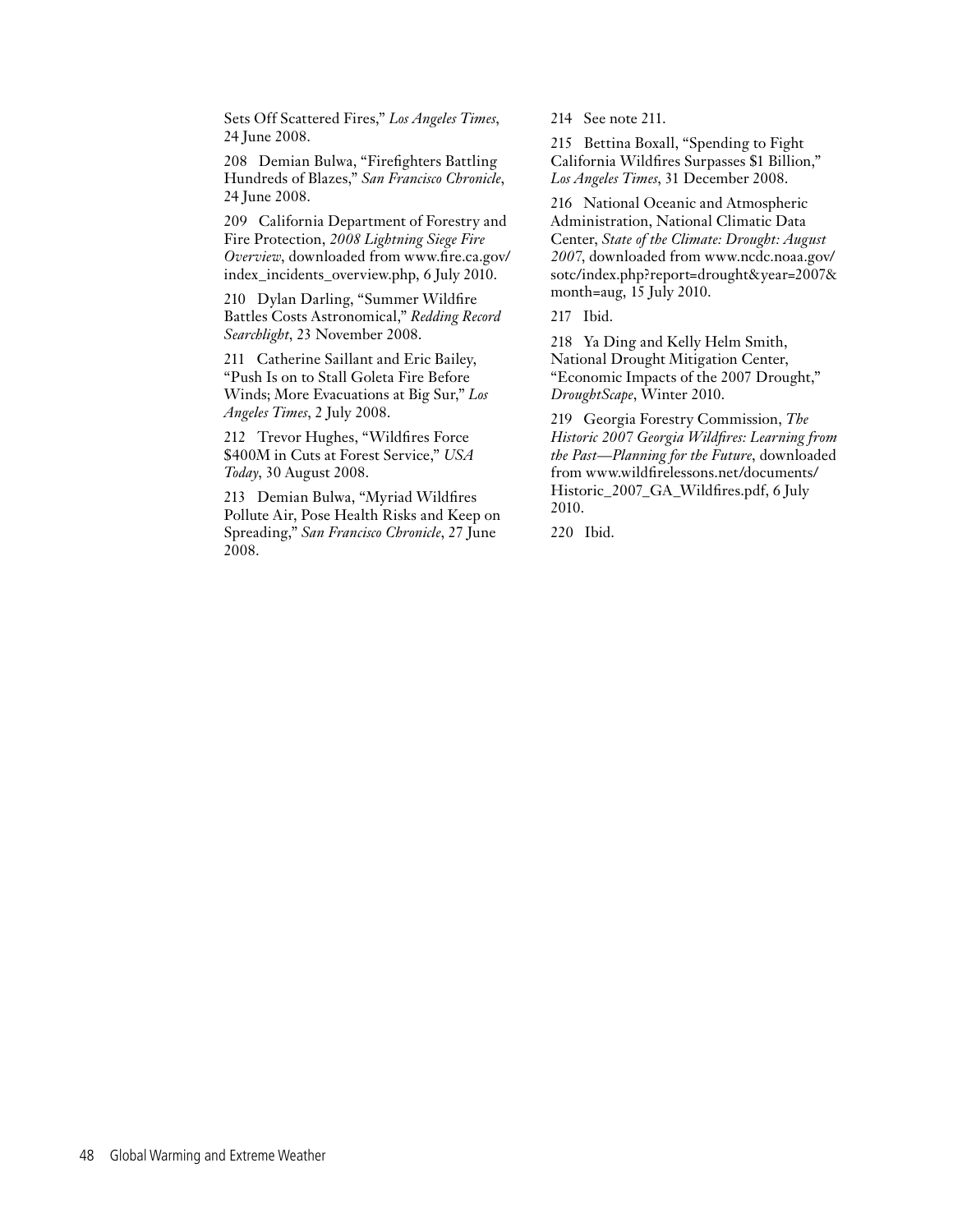Sets Off Scattered Fires," *Los Angeles Times*, 24 June 2008.

208 Demian Bulwa, "Firefighters Battling Hundreds of Blazes," *San Francisco Chronicle*, 24 June 2008.

209 California Department of Forestry and Fire Protection, *2008 Lightning Siege Fire Overview*, downloaded from www.fire.ca.gov/index_incidents_overview.php, 6 July 2010.

210 Dylan Darling, "Summer Wildfire Battles Costs Astronomical," *Redding Record Searchlight*, 23 November 2008.

211 Catherine Saillant and Eric Bailey, "Push Is on to Stall Goleta Fire Before Winds; More Evacuations at Big Sur," *Los Angeles Times*, 2 July 2008.

212 Trevor Hughes, "Wildfires Force $400M in Cuts at Forest Service," *USA Today*, 30 August 2008.

213 Demian Bulwa, "Myriad Wildfires Pollute Air, Pose Health Risks and Keep on Spreading," *San Francisco Chronicle*, 27 June 2008.

214 See note 211.

215 Bettina Boxall, "Spending to Fight California Wildfires Surpasses $1 Billion," *Los Angeles Times*, 31 December 2008.

216 National Oceanic and Atmospheric Administration, National Climatic Data Center, *State of the Climate: Drought: August 2007*, downloaded from www.ncdc.noaa.gov/sotc/index.php?report=drought&year=2007&month=aug, 15 July 2010.

217 Ibid.

218 Ya Ding and Kelly Helm Smith, National Drought Mitigation Center, "Economic Impacts of the 2007 Drought," *DroughtScape*, Winter 2010.

219 Georgia Forestry Commission, *The Historic 2007 Georgia Wildfires: Learning from the Past—Planning for the Future*, downloaded from www.wildfirelessons.net/documents/Historic_2007_GA_Wildfires.pdf, 6 July 2010.

220 Ibid.